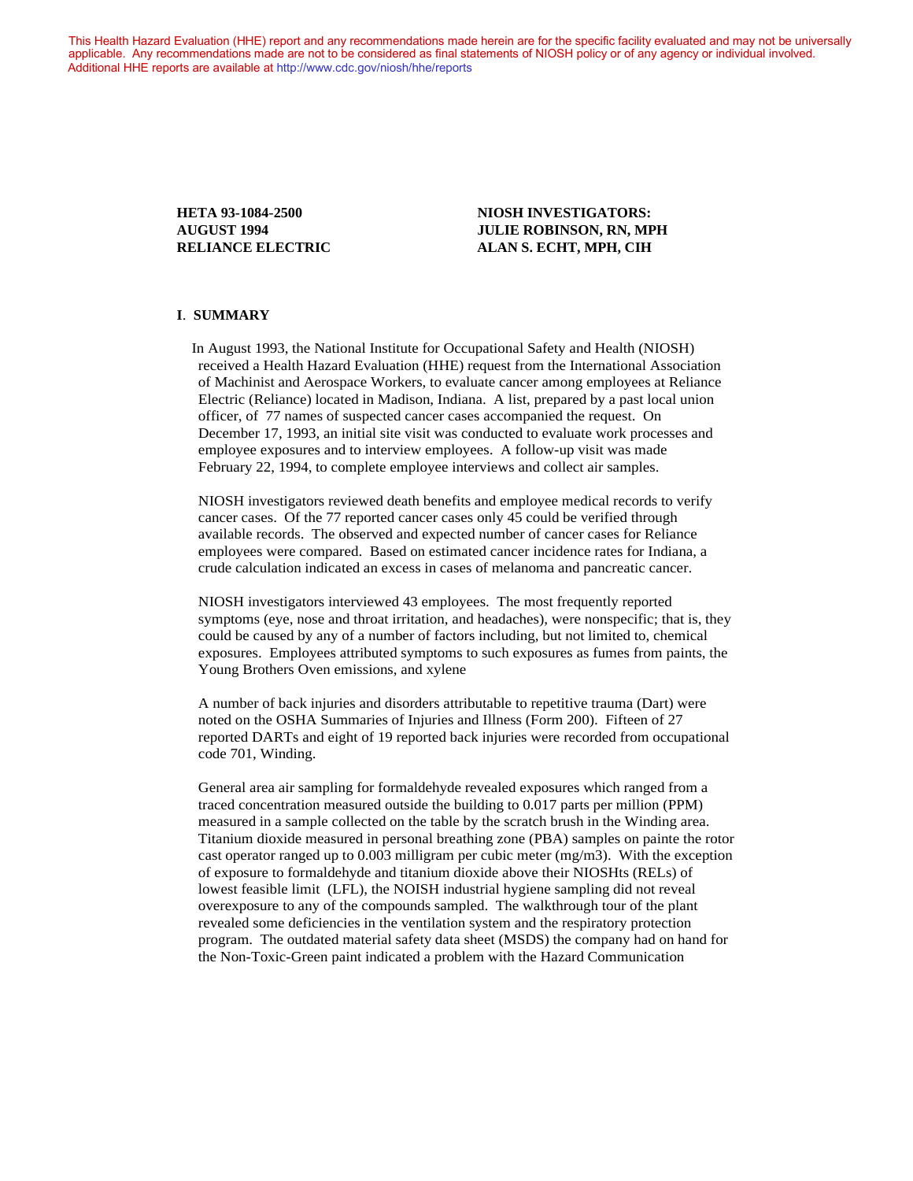This Health Hazard Evaluation (HHE) report and any recommendations made herein are for the specific facility evaluated and may not be universally applicable. Any recommendations made are not to be considered as final statements of NIOSH policy or of any agency or individual involved. Additional HHE reports are available at http://www.cdc.gov/niosh/hhe/reports

**HETA 93-1084-2500**
**AUGUST 1994**
**RELIANCE ELECTRIC**

**NIOSH INVESTIGATORS:**
**JULIE ROBINSON, RN, MPH**
**ALAN S. ECHT, MPH, CIH**

## I. SUMMARY

In August 1993, the National Institute for Occupational Safety and Health (NIOSH) received a Health Hazard Evaluation (HHE) request from the International Association of Machinist and Aerospace Workers, to evaluate cancer among employees at Reliance Electric (Reliance) located in Madison, Indiana. A list, prepared by a past local union officer, of 77 names of suspected cancer cases accompanied the request. On December 17, 1993, an initial site visit was conducted to evaluate work processes and employee exposures and to interview employees. A follow-up visit was made February 22, 1994, to complete employee interviews and collect air samples.

NIOSH investigators reviewed death benefits and employee medical records to verify cancer cases. Of the 77 reported cancer cases only 45 could be verified through available records. The observed and expected number of cancer cases for Reliance employees were compared. Based on estimated cancer incidence rates for Indiana, a crude calculation indicated an excess in cases of melanoma and pancreatic cancer.

NIOSH investigators interviewed 43 employees. The most frequently reported symptoms (eye, nose and throat irritation, and headaches), were nonspecific; that is, they could be caused by any of a number of factors including, but not limited to, chemical exposures. Employees attributed symptoms to such exposures as fumes from paints, the Young Brothers Oven emissions, and xylene

A number of back injuries and disorders attributable to repetitive trauma (Dart) were noted on the OSHA Summaries of Injuries and Illness (Form 200). Fifteen of 27 reported DARTs and eight of 19 reported back injuries were recorded from occupational code 701, Winding.

General area air sampling for formaldehyde revealed exposures which ranged from a traced concentration measured outside the building to 0.017 parts per million (PPM) measured in a sample collected on the table by the scratch brush in the Winding area. Titanium dioxide measured in personal breathing zone (PBA) samples on painte the rotor cast operator ranged up to 0.003 milligram per cubic meter (mg/m3). With the exception of exposure to formaldehyde and titanium dioxide above their NIOSHts (RELs) of lowest feasible limit (LFL), the NOISH industrial hygiene sampling did not reveal overexposure to any of the compounds sampled. The walkthrough tour of the plant revealed some deficiencies in the ventilation system and the respiratory protection program. The outdated material safety data sheet (MSDS) the company had on hand for the Non-Toxic-Green paint indicated a problem with the Hazard Communication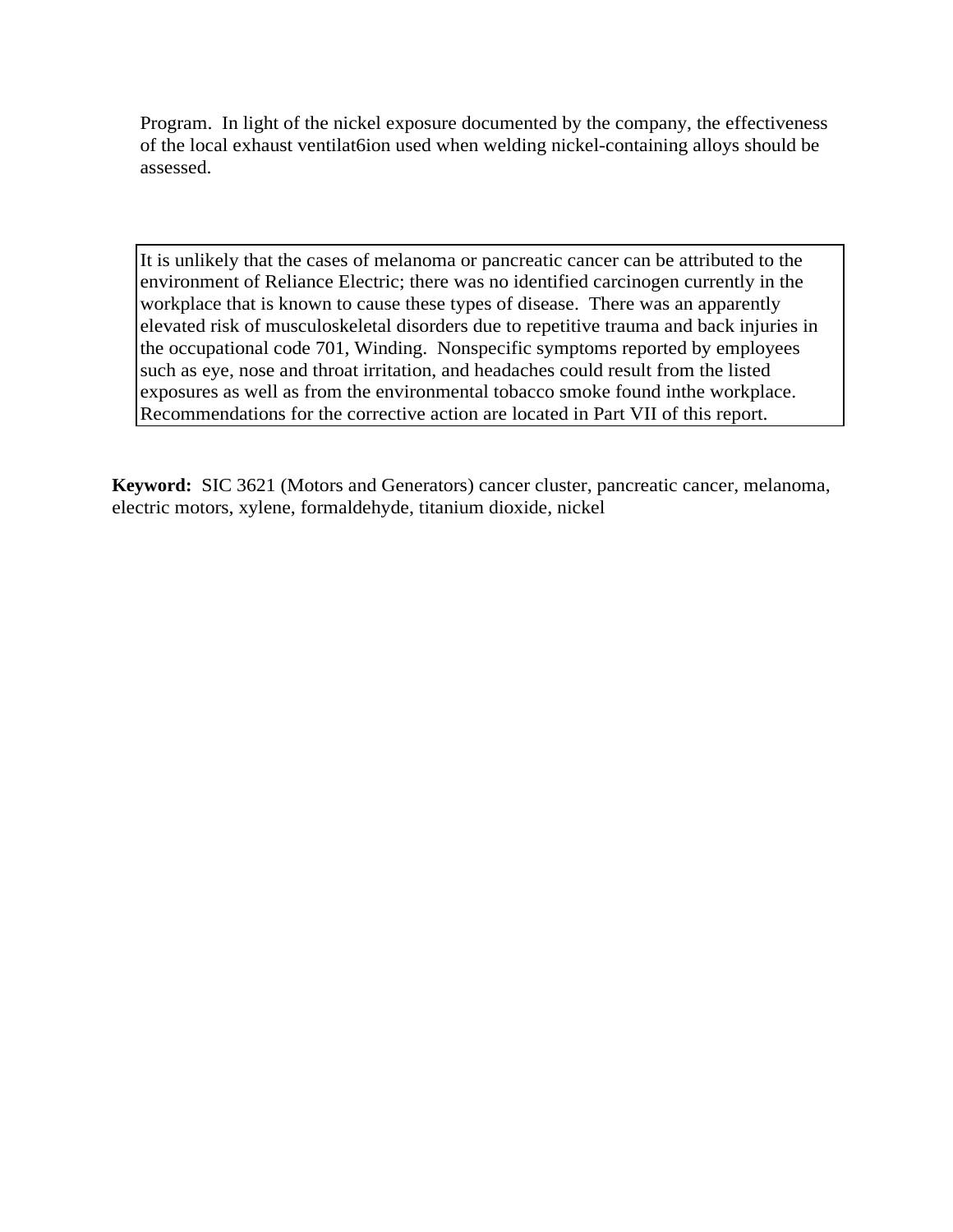Program. In light of the nickel exposure documented by the company, the effectiveness of the local exhaust ventilat6ion used when welding nickel-containing alloys should be assessed.

It is unlikely that the cases of melanoma or pancreatic cancer can be attributed to the environment of Reliance Electric; there was no identified carcinogen currently in the workplace that is known to cause these types of disease. There was an apparently elevated risk of musculoskeletal disorders due to repetitive trauma and back injuries in the occupational code 701, Winding. Nonspecific symptoms reported by employees such as eye, nose and throat irritation, and headaches could result from the listed exposures as well as from the environmental tobacco smoke found inthe workplace. Recommendations for the corrective action are located in Part VII of this report.

**Keyword:** SIC 3621 (Motors and Generators) cancer cluster, pancreatic cancer, melanoma, electric motors, xylene, formaldehyde, titanium dioxide, nickel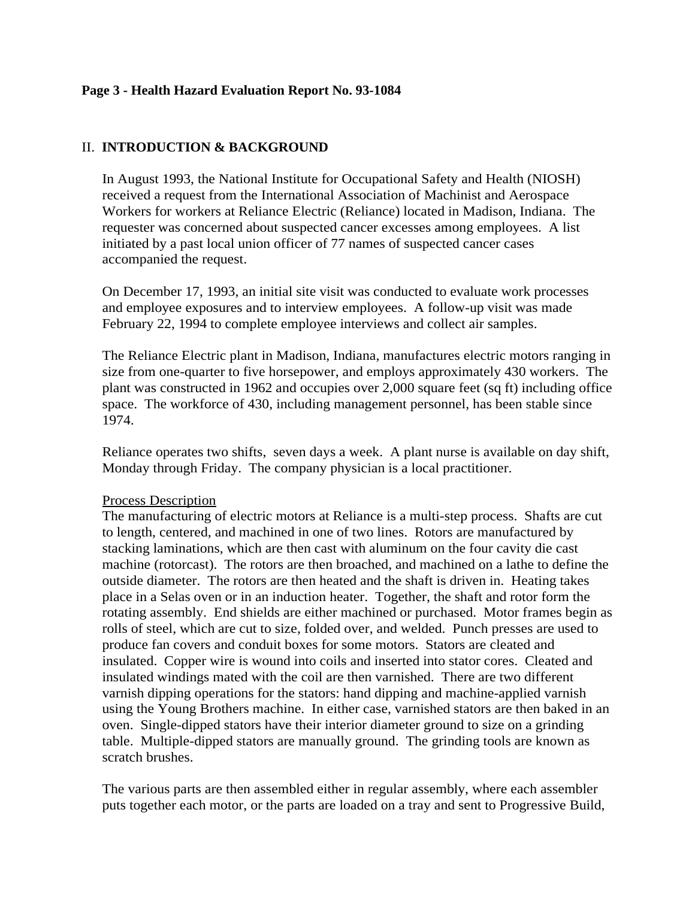## II. INTRODUCTION & BACKGROUND

In August 1993, the National Institute for Occupational Safety and Health (NIOSH) received a request from the International Association of Machinist and Aerospace Workers for workers at Reliance Electric (Reliance) located in Madison, Indiana. The requester was concerned about suspected cancer excesses among employees. A list initiated by a past local union officer of 77 names of suspected cancer cases accompanied the request.

On December 17, 1993, an initial site visit was conducted to evaluate work processes and employee exposures and to interview employees. A follow-up visit was made February 22, 1994 to complete employee interviews and collect air samples.

The Reliance Electric plant in Madison, Indiana, manufactures electric motors ranging in size from one-quarter to five horsepower, and employs approximately 430 workers. The plant was constructed in 1962 and occupies over 2,000 square feet (sq ft) including office space. The workforce of 430, including management personnel, has been stable since 1974.

Reliance operates two shifts, seven days a week. A plant nurse is available on day shift, Monday through Friday. The company physician is a local practitioner.

<u>Process Description</u>

The manufacturing of electric motors at Reliance is a multi-step process. Shafts are cut to length, centered, and machined in one of two lines. Rotors are manufactured by stacking laminations, which are then cast with aluminum on the four cavity die cast machine (rotorcast). The rotors are then broached, and machined on a lathe to define the outside diameter. The rotors are then heated and the shaft is driven in. Heating takes place in a Selas oven or in an induction heater. Together, the shaft and rotor form the rotating assembly. End shields are either machined or purchased. Motor frames begin as rolls of steel, which are cut to size, folded over, and welded. Punch presses are used to produce fan covers and conduit boxes for some motors. Stators are cleated and insulated. Copper wire is wound into coils and inserted into stator cores. Cleated and insulated windings mated with the coil are then varnished. There are two different varnish dipping operations for the stators: hand dipping and machine-applied varnish using the Young Brothers machine. In either case, varnished stators are then baked in an oven. Single-dipped stators have their interior diameter ground to size on a grinding table. Multiple-dipped stators are manually ground. The grinding tools are known as scratch brushes.

The various parts are then assembled either in regular assembly, where each assembler puts together each motor, or the parts are loaded on a tray and sent to Progressive Build,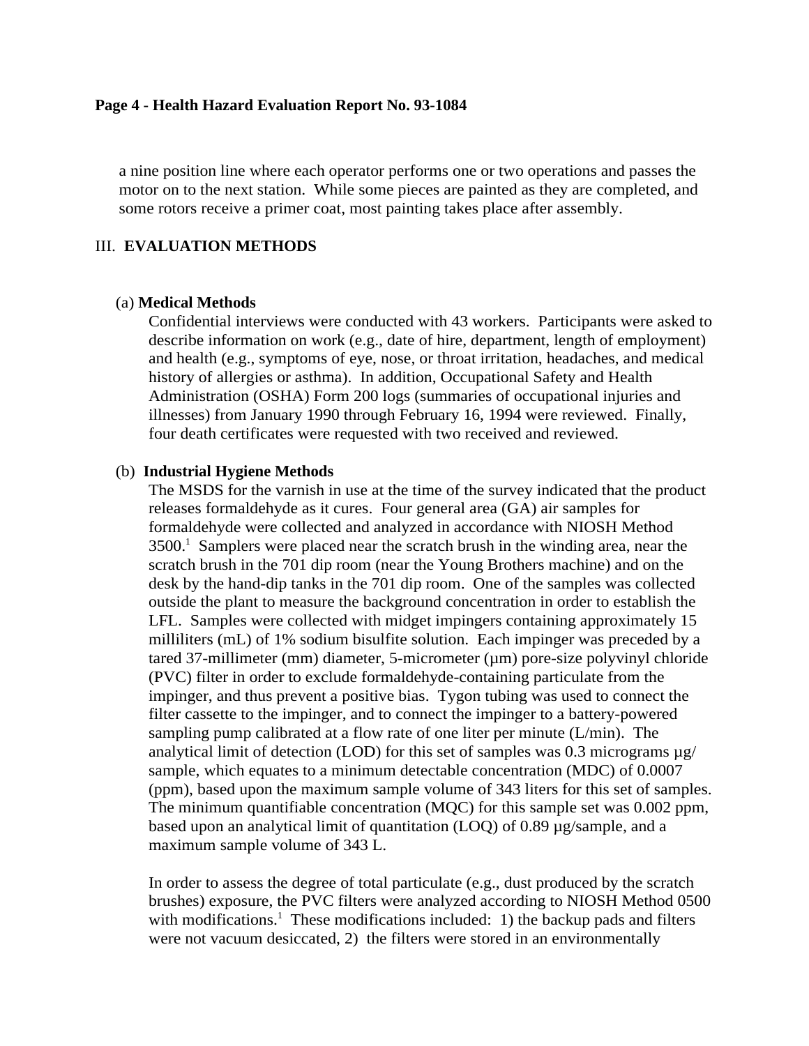a nine position line where each operator performs one or two operations and passes the motor on to the next station. While some pieces are painted as they are completed, and some rotors receive a primer coat, most painting takes place after assembly.

## III. EVALUATION METHODS

### (a) Medical Methods

Confidential interviews were conducted with 43 workers. Participants were asked to describe information on work (e.g., date of hire, department, length of employment) and health (e.g., symptoms of eye, nose, or throat irritation, headaches, and medical history of allergies or asthma). In addition, Occupational Safety and Health Administration (OSHA) Form 200 logs (summaries of occupational injuries and illnesses) from January 1990 through February 16, 1994 were reviewed. Finally, four death certificates were requested with two received and reviewed.

### (b) Industrial Hygiene Methods

The MSDS for the varnish in use at the time of the survey indicated that the product releases formaldehyde as it cures. Four general area (GA) air samples for formaldehyde were collected and analyzed in accordance with NIOSH Method 3500.[1] Samplers were placed near the scratch brush in the winding area, near the scratch brush in the 701 dip room (near the Young Brothers machine) and on the desk by the hand-dip tanks in the 701 dip room. One of the samples was collected outside the plant to measure the background concentration in order to establish the LFL. Samples were collected with midget impingers containing approximately 15 milliliters (mL) of 1% sodium bisulfite solution. Each impinger was preceded by a tared 37-millimeter (mm) diameter, 5-micrometer (µm) pore-size polyvinyl chloride (PVC) filter in order to exclude formaldehyde-containing particulate from the impinger, and thus prevent a positive bias. Tygon tubing was used to connect the filter cassette to the impinger, and to connect the impinger to a battery-powered sampling pump calibrated at a flow rate of one liter per minute (L/min). The analytical limit of detection (LOD) for this set of samples was 0.3 micrograms µg/sample, which equates to a minimum detectable concentration (MDC) of 0.0007 (ppm), based upon the maximum sample volume of 343 liters for this set of samples. The minimum quantifiable concentration (MQC) for this sample set was 0.002 ppm, based upon an analytical limit of quantitation (LOQ) of 0.89 µg/sample, and a maximum sample volume of 343 L.

In order to assess the degree of total particulate (e.g., dust produced by the scratch brushes) exposure, the PVC filters were analyzed according to NIOSH Method 0500 with modifications.[1] These modifications included: 1) the backup pads and filters were not vacuum desiccated, 2) the filters were stored in an environmentally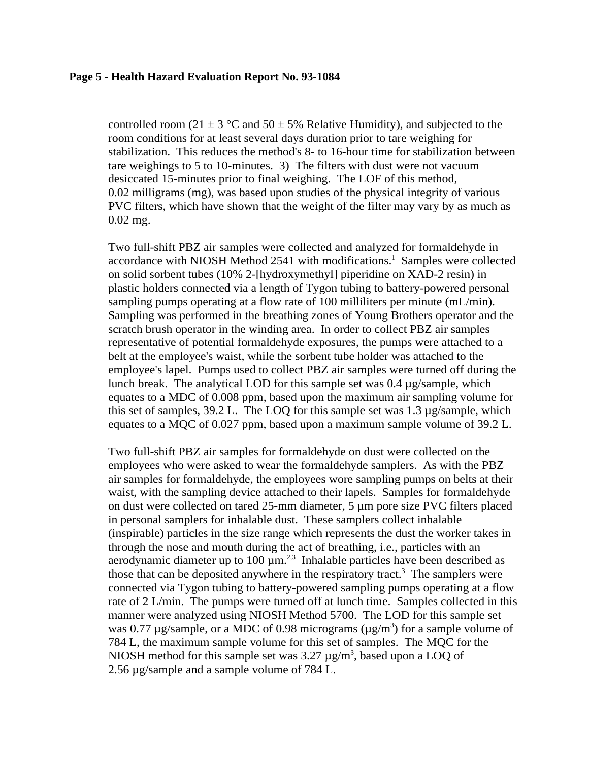controlled room (21 ± 3 °C and 50 ± 5% Relative Humidity), and subjected to the room conditions for at least several days duration prior to tare weighing for stabilization. This reduces the method's 8- to 16-hour time for stabilization between tare weighings to 5 to 10-minutes. 3) The filters with dust were not vacuum desiccated 15-minutes prior to final weighing. The LOF of this method, 0.02 milligrams (mg), was based upon studies of the physical integrity of various PVC filters, which have shown that the weight of the filter may vary by as much as 0.02 mg.

Two full-shift PBZ air samples were collected and analyzed for formaldehyde in accordance with NIOSH Method 2541 with modifications.[1] Samples were collected on solid sorbent tubes (10% 2-[hydroxymethyl] piperidine on XAD-2 resin) in plastic holders connected via a length of Tygon tubing to battery-powered personal sampling pumps operating at a flow rate of 100 milliliters per minute (mL/min). Sampling was performed in the breathing zones of Young Brothers operator and the scratch brush operator in the winding area. In order to collect PBZ air samples representative of potential formaldehyde exposures, the pumps were attached to a belt at the employee's waist, while the sorbent tube holder was attached to the employee's lapel. Pumps used to collect PBZ air samples were turned off during the lunch break. The analytical LOD for this sample set was 0.4 µg/sample, which equates to a MDC of 0.008 ppm, based upon the maximum air sampling volume for this set of samples, 39.2 L. The LOQ for this sample set was 1.3 µg/sample, which equates to a MQC of 0.027 ppm, based upon a maximum sample volume of 39.2 L.

Two full-shift PBZ air samples for formaldehyde on dust were collected on the employees who were asked to wear the formaldehyde samplers. As with the PBZ air samples for formaldehyde, the employees wore sampling pumps on belts at their waist, with the sampling device attached to their lapels. Samples for formaldehyde on dust were collected on tared 25-mm diameter, 5 µm pore size PVC filters placed in personal samplers for inhalable dust. These samplers collect inhalable (inspirable) particles in the size range which represents the dust the worker takes in through the nose and mouth during the act of breathing, i.e., particles with an aerodynamic diameter up to 100 µm.[2,3] Inhalable particles have been described as those that can be deposited anywhere in the respiratory tract.[3] The samplers were connected via Tygon tubing to battery-powered sampling pumps operating at a flow rate of 2 L/min. The pumps were turned off at lunch time. Samples collected in this manner were analyzed using NIOSH Method 5700. The LOD for this sample set was 0.77 µg/sample, or a MDC of 0.98 micrograms (µg/m$^3$) for a sample volume of 784 L, the maximum sample volume for this set of samples. The MQC for the NIOSH method for this sample set was 3.27 µg/m$^3$, based upon a LOQ of 2.56 µg/sample and a sample volume of 784 L.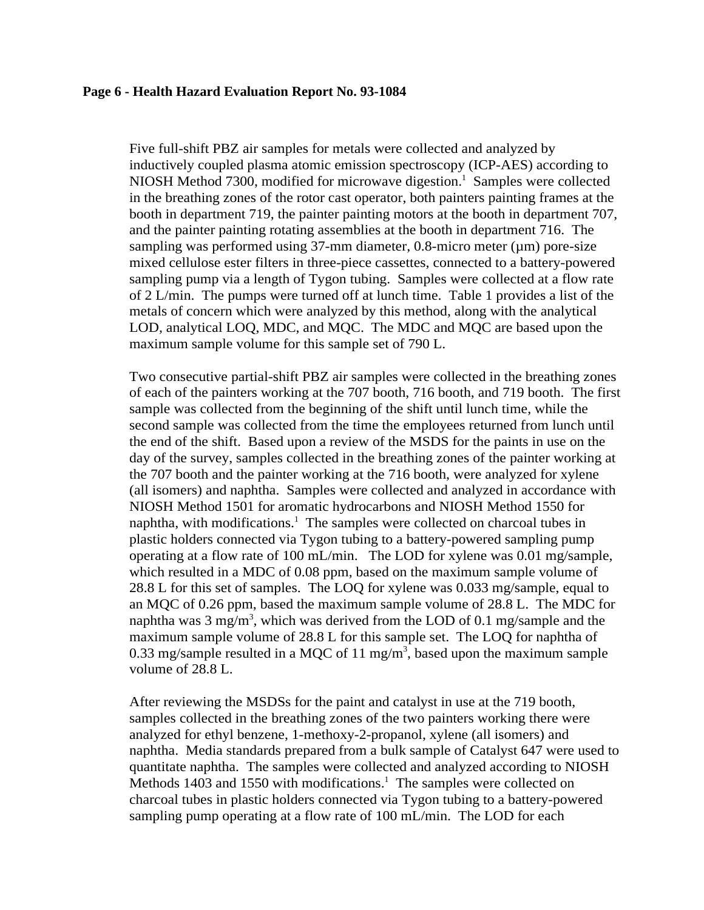Five full-shift PBZ air samples for metals were collected and analyzed by inductively coupled plasma atomic emission spectroscopy (ICP-AES) according to NIOSH Method 7300, modified for microwave digestion.[1] Samples were collected in the breathing zones of the rotor cast operator, both painters painting frames at the booth in department 719, the painter painting motors at the booth in department 707, and the painter painting rotating assemblies at the booth in department 716. The sampling was performed using 37-mm diameter, 0.8-micro meter (µm) pore-size mixed cellulose ester filters in three-piece cassettes, connected to a battery-powered sampling pump via a length of Tygon tubing. Samples were collected at a flow rate of 2 L/min. The pumps were turned off at lunch time. Table 1 provides a list of the metals of concern which were analyzed by this method, along with the analytical LOD, analytical LOQ, MDC, and MQC. The MDC and MQC are based upon the maximum sample volume for this sample set of 790 L.

Two consecutive partial-shift PBZ air samples were collected in the breathing zones of each of the painters working at the 707 booth, 716 booth, and 719 booth. The first sample was collected from the beginning of the shift until lunch time, while the second sample was collected from the time the employees returned from lunch until the end of the shift. Based upon a review of the MSDS for the paints in use on the day of the survey, samples collected in the breathing zones of the painter working at the 707 booth and the painter working at the 716 booth, were analyzed for xylene (all isomers) and naphtha. Samples were collected and analyzed in accordance with NIOSH Method 1501 for aromatic hydrocarbons and NIOSH Method 1550 for naphtha, with modifications.[1] The samples were collected on charcoal tubes in plastic holders connected via Tygon tubing to a battery-powered sampling pump operating at a flow rate of 100 mL/min. The LOD for xylene was 0.01 mg/sample, which resulted in a MDC of 0.08 ppm, based on the maximum sample volume of 28.8 L for this set of samples. The LOQ for xylene was 0.033 mg/sample, equal to an MQC of 0.26 ppm, based the maximum sample volume of 28.8 L. The MDC for naphtha was 3 mg/m$^3$, which was derived from the LOD of 0.1 mg/sample and the maximum sample volume of 28.8 L for this sample set. The LOQ for naphtha of 0.33 mg/sample resulted in a MQC of 11 mg/m$^3$, based upon the maximum sample volume of 28.8 L.

After reviewing the MSDSs for the paint and catalyst in use at the 719 booth, samples collected in the breathing zones of the two painters working there were analyzed for ethyl benzene, 1-methoxy-2-propanol, xylene (all isomers) and naphtha. Media standards prepared from a bulk sample of Catalyst 647 were used to quantitate naphtha. The samples were collected and analyzed according to NIOSH Methods 1403 and 1550 with modifications.[1] The samples were collected on charcoal tubes in plastic holders connected via Tygon tubing to a battery-powered sampling pump operating at a flow rate of 100 mL/min. The LOD for each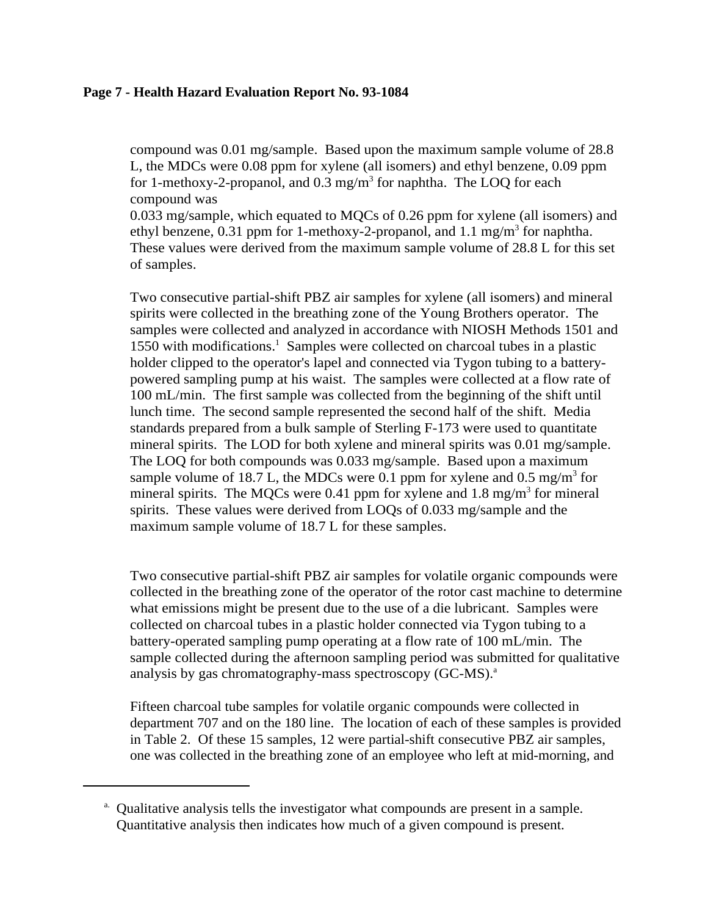compound was 0.01 mg/sample. Based upon the maximum sample volume of 28.8 L, the MDCs were 0.08 ppm for xylene (all isomers) and ethyl benzene, 0.09 ppm for 1-methoxy-2-propanol, and 0.3 mg/m$^3$ for naphtha. The LOQ for each compound was 0.033 mg/sample, which equated to MQCs of 0.26 ppm for xylene (all isomers) and ethyl benzene, 0.31 ppm for 1-methoxy-2-propanol, and 1.1 mg/m$^3$ for naphtha. These values were derived from the maximum sample volume of 28.8 L for this set of samples.

Two consecutive partial-shift PBZ air samples for xylene (all isomers) and mineral spirits were collected in the breathing zone of the Young Brothers operator. The samples were collected and analyzed in accordance with NIOSH Methods 1501 and 1550 with modifications.[1] Samples were collected on charcoal tubes in a plastic holder clipped to the operator's lapel and connected via Tygon tubing to a battery-powered sampling pump at his waist. The samples were collected at a flow rate of 100 mL/min. The first sample was collected from the beginning of the shift until lunch time. The second sample represented the second half of the shift. Media standards prepared from a bulk sample of Sterling F-173 were used to quantitate mineral spirits. The LOD for both xylene and mineral spirits was 0.01 mg/sample. The LOQ for both compounds was 0.033 mg/sample. Based upon a maximum sample volume of 18.7 L, the MDCs were 0.1 ppm for xylene and 0.5 mg/m$^3$ for mineral spirits. The MQCs were 0.41 ppm for xylene and 1.8 mg/m$^3$ for mineral spirits. These values were derived from LOQs of 0.033 mg/sample and the maximum sample volume of 18.7 L for these samples.

Two consecutive partial-shift PBZ air samples for volatile organic compounds were collected in the breathing zone of the operator of the rotor cast machine to determine what emissions might be present due to the use of a die lubricant. Samples were collected on charcoal tubes in a plastic holder connected via Tygon tubing to a battery-operated sampling pump operating at a flow rate of 100 mL/min. The sample collected during the afternoon sampling period was submitted for qualitative analysis by gas chromatography-mass spectroscopy (GC-MS).[a]

Fifteen charcoal tube samples for volatile organic compounds were collected in department 707 and on the 180 line. The location of each of these samples is provided in Table 2. Of these 15 samples, 12 were partial-shift consecutive PBZ air samples, one was collected in the breathing zone of an employee who left at mid-morning, and

---

[a] Qualitative analysis tells the investigator what compounds are present in a sample. Quantitative analysis then indicates how much of a given compound is present.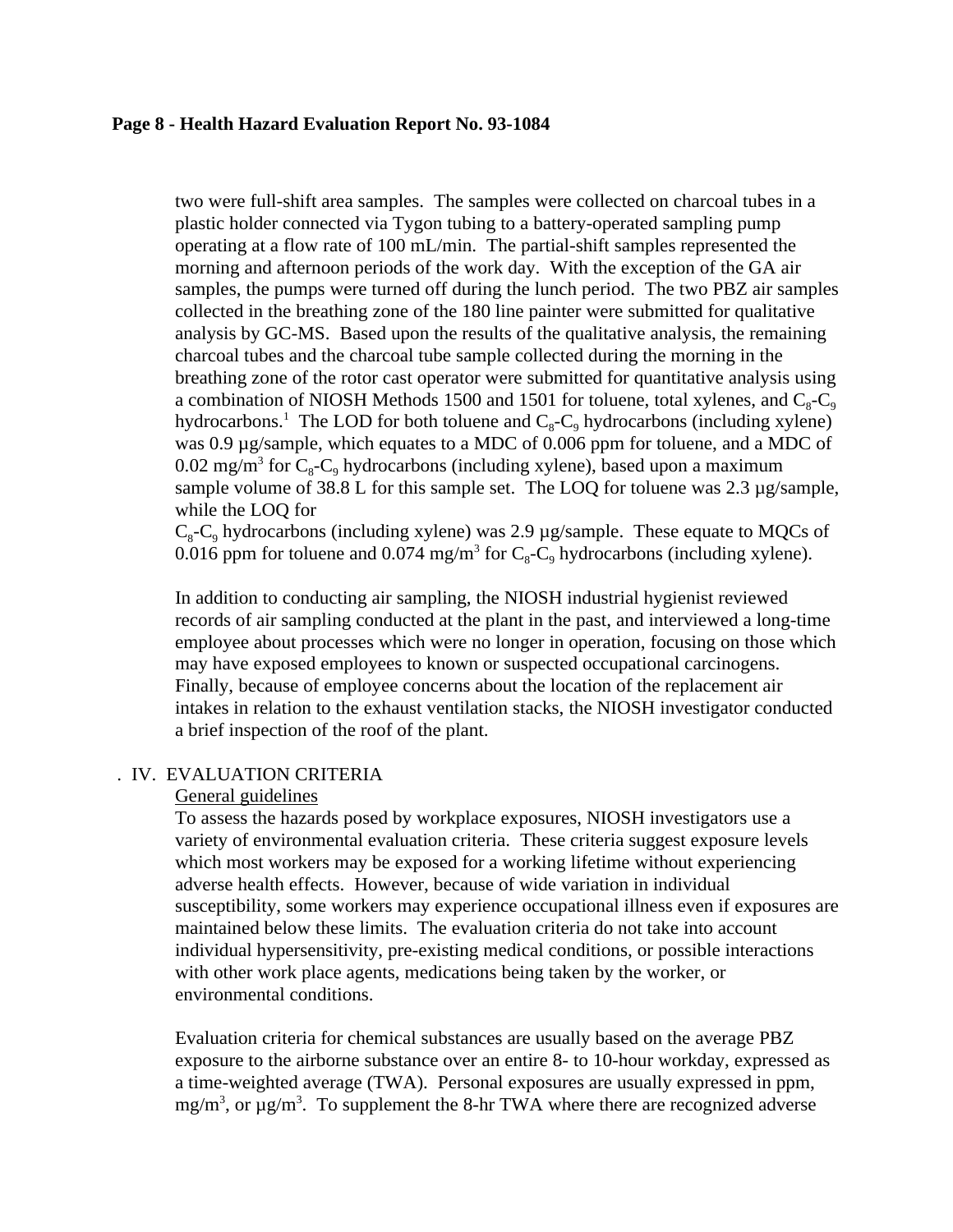two were full-shift area samples. The samples were collected on charcoal tubes in a plastic holder connected via Tygon tubing to a battery-operated sampling pump operating at a flow rate of 100 mL/min. The partial-shift samples represented the morning and afternoon periods of the work day. With the exception of the GA air samples, the pumps were turned off during the lunch period. The two PBZ air samples collected in the breathing zone of the 180 line painter were submitted for qualitative analysis by GC-MS. Based upon the results of the qualitative analysis, the remaining charcoal tubes and the charcoal tube sample collected during the morning in the breathing zone of the rotor cast operator were submitted for quantitative analysis using a combination of NIOSH Methods 1500 and 1501 for toluene, total xylenes, and $C_8$-$C_9$ hydrocarbons.[1] The LOD for both toluene and $C_8$-$C_9$ hydrocarbons (including xylene) was 0.9 µg/sample, which equates to a MDC of 0.006 ppm for toluene, and a MDC of 0.02 mg/m$^3$ for $C_8$-$C_9$ hydrocarbons (including xylene), based upon a maximum sample volume of 38.8 L for this sample set. The LOQ for toluene was 2.3 µg/sample, while the LOQ for $C_8$-$C_9$ hydrocarbons (including xylene) was 2.9 µg/sample. These equate to MQCs of 0.016 ppm for toluene and 0.074 mg/m$^3$ for $C_8$-$C_9$ hydrocarbons (including xylene).

In addition to conducting air sampling, the NIOSH industrial hygienist reviewed records of air sampling conducted at the plant in the past, and interviewed a long-time employee about processes which were no longer in operation, focusing on those which may have exposed employees to known or suspected occupational carcinogens. Finally, because of employee concerns about the location of the replacement air intakes in relation to the exhaust ventilation stacks, the NIOSH investigator conducted a brief inspection of the roof of the plant.

## IV. EVALUATION CRITERIA

General guidelines

To assess the hazards posed by workplace exposures, NIOSH investigators use a variety of environmental evaluation criteria. These criteria suggest exposure levels which most workers may be exposed for a working lifetime without experiencing adverse health effects. However, because of wide variation in individual susceptibility, some workers may experience occupational illness even if exposures are maintained below these limits. The evaluation criteria do not take into account individual hypersensitivity, pre-existing medical conditions, or possible interactions with other work place agents, medications being taken by the worker, or environmental conditions.

Evaluation criteria for chemical substances are usually based on the average PBZ exposure to the airborne substance over an entire 8- to 10-hour workday, expressed as a time-weighted average (TWA). Personal exposures are usually expressed in ppm, mg/m$^3$, or µg/m$^3$. To supplement the 8-hr TWA where there are recognized adverse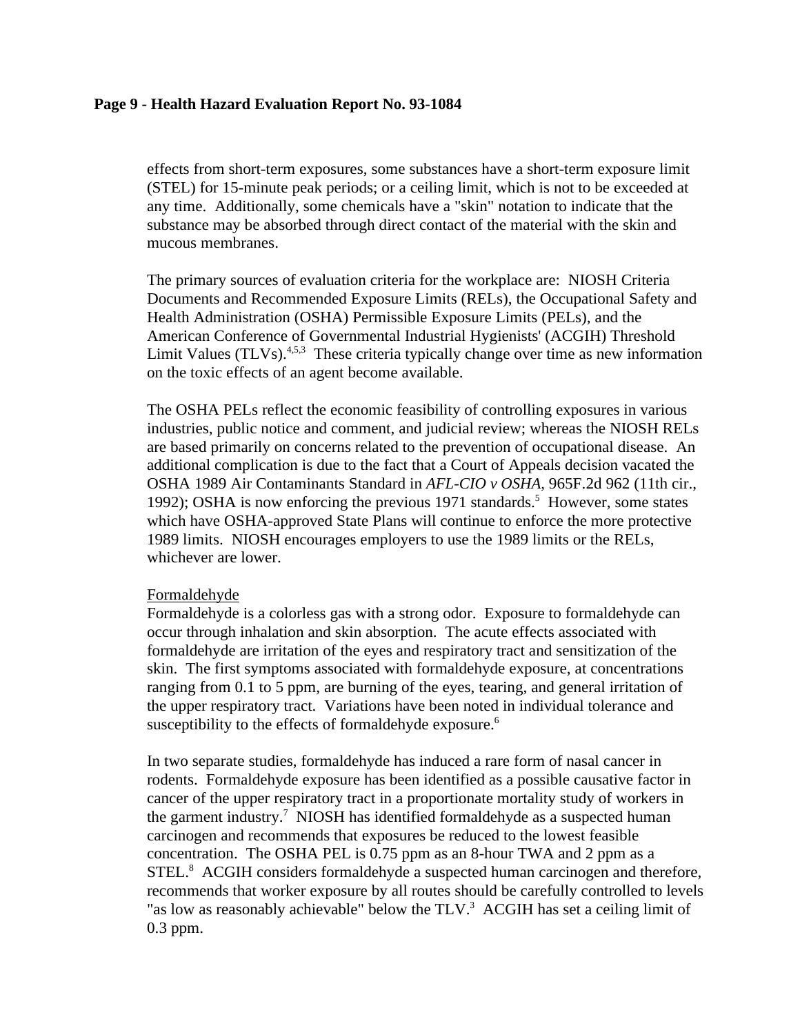effects from short-term exposures, some substances have a short-term exposure limit (STEL) for 15-minute peak periods; or a ceiling limit, which is not to be exceeded at any time. Additionally, some chemicals have a "skin" notation to indicate that the substance may be absorbed through direct contact of the material with the skin and mucous membranes.

The primary sources of evaluation criteria for the workplace are: NIOSH Criteria Documents and Recommended Exposure Limits (RELs), the Occupational Safety and Health Administration (OSHA) Permissible Exposure Limits (PELs), and the American Conference of Governmental Industrial Hygienists' (ACGIH) Threshold Limit Values (TLVs).[4,5,3] These criteria typically change over time as new information on the toxic effects of an agent become available.

The OSHA PELs reflect the economic feasibility of controlling exposures in various industries, public notice and comment, and judicial review; whereas the NIOSH RELs are based primarily on concerns related to the prevention of occupational disease. An additional complication is due to the fact that a Court of Appeals decision vacated the OSHA 1989 Air Contaminants Standard in *AFL-CIO v OSHA*, 965F.2d 962 (11th cir., 1992); OSHA is now enforcing the previous 1971 standards.[5] However, some states which have OSHA-approved State Plans will continue to enforce the more protective 1989 limits. NIOSH encourages employers to use the 1989 limits or the RELs, whichever are lower.

<u>Formaldehyde</u>

Formaldehyde is a colorless gas with a strong odor. Exposure to formaldehyde can occur through inhalation and skin absorption. The acute effects associated with formaldehyde are irritation of the eyes and respiratory tract and sensitization of the skin. The first symptoms associated with formaldehyde exposure, at concentrations ranging from 0.1 to 5 ppm, are burning of the eyes, tearing, and general irritation of the upper respiratory tract. Variations have been noted in individual tolerance and susceptibility to the effects of formaldehyde exposure.[6]

In two separate studies, formaldehyde has induced a rare form of nasal cancer in rodents. Formaldehyde exposure has been identified as a possible causative factor in cancer of the upper respiratory tract in a proportionate mortality study of workers in the garment industry.[7] NIOSH has identified formaldehyde as a suspected human carcinogen and recommends that exposures be reduced to the lowest feasible concentration. The OSHA PEL is 0.75 ppm as an 8-hour TWA and 2 ppm as a STEL.[8] ACGIH considers formaldehyde a suspected human carcinogen and therefore, recommends that worker exposure by all routes should be carefully controlled to levels "as low as reasonably achievable" below the TLV.[3] ACGIH has set a ceiling limit of 0.3 ppm.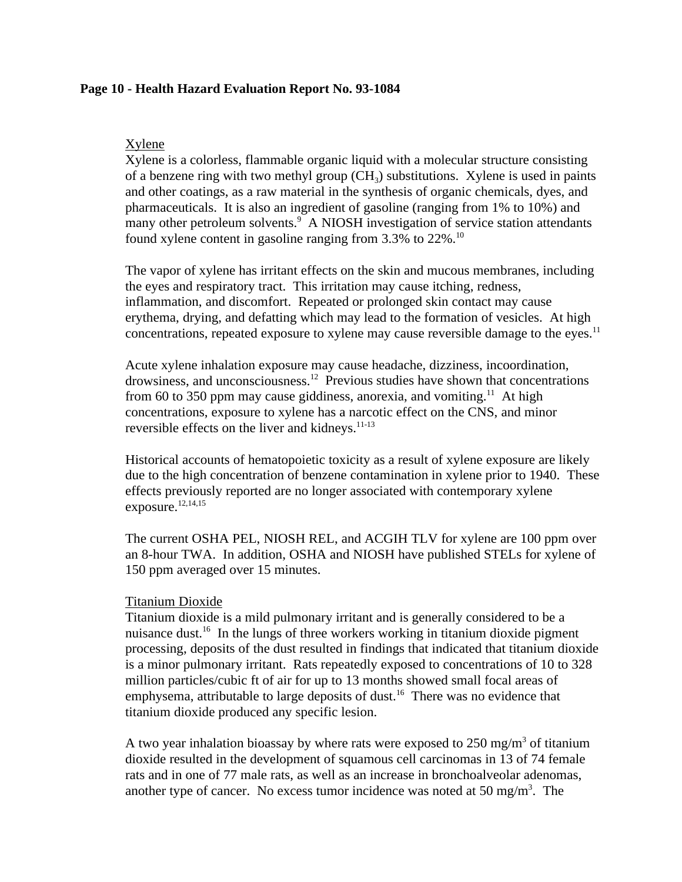Xylene

Xylene is a colorless, flammable organic liquid with a molecular structure consisting of a benzene ring with two methyl group ($CH_3$) substitutions. Xylene is used in paints and other coatings, as a raw material in the synthesis of organic chemicals, dyes, and pharmaceuticals. It is also an ingredient of gasoline (ranging from 1% to 10%) and many other petroleum solvents.[9] A NIOSH investigation of service station attendants found xylene content in gasoline ranging from 3.3% to 22%.[10]

The vapor of xylene has irritant effects on the skin and mucous membranes, including the eyes and respiratory tract. This irritation may cause itching, redness, inflammation, and discomfort. Repeated or prolonged skin contact may cause erythema, drying, and defatting which may lead to the formation of vesicles. At high concentrations, repeated exposure to xylene may cause reversible damage to the eyes.[11]

Acute xylene inhalation exposure may cause headache, dizziness, incoordination, drowsiness, and unconsciousness.[12] Previous studies have shown that concentrations from 60 to 350 ppm may cause giddiness, anorexia, and vomiting.[11] At high concentrations, exposure to xylene has a narcotic effect on the CNS, and minor reversible effects on the liver and kidneys.[11-13]

Historical accounts of hematopoietic toxicity as a result of xylene exposure are likely due to the high concentration of benzene contamination in xylene prior to 1940. These effects previously reported are no longer associated with contemporary xylene exposure.[12,14,15]

The current OSHA PEL, NIOSH REL, and ACGIH TLV for xylene are 100 ppm over an 8-hour TWA. In addition, OSHA and NIOSH have published STELs for xylene of 150 ppm averaged over 15 minutes.

Titanium Dioxide

Titanium dioxide is a mild pulmonary irritant and is generally considered to be a nuisance dust.[16] In the lungs of three workers working in titanium dioxide pigment processing, deposits of the dust resulted in findings that indicated that titanium dioxide is a minor pulmonary irritant. Rats repeatedly exposed to concentrations of 10 to 328 million particles/cubic ft of air for up to 13 months showed small focal areas of emphysema, attributable to large deposits of dust.[16] There was no evidence that titanium dioxide produced any specific lesion.

A two year inhalation bioassay by where rats were exposed to 250 $mg/m^3$ of titanium dioxide resulted in the development of squamous cell carcinomas in 13 of 74 female rats and in one of 77 male rats, as well as an increase in bronchoalveolar adenomas, another type of cancer. No excess tumor incidence was noted at 50 $mg/m^3$. The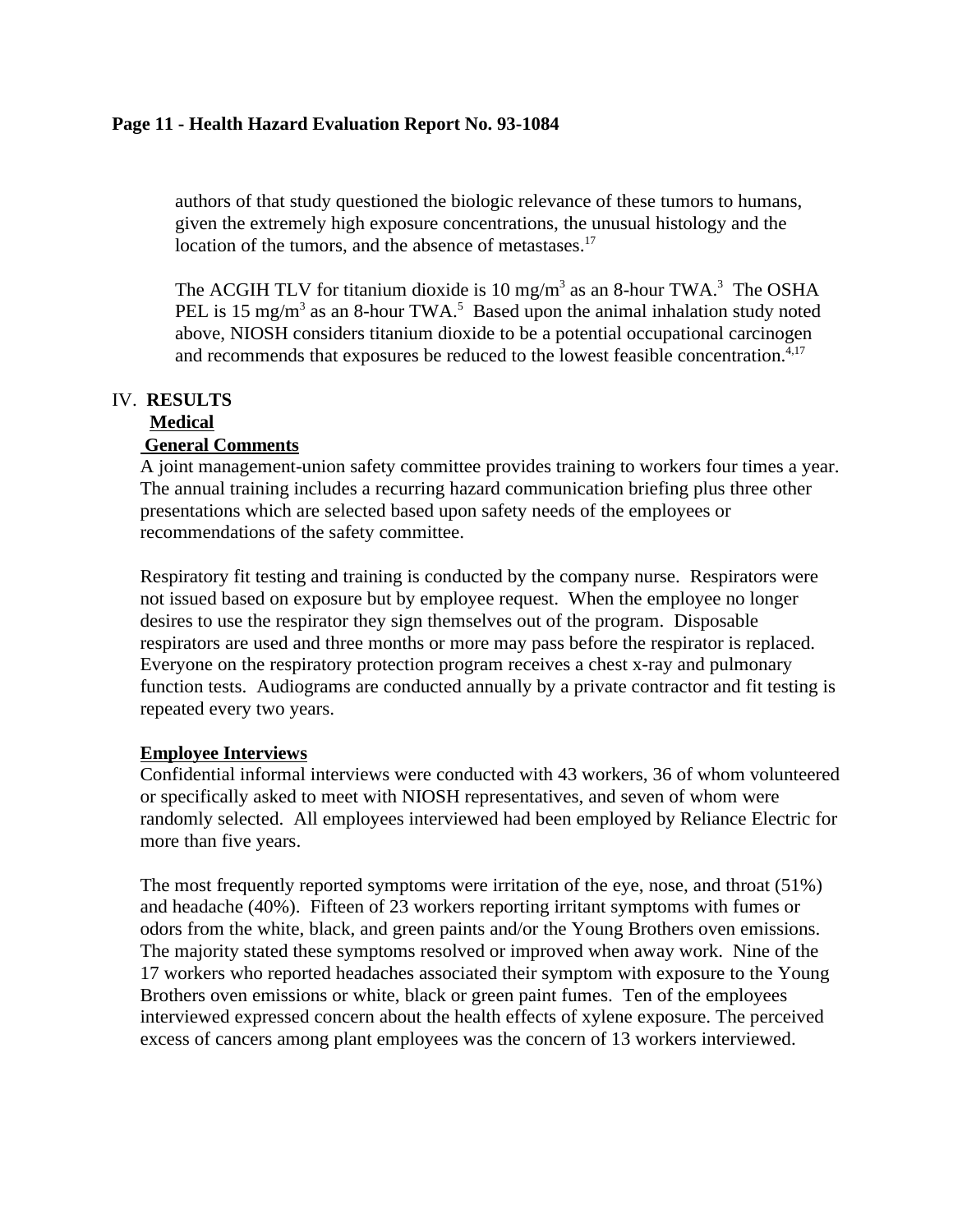authors of that study questioned the biologic relevance of these tumors to humans, given the extremely high exposure concentrations, the unusual histology and the location of the tumors, and the absence of metastases.[17]

The ACGIH TLV for titanium dioxide is 10 mg/m$^3$ as an 8-hour TWA.[3] The OSHA PEL is 15 mg/m$^3$ as an 8-hour TWA.[5] Based upon the animal inhalation study noted above, NIOSH considers titanium dioxide to be a potential occupational carcinogen and recommends that exposures be reduced to the lowest feasible concentration.[4,17]

## IV. RESULTS

### Medical

#### General Comments

A joint management-union safety committee provides training to workers four times a year. The annual training includes a recurring hazard communication briefing plus three other presentations which are selected based upon safety needs of the employees or recommendations of the safety committee.

Respiratory fit testing and training is conducted by the company nurse. Respirators were not issued based on exposure but by employee request. When the employee no longer desires to use the respirator they sign themselves out of the program. Disposable respirators are used and three months or more may pass before the respirator is replaced. Everyone on the respiratory protection program receives a chest x-ray and pulmonary function tests. Audiograms are conducted annually by a private contractor and fit testing is repeated every two years.

#### Employee Interviews

Confidential informal interviews were conducted with 43 workers, 36 of whom volunteered or specifically asked to meet with NIOSH representatives, and seven of whom were randomly selected. All employees interviewed had been employed by Reliance Electric for more than five years.

The most frequently reported symptoms were irritation of the eye, nose, and throat (51%) and headache (40%). Fifteen of 23 workers reporting irritant symptoms with fumes or odors from the white, black, and green paints and/or the Young Brothers oven emissions. The majority stated these symptoms resolved or improved when away work. Nine of the 17 workers who reported headaches associated their symptom with exposure to the Young Brothers oven emissions or white, black or green paint fumes. Ten of the employees interviewed expressed concern about the health effects of xylene exposure. The perceived excess of cancers among plant employees was the concern of 13 workers interviewed.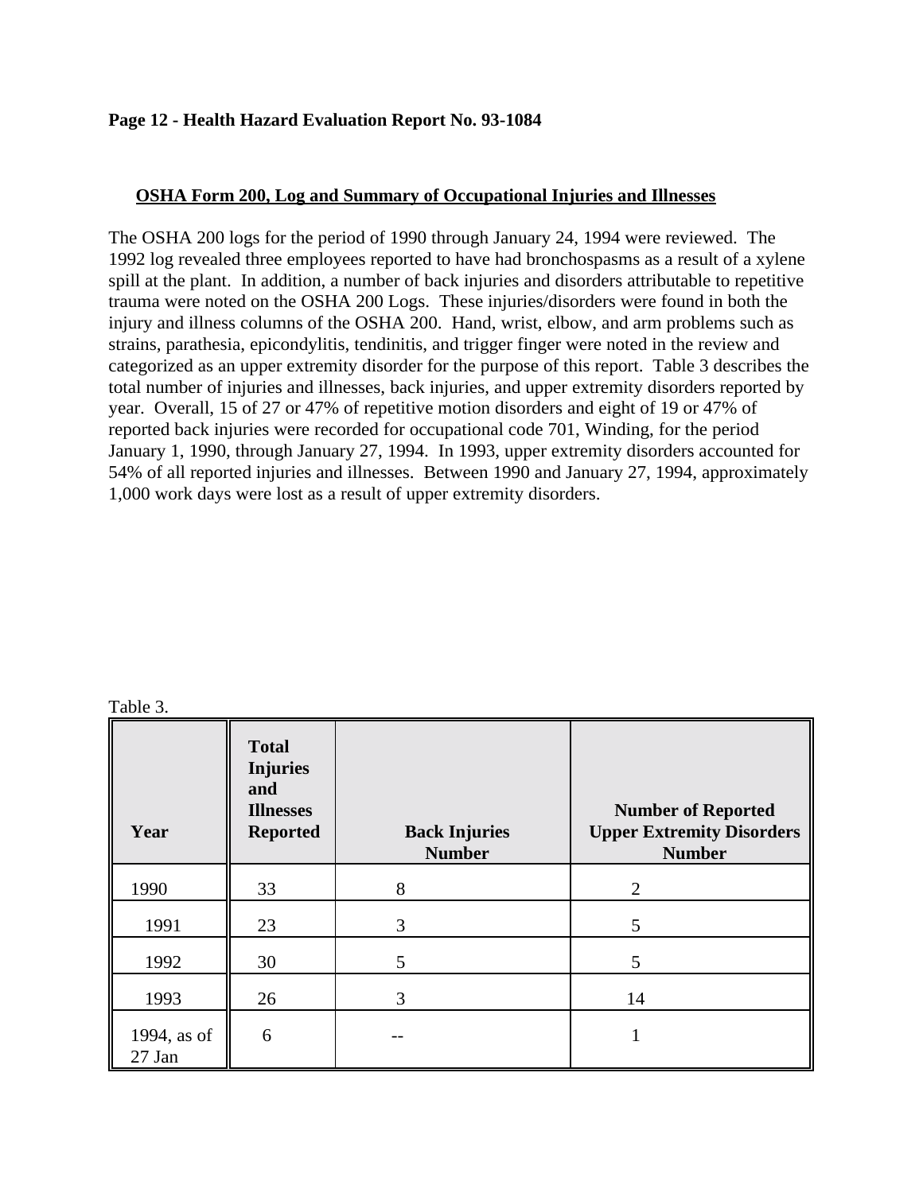## OSHA Form 200, Log and Summary of Occupational Injuries and Illnesses

The OSHA 200 logs for the period of 1990 through January 24, 1994 were reviewed. The 1992 log revealed three employees reported to have had bronchospasms as a result of a xylene spill at the plant. In addition, a number of back injuries and disorders attributable to repetitive trauma were noted on the OSHA 200 Logs. These injuries/disorders were found in both the injury and illness columns of the OSHA 200. Hand, wrist, elbow, and arm problems such as strains, parathesia, epicondylitis, tendinitis, and trigger finger were noted in the review and categorized as an upper extremity disorder for the purpose of this report. Table 3 describes the total number of injuries and illnesses, back injuries, and upper extremity disorders reported by year. Overall, 15 of 27 or 47% of repetitive motion disorders and eight of 19 or 47% of reported back injuries were recorded for occupational code 701, Winding, for the period January 1, 1990, through January 27, 1994. In 1993, upper extremity disorders accounted for 54% of all reported injuries and illnesses. Between 1990 and January 27, 1994, approximately 1,000 work days were lost as a result of upper extremity disorders.

Table 3.

| Year | Total Injuries and Illnesses Reported | Back Injuries Number | Number of Reported Upper Extremity Disorders Number |
|---|---|---|---|
| 1990 | 33 | 8 | 2 |
| 1991 | 23 | 3 | 5 |
| 1992 | 30 | 5 | 5 |
| 1993 | 26 | 3 | 14 |
| 1994, as of 27 Jan | 6 | -- | 1 |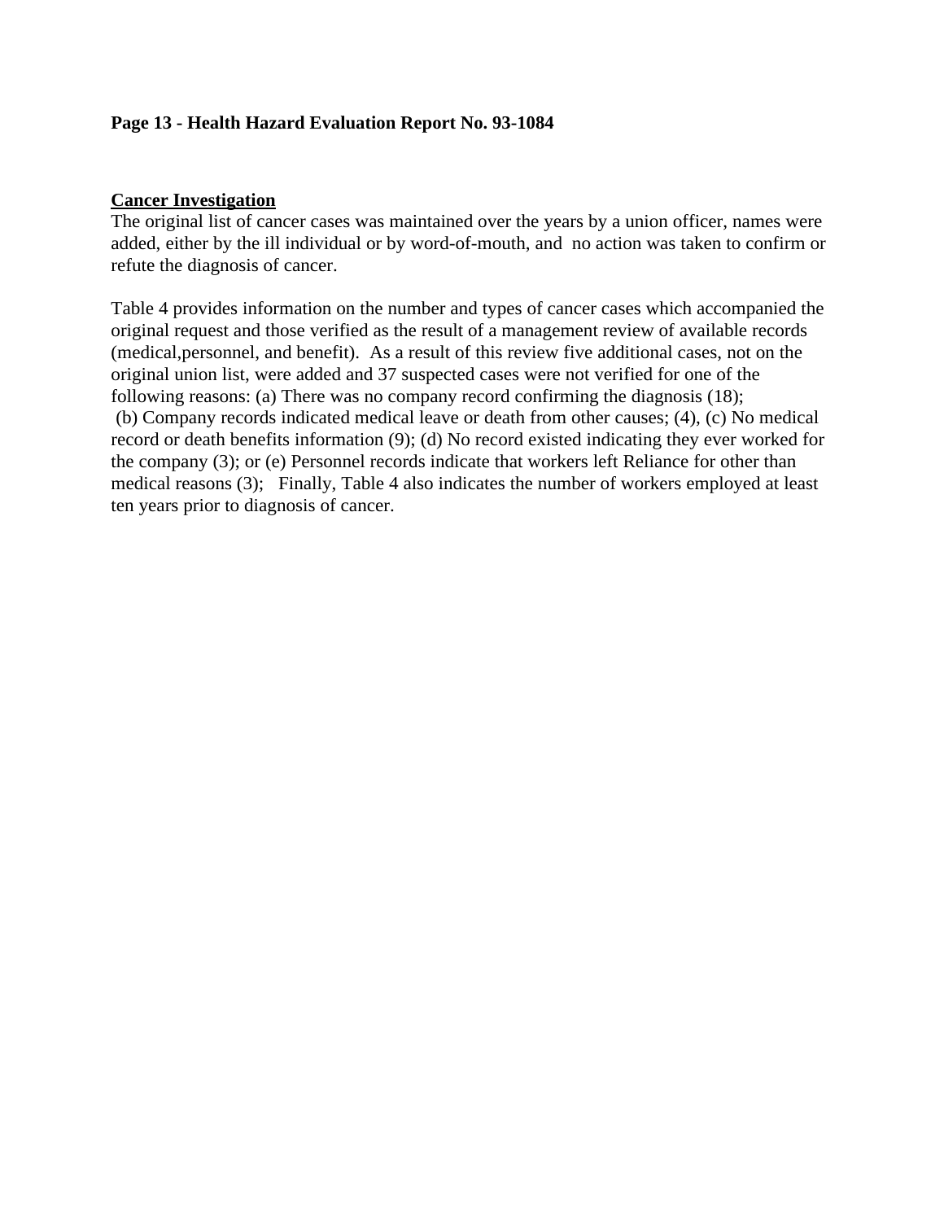**Cancer Investigation**

The original list of cancer cases was maintained over the years by a union officer, names were added, either by the ill individual or by word-of-mouth, and no action was taken to confirm or refute the diagnosis of cancer.

Table 4 provides information on the number and types of cancer cases which accompanied the original request and those verified as the result of a management review of available records (medical,personnel, and benefit). As a result of this review five additional cases, not on the original union list, were added and 37 suspected cases were not verified for one of the following reasons: (a) There was no company record confirming the diagnosis (18); (b) Company records indicated medical leave or death from other causes; (4), (c) No medical record or death benefits information (9); (d) No record existed indicating they ever worked for the company (3); or (e) Personnel records indicate that workers left Reliance for other than medical reasons (3); Finally, Table 4 also indicates the number of workers employed at least ten years prior to diagnosis of cancer.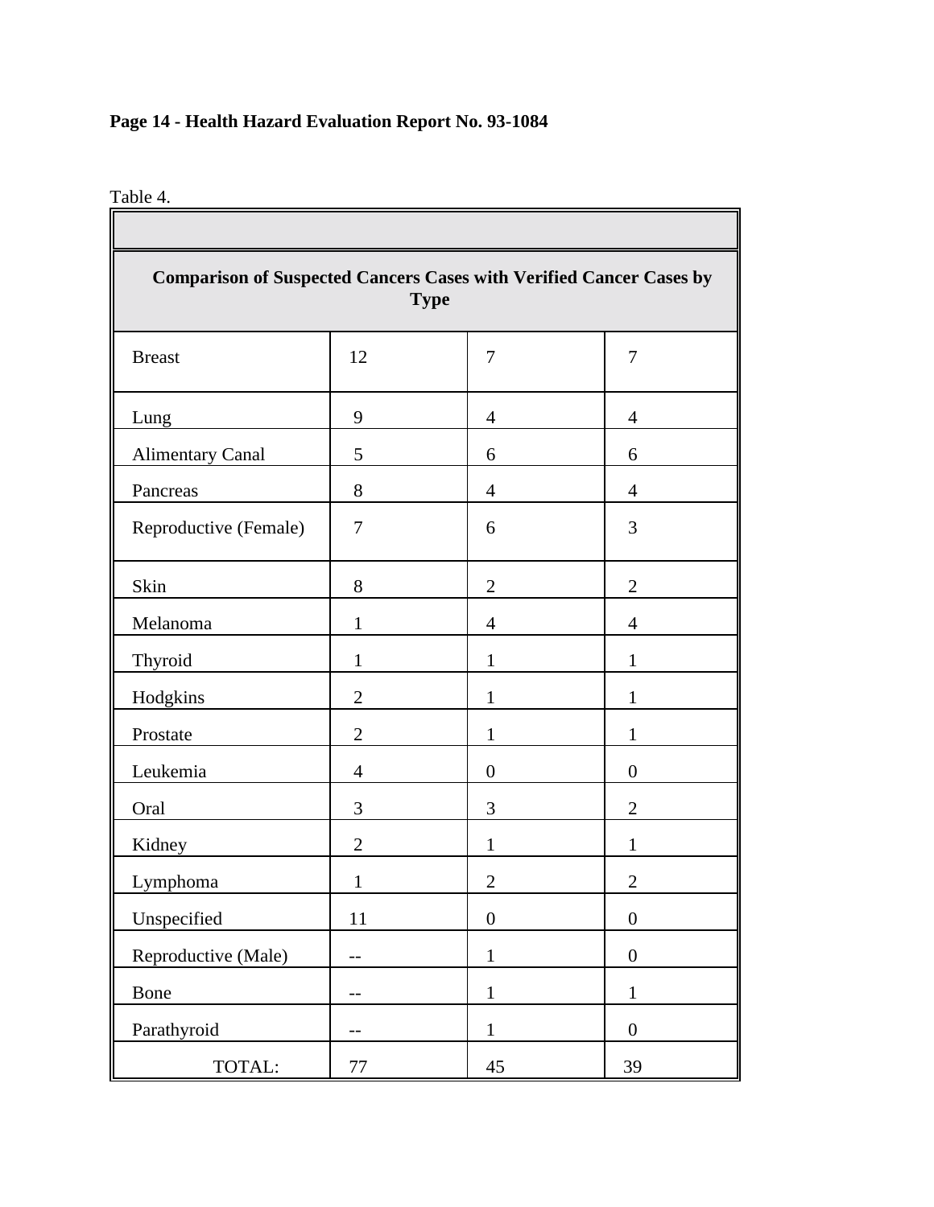Table 4.

**Comparison of Suspected Cancers Cases with Verified Cancer Cases by Type**

| | | | |
|---|---|---|---|
| Breast | 12 | 7 | 7 |
| Lung | 9 | 4 | 4 |
| Alimentary Canal | 5 | 6 | 6 |
| Pancreas | 8 | 4 | 4 |
| Reproductive (Female) | 7 | 6 | 3 |
| Skin | 8 | 2 | 2 |
| Melanoma | 1 | 4 | 4 |
| Thyroid | 1 | 1 | 1 |
| Hodgkins | 2 | 1 | 1 |
| Prostate | 2 | 1 | 1 |
| Leukemia | 4 | 0 | 0 |
| Oral | 3 | 3 | 2 |
| Kidney | 2 | 1 | 1 |
| Lymphoma | 1 | 2 | 2 |
| Unspecified | 11 | 0 | 0 |
| Reproductive (Male) | -- | 1 | 0 |
| Bone | -- | 1 | 1 |
| Parathyroid | -- | 1 | 0 |
| TOTAL: | 77 | 45 | 39 |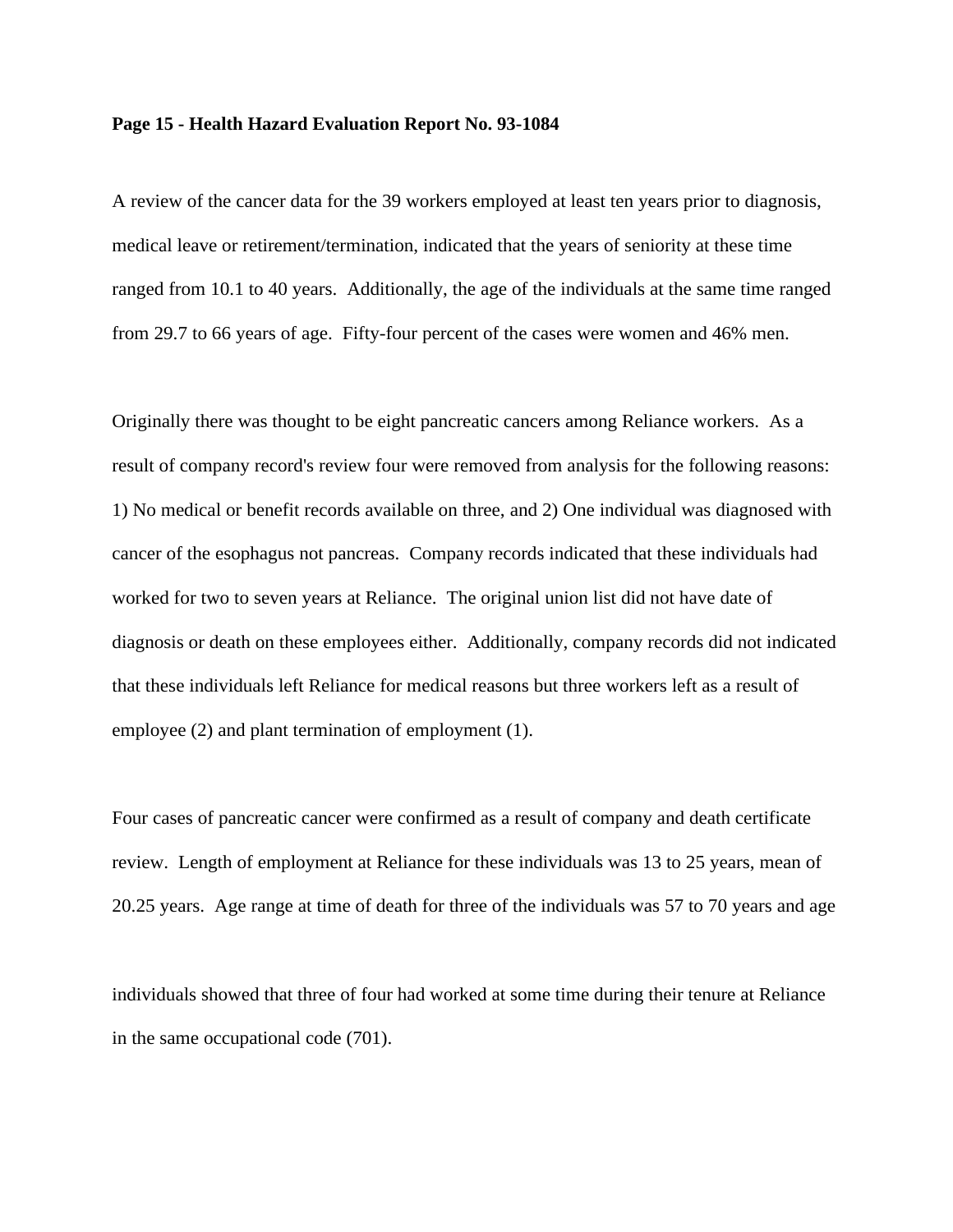A review of the cancer data for the 39 workers employed at least ten years prior to diagnosis, medical leave or retirement/termination, indicated that the years of seniority at these time ranged from 10.1 to 40 years. Additionally, the age of the individuals at the same time ranged from 29.7 to 66 years of age. Fifty-four percent of the cases were women and 46% men.

Originally there was thought to be eight pancreatic cancers among Reliance workers. As a result of company record's review four were removed from analysis for the following reasons: 1) No medical or benefit records available on three, and 2) One individual was diagnosed with cancer of the esophagus not pancreas. Company records indicated that these individuals had worked for two to seven years at Reliance. The original union list did not have date of diagnosis or death on these employees either. Additionally, company records did not indicated that these individuals left Reliance for medical reasons but three workers left as a result of employee (2) and plant termination of employment (1).

Four cases of pancreatic cancer were confirmed as a result of company and death certificate review. Length of employment at Reliance for these individuals was 13 to 25 years, mean of 20.25 years. Age range at time of death for three of the individuals was 57 to 70 years and age

individuals showed that three of four had worked at some time during their tenure at Reliance in the same occupational code (701).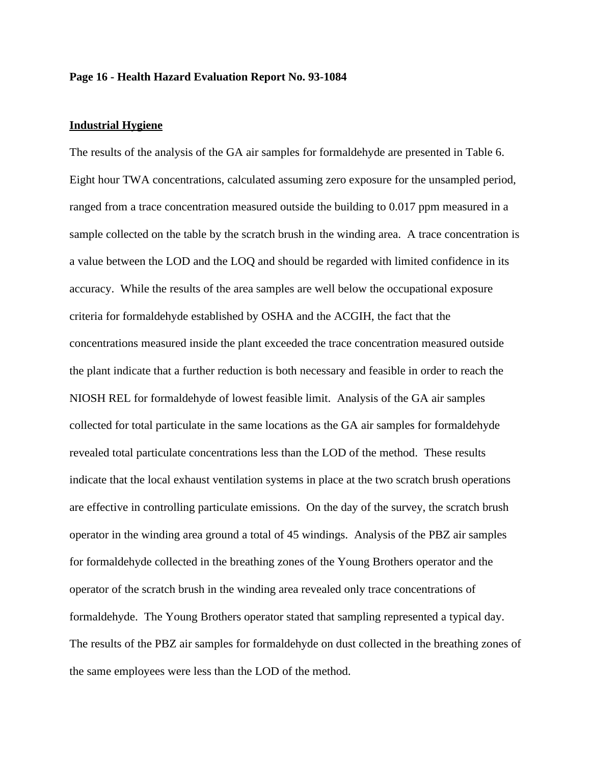## Industrial Hygiene

The results of the analysis of the GA air samples for formaldehyde are presented in Table 6. Eight hour TWA concentrations, calculated assuming zero exposure for the unsampled period, ranged from a trace concentration measured outside the building to 0.017 ppm measured in a sample collected on the table by the scratch brush in the winding area. A trace concentration is a value between the LOD and the LOQ and should be regarded with limited confidence in its accuracy. While the results of the area samples are well below the occupational exposure criteria for formaldehyde established by OSHA and the ACGIH, the fact that the concentrations measured inside the plant exceeded the trace concentration measured outside the plant indicate that a further reduction is both necessary and feasible in order to reach the NIOSH REL for formaldehyde of lowest feasible limit. Analysis of the GA air samples collected for total particulate in the same locations as the GA air samples for formaldehyde revealed total particulate concentrations less than the LOD of the method. These results indicate that the local exhaust ventilation systems in place at the two scratch brush operations are effective in controlling particulate emissions. On the day of the survey, the scratch brush operator in the winding area ground a total of 45 windings. Analysis of the PBZ air samples for formaldehyde collected in the breathing zones of the Young Brothers operator and the operator of the scratch brush in the winding area revealed only trace concentrations of formaldehyde. The Young Brothers operator stated that sampling represented a typical day. The results of the PBZ air samples for formaldehyde on dust collected in the breathing zones of the same employees were less than the LOD of the method.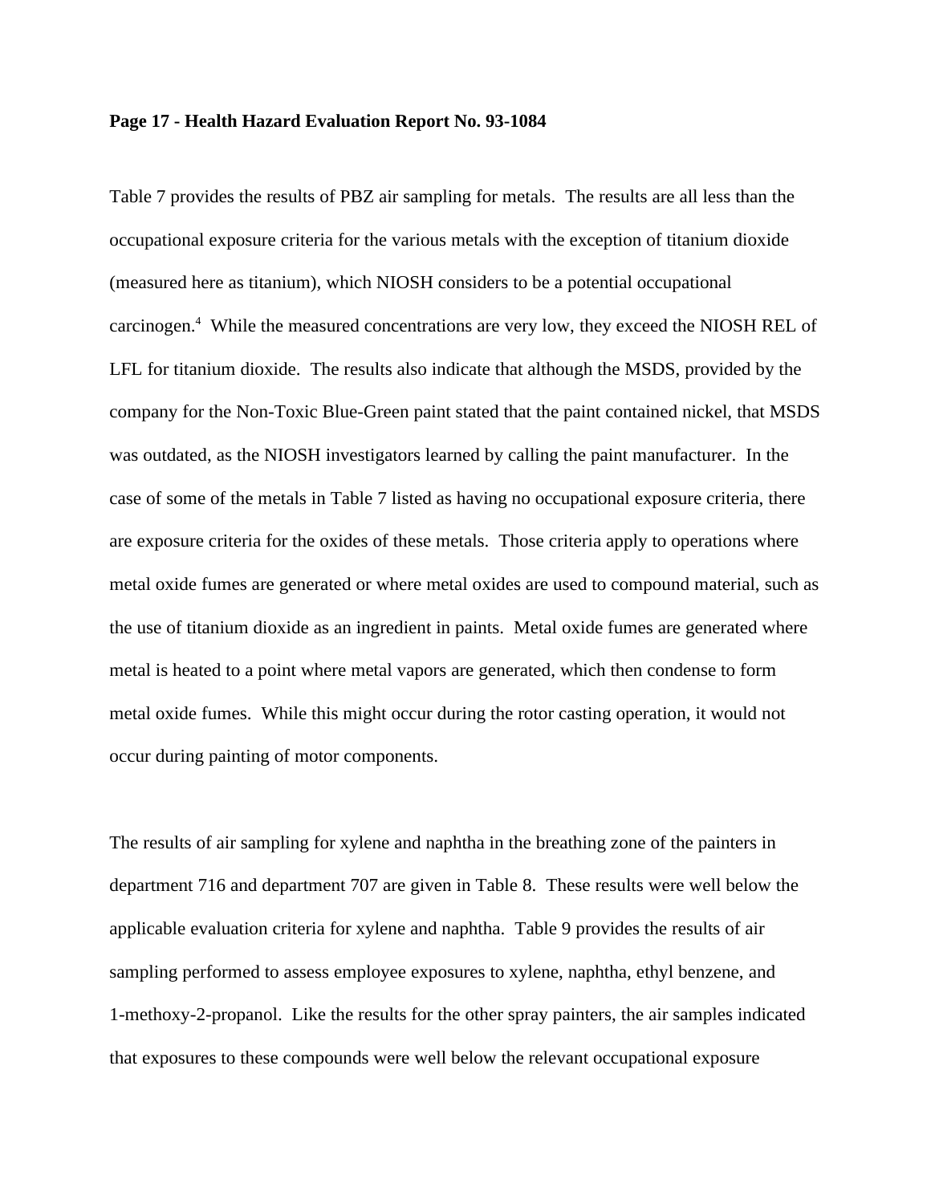Table 7 provides the results of PBZ air sampling for metals. The results are all less than the occupational exposure criteria for the various metals with the exception of titanium dioxide (measured here as titanium), which NIOSH considers to be a potential occupational carcinogen.[4] While the measured concentrations are very low, they exceed the NIOSH REL of LFL for titanium dioxide. The results also indicate that although the MSDS, provided by the company for the Non-Toxic Blue-Green paint stated that the paint contained nickel, that MSDS was outdated, as the NIOSH investigators learned by calling the paint manufacturer. In the case of some of the metals in Table 7 listed as having no occupational exposure criteria, there are exposure criteria for the oxides of these metals. Those criteria apply to operations where metal oxide fumes are generated or where metal oxides are used to compound material, such as the use of titanium dioxide as an ingredient in paints. Metal oxide fumes are generated where metal is heated to a point where metal vapors are generated, which then condense to form metal oxide fumes. While this might occur during the rotor casting operation, it would not occur during painting of motor components.

The results of air sampling for xylene and naphtha in the breathing zone of the painters in department 716 and department 707 are given in Table 8. These results were well below the applicable evaluation criteria for xylene and naphtha. Table 9 provides the results of air sampling performed to assess employee exposures to xylene, naphtha, ethyl benzene, and 1-methoxy-2-propanol. Like the results for the other spray painters, the air samples indicated that exposures to these compounds were well below the relevant occupational exposure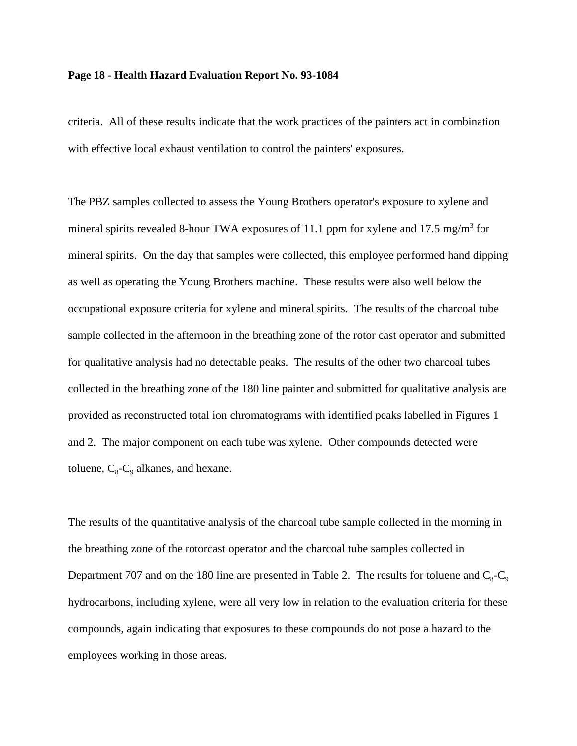criteria. All of these results indicate that the work practices of the painters act in combination with effective local exhaust ventilation to control the painters' exposures.

The PBZ samples collected to assess the Young Brothers operator's exposure to xylene and mineral spirits revealed 8-hour TWA exposures of 11.1 ppm for xylene and 17.5 $mg/m^3$ for mineral spirits. On the day that samples were collected, this employee performed hand dipping as well as operating the Young Brothers machine. These results were also well below the occupational exposure criteria for xylene and mineral spirits. The results of the charcoal tube sample collected in the afternoon in the breathing zone of the rotor cast operator and submitted for qualitative analysis had no detectable peaks. The results of the other two charcoal tubes collected in the breathing zone of the 180 line painter and submitted for qualitative analysis are provided as reconstructed total ion chromatograms with identified peaks labelled in Figures 1 and 2. The major component on each tube was xylene. Other compounds detected were toluene, $C_8$-$C_9$ alkanes, and hexane.

The results of the quantitative analysis of the charcoal tube sample collected in the morning in the breathing zone of the rotorcast operator and the charcoal tube samples collected in Department 707 and on the 180 line are presented in Table 2. The results for toluene and $C_8$-$C_9$ hydrocarbons, including xylene, were all very low in relation to the evaluation criteria for these compounds, again indicating that exposures to these compounds do not pose a hazard to the employees working in those areas.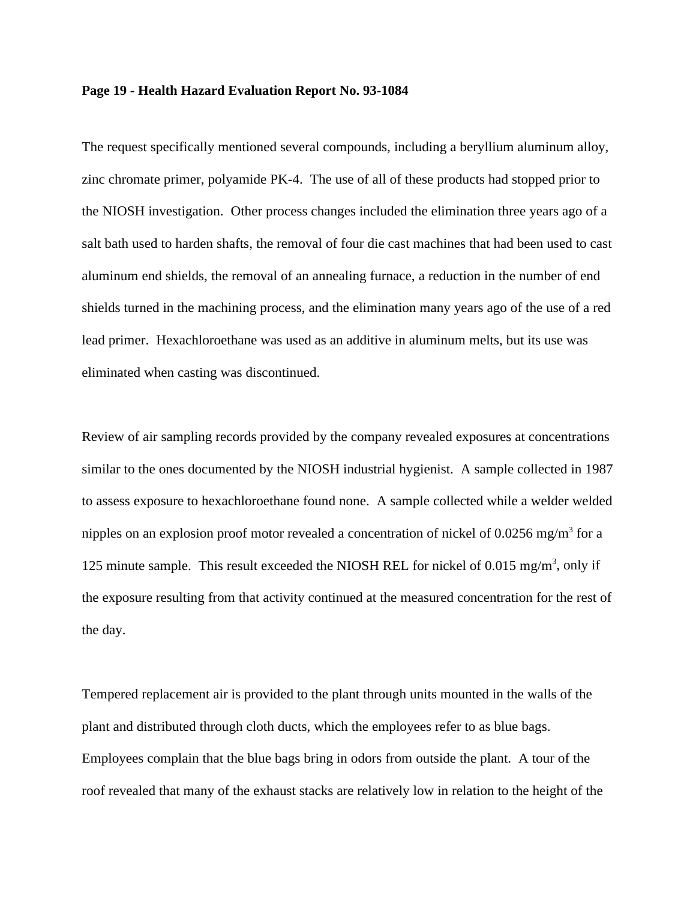The request specifically mentioned several compounds, including a beryllium aluminum alloy, zinc chromate primer, polyamide PK-4. The use of all of these products had stopped prior to the NIOSH investigation. Other process changes included the elimination three years ago of a salt bath used to harden shafts, the removal of four die cast machines that had been used to cast aluminum end shields, the removal of an annealing furnace, a reduction in the number of end shields turned in the machining process, and the elimination many years ago of the use of a red lead primer. Hexachloroethane was used as an additive in aluminum melts, but its use was eliminated when casting was discontinued.

Review of air sampling records provided by the company revealed exposures at concentrations similar to the ones documented by the NIOSH industrial hygienist. A sample collected in 1987 to assess exposure to hexachloroethane found none. A sample collected while a welder welded nipples on an explosion proof motor revealed a concentration of nickel of 0.0256 $mg/m^3$ for a 125 minute sample. This result exceeded the NIOSH REL for nickel of 0.015 $mg/m^3$, only if the exposure resulting from that activity continued at the measured concentration for the rest of the day.

Tempered replacement air is provided to the plant through units mounted in the walls of the plant and distributed through cloth ducts, which the employees refer to as blue bags. Employees complain that the blue bags bring in odors from outside the plant. A tour of the roof revealed that many of the exhaust stacks are relatively low in relation to the height of the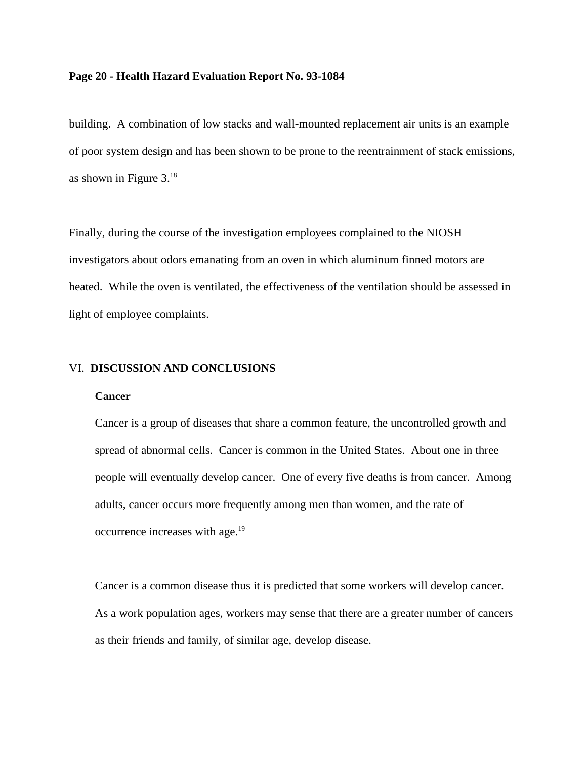building. A combination of low stacks and wall-mounted replacement air units is an example of poor system design and has been shown to be prone to the reentrainment of stack emissions, as shown in Figure 3.[18]

Finally, during the course of the investigation employees complained to the NIOSH investigators about odors emanating from an oven in which aluminum finned motors are heated. While the oven is ventilated, the effectiveness of the ventilation should be assessed in light of employee complaints.

## VI. DISCUSSION AND CONCLUSIONS

### Cancer

Cancer is a group of diseases that share a common feature, the uncontrolled growth and spread of abnormal cells. Cancer is common in the United States. About one in three people will eventually develop cancer. One of every five deaths is from cancer. Among adults, cancer occurs more frequently among men than women, and the rate of occurrence increases with age.[19]

Cancer is a common disease thus it is predicted that some workers will develop cancer. As a work population ages, workers may sense that there are a greater number of cancers as their friends and family, of similar age, develop disease.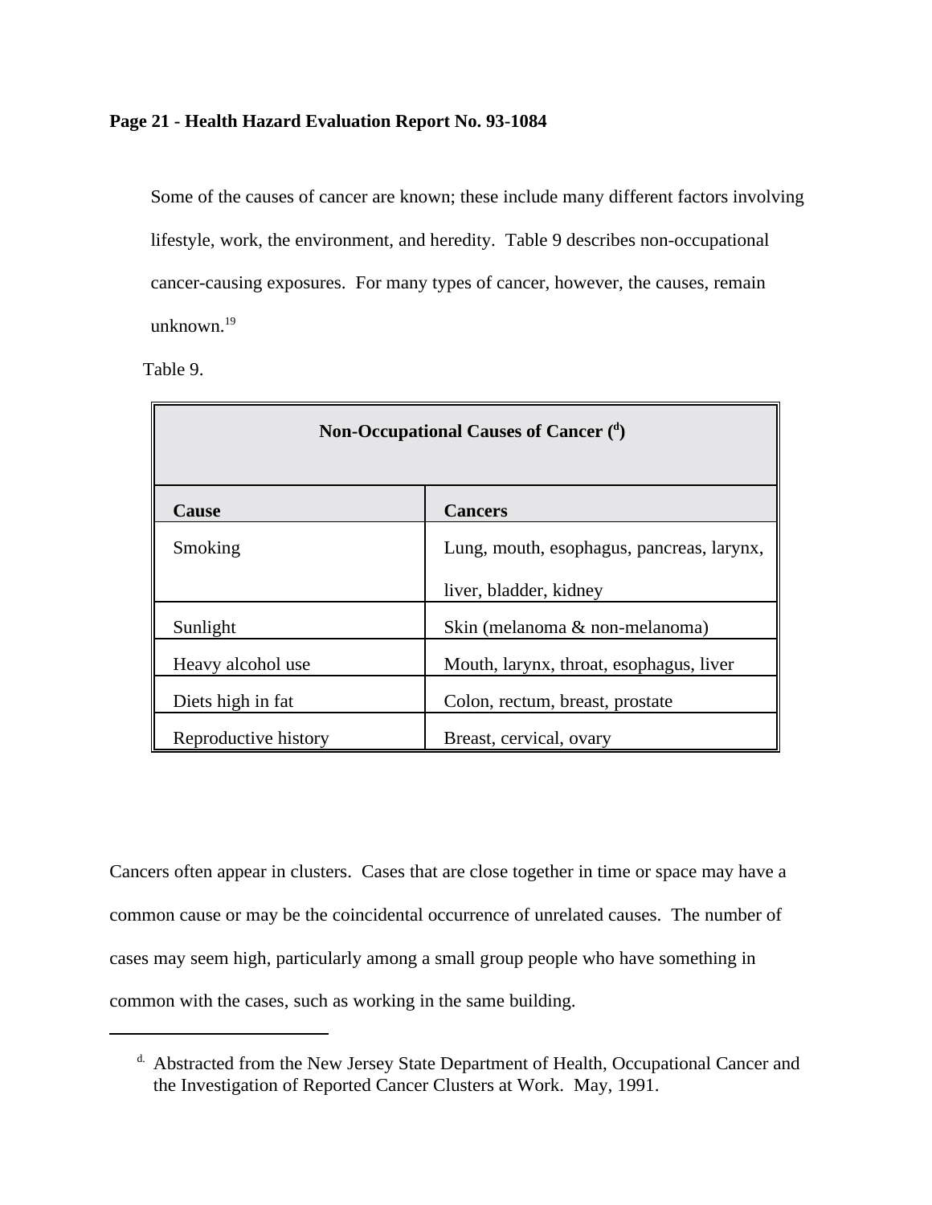Some of the causes of cancer are known; these include many different factors involving lifestyle, work, the environment, and heredity. Table 9 describes non-occupational cancer-causing exposures. For many types of cancer, however, the causes, remain unknown.[19]

Table 9.

| Non-Occupational Causes of Cancer ([d]) | |
|---|---|
| **Cause** | **Cancers** |
| Smoking | Lung, mouth, esophagus, pancreas, larynx, liver, bladder, kidney |
| Sunlight | Skin (melanoma & non-melanoma) |
| Heavy alcohol use | Mouth, larynx, throat, esophagus, liver |
| Diets high in fat | Colon, rectum, breast, prostate |
| Reproductive history | Breast, cervical, ovary |

Cancers often appear in clusters. Cases that are close together in time or space may have a common cause or may be the coincidental occurrence of unrelated causes. The number of cases may seem high, particularly among a small group people who have something in common with the cases, such as working in the same building.

---

[d] Abstracted from the New Jersey State Department of Health, Occupational Cancer and the Investigation of Reported Cancer Clusters at Work. May, 1991.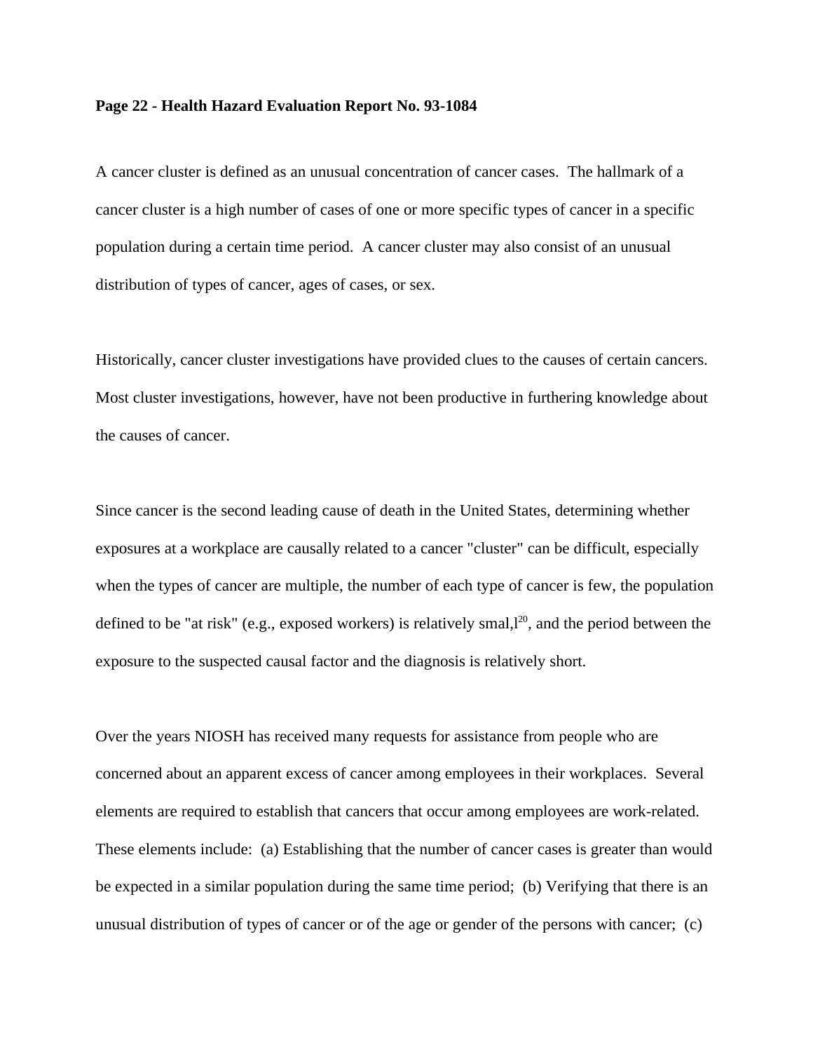A cancer cluster is defined as an unusual concentration of cancer cases. The hallmark of a cancer cluster is a high number of cases of one or more specific types of cancer in a specific population during a certain time period. A cancer cluster may also consist of an unusual distribution of types of cancer, ages of cases, or sex.

Historically, cancer cluster investigations have provided clues to the causes of certain cancers. Most cluster investigations, however, have not been productive in furthering knowledge about the causes of cancer.

Since cancer is the second leading cause of death in the United States, determining whether exposures at a workplace are causally related to a cancer "cluster" can be difficult, especially when the types of cancer are multiple, the number of each type of cancer is few, the population defined to be "at risk" (e.g., exposed workers) is relatively smal,l[20], and the period between the exposure to the suspected causal factor and the diagnosis is relatively short.

Over the years NIOSH has received many requests for assistance from people who are concerned about an apparent excess of cancer among employees in their workplaces. Several elements are required to establish that cancers that occur among employees are work-related. These elements include: (a) Establishing that the number of cancer cases is greater than would be expected in a similar population during the same time period; (b) Verifying that there is an unusual distribution of types of cancer or of the age or gender of the persons with cancer; (c)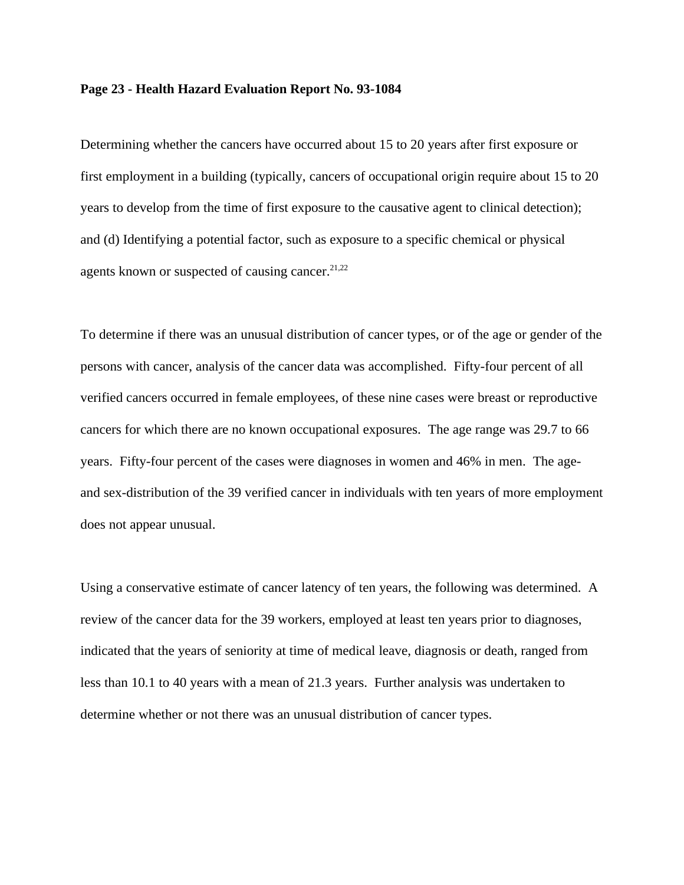Determining whether the cancers have occurred about 15 to 20 years after first exposure or first employment in a building (typically, cancers of occupational origin require about 15 to 20 years to develop from the time of first exposure to the causative agent to clinical detection); and (d) Identifying a potential factor, such as exposure to a specific chemical or physical agents known or suspected of causing cancer.[21,22]

To determine if there was an unusual distribution of cancer types, or of the age or gender of the persons with cancer, analysis of the cancer data was accomplished. Fifty-four percent of all verified cancers occurred in female employees, of these nine cases were breast or reproductive cancers for which there are no known occupational exposures. The age range was 29.7 to 66 years. Fifty-four percent of the cases were diagnoses in women and 46% in men. The age- and sex-distribution of the 39 verified cancer in individuals with ten years of more employment does not appear unusual.

Using a conservative estimate of cancer latency of ten years, the following was determined. A review of the cancer data for the 39 workers, employed at least ten years prior to diagnoses, indicated that the years of seniority at time of medical leave, diagnosis or death, ranged from less than 10.1 to 40 years with a mean of 21.3 years. Further analysis was undertaken to determine whether or not there was an unusual distribution of cancer types.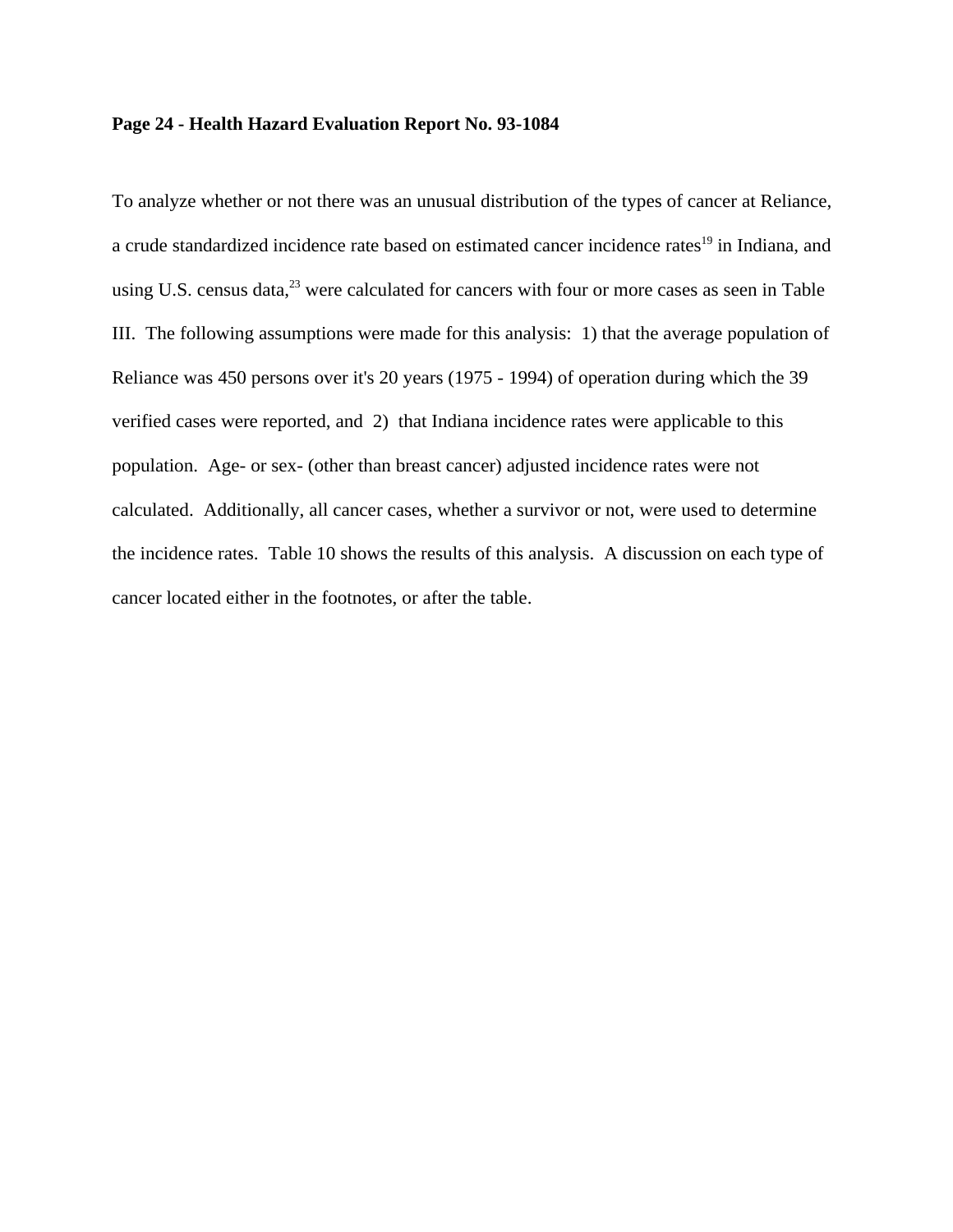To analyze whether or not there was an unusual distribution of the types of cancer at Reliance, a crude standardized incidence rate based on estimated cancer incidence rates[19] in Indiana, and using U.S. census data,[23] were calculated for cancers with four or more cases as seen in Table III. The following assumptions were made for this analysis: 1) that the average population of Reliance was 450 persons over it's 20 years (1975 - 1994) of operation during which the 39 verified cases were reported, and 2) that Indiana incidence rates were applicable to this population. Age- or sex- (other than breast cancer) adjusted incidence rates were not calculated. Additionally, all cancer cases, whether a survivor or not, were used to determine the incidence rates. Table 10 shows the results of this analysis. A discussion on each type of cancer located either in the footnotes, or after the table.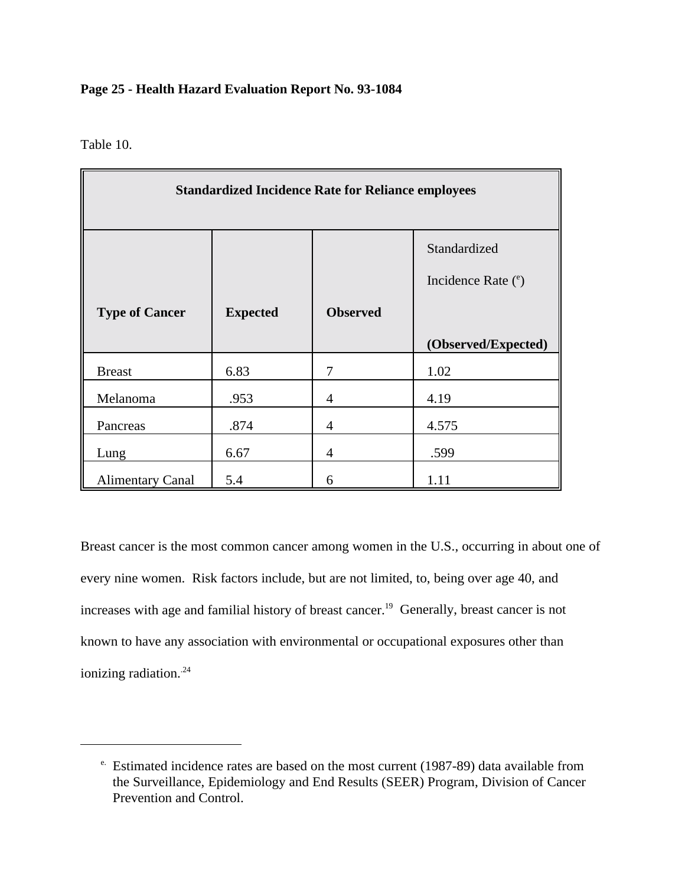Table 10.

| Standardized Incidence Rate for Reliance employees | | | |
|---|---|---|---|
| Type of Cancer | Expected | Observed | Standardized Incidence Rate ([e]) (Observed/Expected) |
| Breast | 6.83 | 7 | 1.02 |
| Melanoma | .953 | 4 | 4.19 |
| Pancreas | .874 | 4 | 4.575 |
| Lung | 6.67 | 4 | .599 |
| Alimentary Canal | 5.4 | 6 | 1.11 |

Breast cancer is the most common cancer among women in the U.S., occurring in about one of every nine women. Risk factors include, but are not limited, to, being over age 40, and increases with age and familial history of breast cancer.[19] Generally, breast cancer is not known to have any association with environmental or occupational exposures other than ionizing radiation.[24]

---

[e] Estimated incidence rates are based on the most current (1987-89) data available from the Surveillance, Epidemiology and End Results (SEER) Program, Division of Cancer Prevention and Control.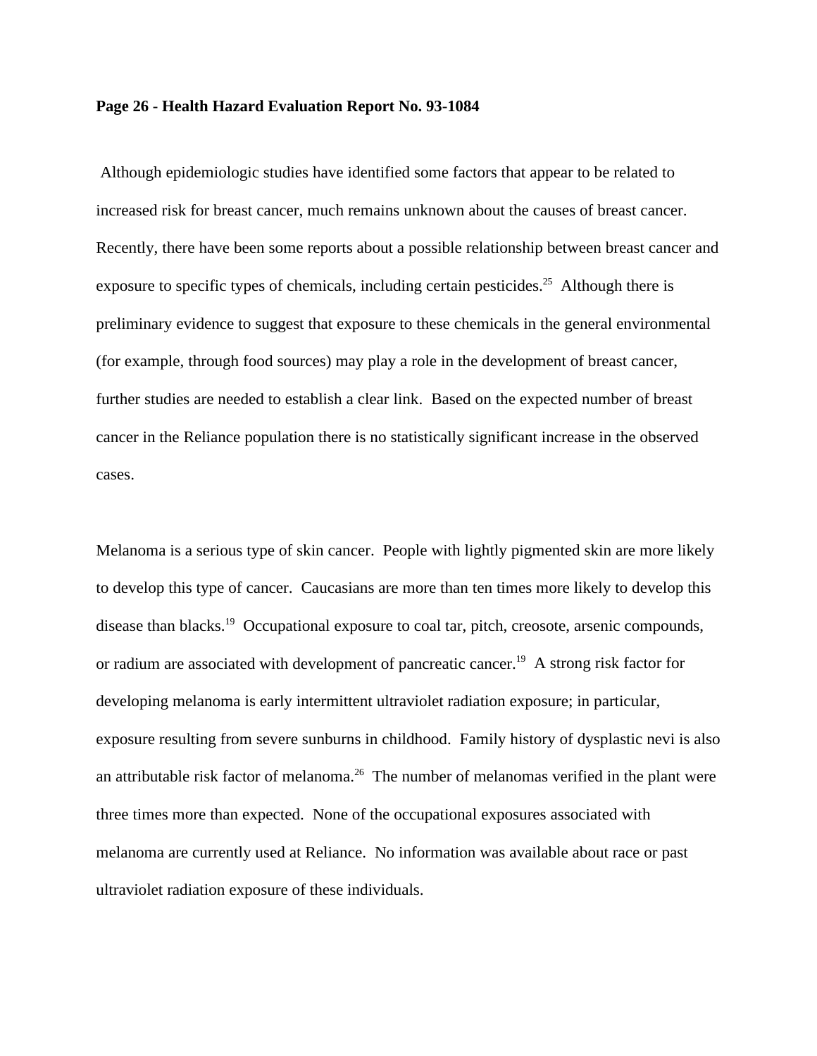Although epidemiologic studies have identified some factors that appear to be related to increased risk for breast cancer, much remains unknown about the causes of breast cancer. Recently, there have been some reports about a possible relationship between breast cancer and exposure to specific types of chemicals, including certain pesticides.[25] Although there is preliminary evidence to suggest that exposure to these chemicals in the general environmental (for example, through food sources) may play a role in the development of breast cancer, further studies are needed to establish a clear link. Based on the expected number of breast cancer in the Reliance population there is no statistically significant increase in the observed cases.

Melanoma is a serious type of skin cancer. People with lightly pigmented skin are more likely to develop this type of cancer. Caucasians are more than ten times more likely to develop this disease than blacks.[19] Occupational exposure to coal tar, pitch, creosote, arsenic compounds, or radium are associated with development of pancreatic cancer.[19] A strong risk factor for developing melanoma is early intermittent ultraviolet radiation exposure; in particular, exposure resulting from severe sunburns in childhood. Family history of dysplastic nevi is also an attributable risk factor of melanoma.[26] The number of melanomas verified in the plant were three times more than expected. None of the occupational exposures associated with melanoma are currently used at Reliance. No information was available about race or past ultraviolet radiation exposure of these individuals.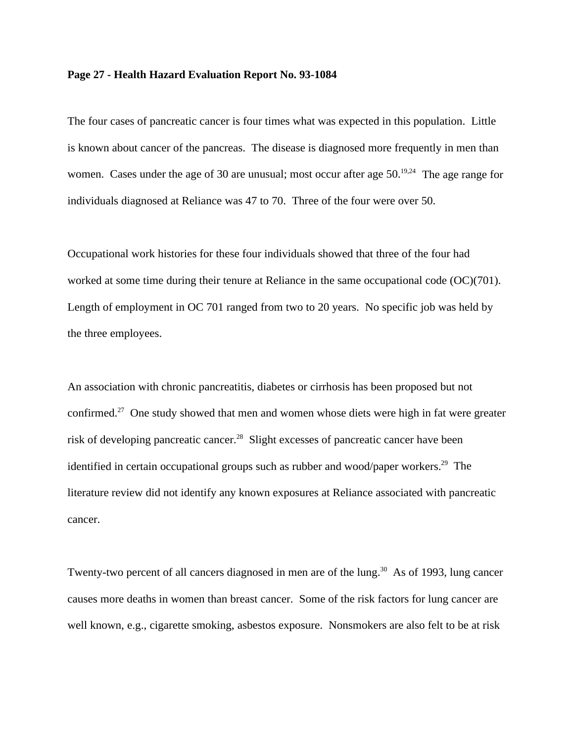The four cases of pancreatic cancer is four times what was expected in this population. Little is known about cancer of the pancreas. The disease is diagnosed more frequently in men than women. Cases under the age of 30 are unusual; most occur after age 50.[19,24] The age range for individuals diagnosed at Reliance was 47 to 70. Three of the four were over 50.

Occupational work histories for these four individuals showed that three of the four had worked at some time during their tenure at Reliance in the same occupational code (OC)(701). Length of employment in OC 701 ranged from two to 20 years. No specific job was held by the three employees.

An association with chronic pancreatitis, diabetes or cirrhosis has been proposed but not confirmed.[27] One study showed that men and women whose diets were high in fat were greater risk of developing pancreatic cancer.[28] Slight excesses of pancreatic cancer have been identified in certain occupational groups such as rubber and wood/paper workers.[29] The literature review did not identify any known exposures at Reliance associated with pancreatic cancer.

Twenty-two percent of all cancers diagnosed in men are of the lung.[30] As of 1993, lung cancer causes more deaths in women than breast cancer. Some of the risk factors for lung cancer are well known, e.g., cigarette smoking, asbestos exposure. Nonsmokers are also felt to be at risk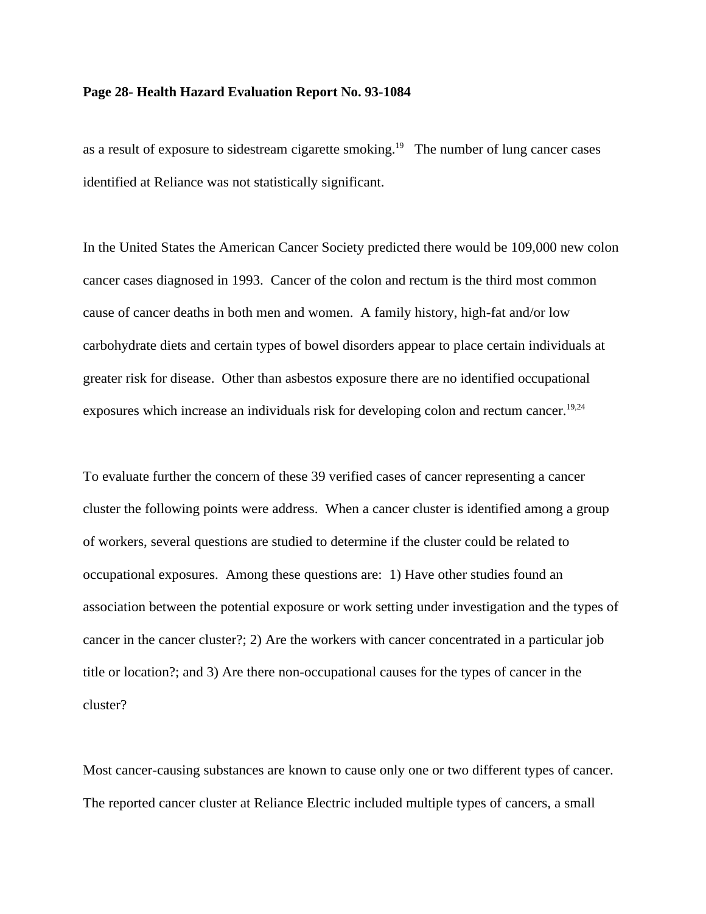as a result of exposure to sidestream cigarette smoking.[19] The number of lung cancer cases identified at Reliance was not statistically significant.

In the United States the American Cancer Society predicted there would be 109,000 new colon cancer cases diagnosed in 1993. Cancer of the colon and rectum is the third most common cause of cancer deaths in both men and women. A family history, high-fat and/or low carbohydrate diets and certain types of bowel disorders appear to place certain individuals at greater risk for disease. Other than asbestos exposure there are no identified occupational exposures which increase an individuals risk for developing colon and rectum cancer.[19,24]

To evaluate further the concern of these 39 verified cases of cancer representing a cancer cluster the following points were address. When a cancer cluster is identified among a group of workers, several questions are studied to determine if the cluster could be related to occupational exposures. Among these questions are: 1) Have other studies found an association between the potential exposure or work setting under investigation and the types of cancer in the cancer cluster?; 2) Are the workers with cancer concentrated in a particular job title or location?; and 3) Are there non-occupational causes for the types of cancer in the cluster?

Most cancer-causing substances are known to cause only one or two different types of cancer. The reported cancer cluster at Reliance Electric included multiple types of cancers, a small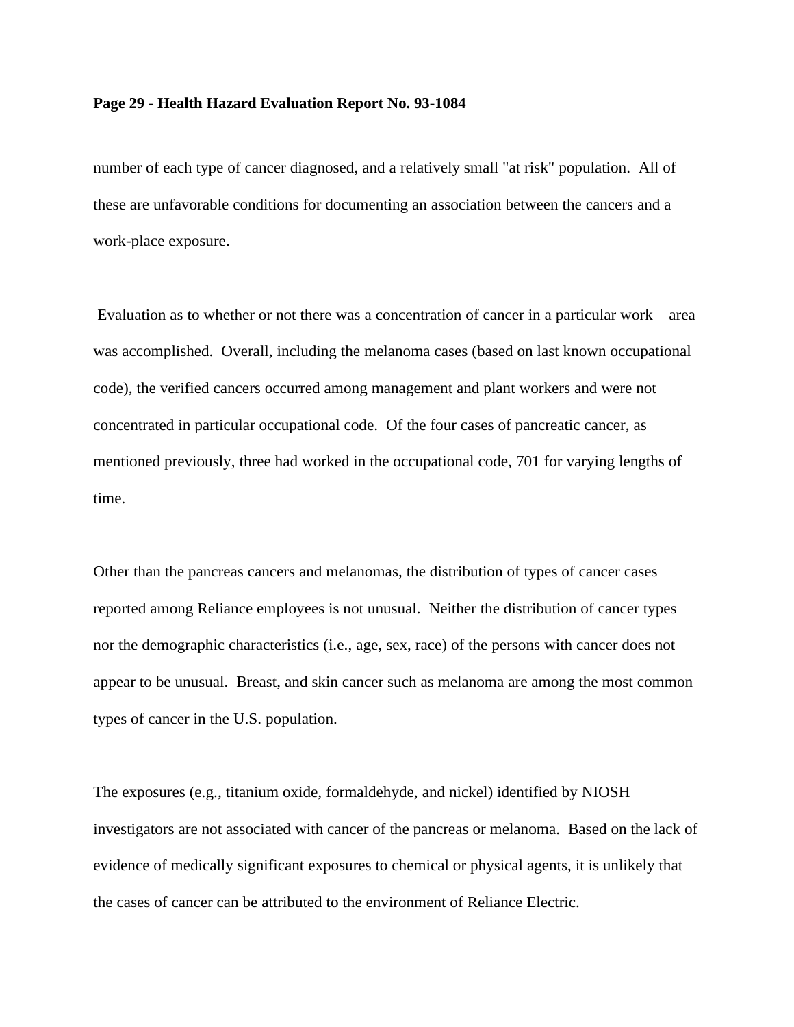number of each type of cancer diagnosed, and a relatively small "at risk" population. All of these are unfavorable conditions for documenting an association between the cancers and a work-place exposure.

Evaluation as to whether or not there was a concentration of cancer in a particular work area was accomplished. Overall, including the melanoma cases (based on last known occupational code), the verified cancers occurred among management and plant workers and were not concentrated in particular occupational code. Of the four cases of pancreatic cancer, as mentioned previously, three had worked in the occupational code, 701 for varying lengths of time.

Other than the pancreas cancers and melanomas, the distribution of types of cancer cases reported among Reliance employees is not unusual. Neither the distribution of cancer types nor the demographic characteristics (i.e., age, sex, race) of the persons with cancer does not appear to be unusual. Breast, and skin cancer such as melanoma are among the most common types of cancer in the U.S. population.

The exposures (e.g., titanium oxide, formaldehyde, and nickel) identified by NIOSH investigators are not associated with cancer of the pancreas or melanoma. Based on the lack of evidence of medically significant exposures to chemical or physical agents, it is unlikely that the cases of cancer can be attributed to the environment of Reliance Electric.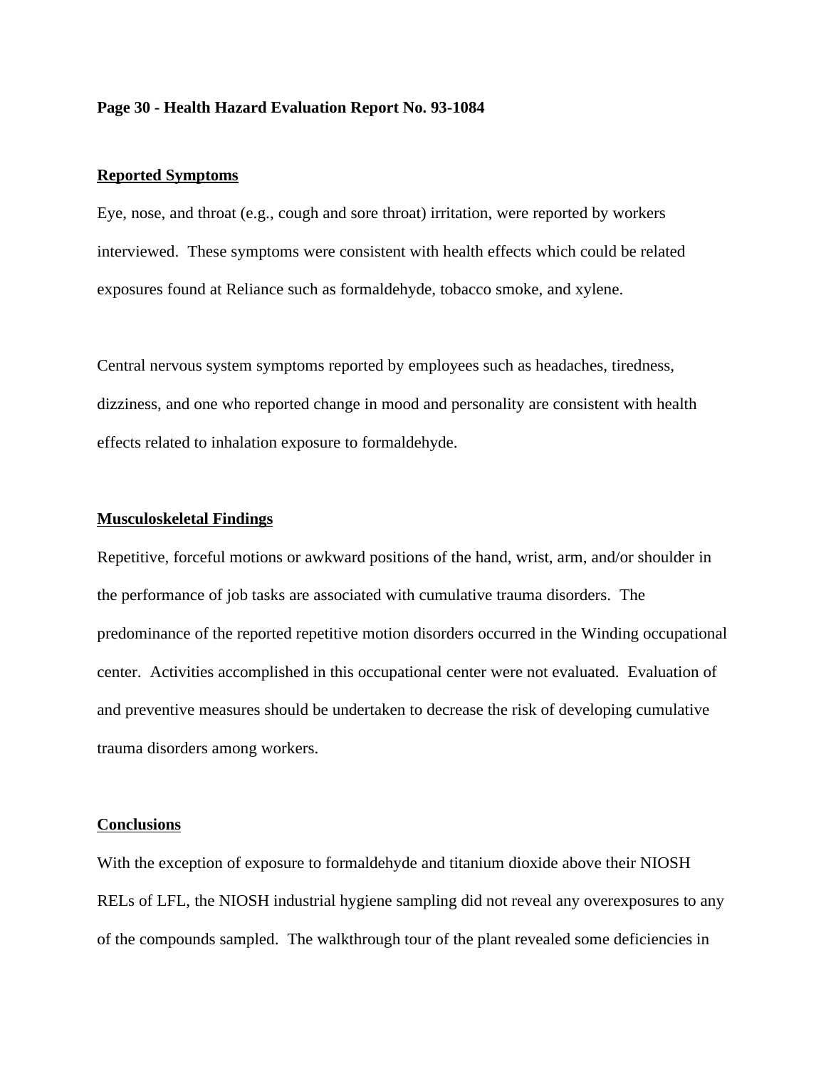**Reported Symptoms**

Eye, nose, and throat (e.g., cough and sore throat) irritation, were reported by workers interviewed. These symptoms were consistent with health effects which could be related exposures found at Reliance such as formaldehyde, tobacco smoke, and xylene.

Central nervous system symptoms reported by employees such as headaches, tiredness, dizziness, and one who reported change in mood and personality are consistent with health effects related to inhalation exposure to formaldehyde.

**Musculoskeletal Findings**

Repetitive, forceful motions or awkward positions of the hand, wrist, arm, and/or shoulder in the performance of job tasks are associated with cumulative trauma disorders. The predominance of the reported repetitive motion disorders occurred in the Winding occupational center. Activities accomplished in this occupational center were not evaluated. Evaluation of and preventive measures should be undertaken to decrease the risk of developing cumulative trauma disorders among workers.

**Conclusions**

With the exception of exposure to formaldehyde and titanium dioxide above their NIOSH RELs of LFL, the NIOSH industrial hygiene sampling did not reveal any overexposures to any of the compounds sampled. The walkthrough tour of the plant revealed some deficiencies in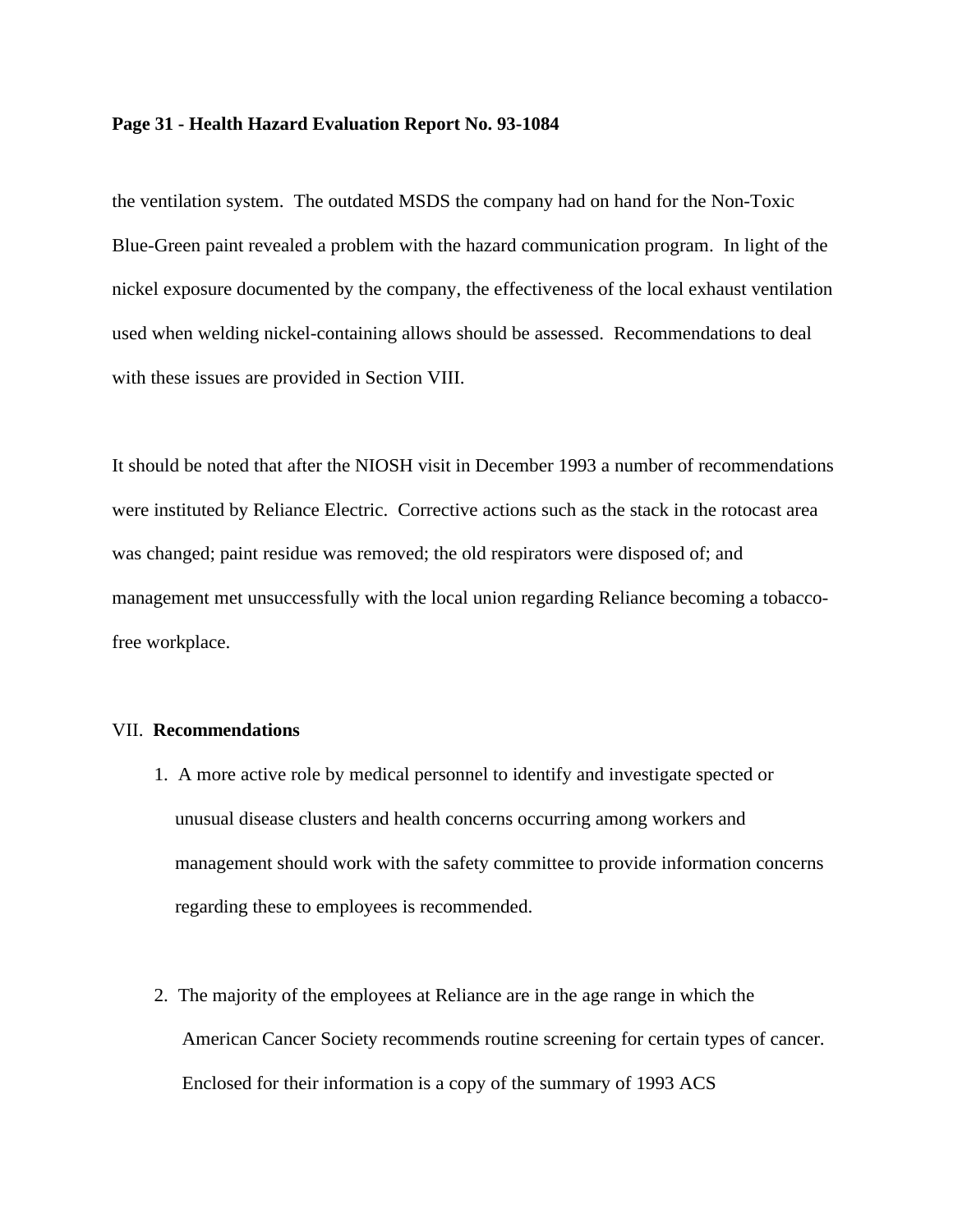the ventilation system. The outdated MSDS the company had on hand for the Non-Toxic Blue-Green paint revealed a problem with the hazard communication program. In light of the nickel exposure documented by the company, the effectiveness of the local exhaust ventilation used when welding nickel-containing allows should be assessed. Recommendations to deal with these issues are provided in Section VIII.

It should be noted that after the NIOSH visit in December 1993 a number of recommendations were instituted by Reliance Electric. Corrective actions such as the stack in the rotocast area was changed; paint residue was removed; the old respirators were disposed of; and management met unsuccessfully with the local union regarding Reliance becoming a tobacco-free workplace.

## VII. **Recommendations**

1. A more active role by medical personnel to identify and investigate spected or unusual disease clusters and health concerns occurring among workers and management should work with the safety committee to provide information concerns regarding these to employees is recommended.

2. The majority of the employees at Reliance are in the age range in which the American Cancer Society recommends routine screening for certain types of cancer. Enclosed for their information is a copy of the summary of 1993 ACS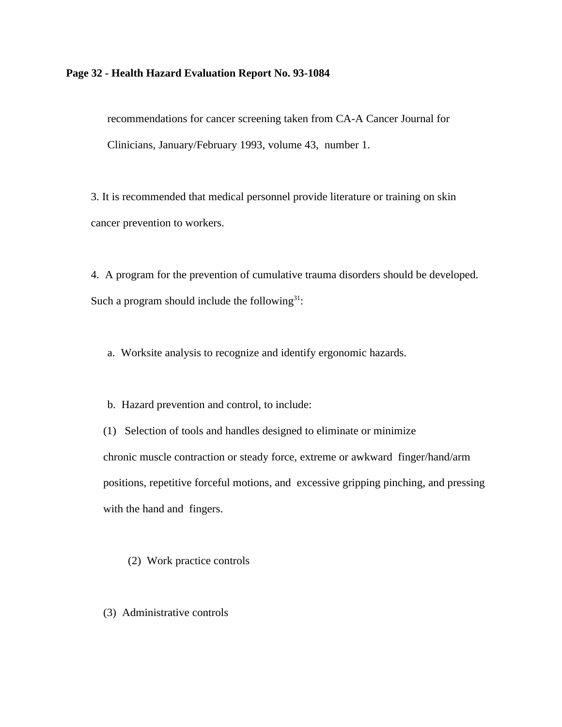recommendations for cancer screening taken from CA-A Cancer Journal for Clinicians, January/February 1993, volume 43, number 1.

3. It is recommended that medical personnel provide literature or training on skin cancer prevention to workers.

4. A program for the prevention of cumulative trauma disorders should be developed. Such a program should include the following[31]:

a. Worksite analysis to recognize and identify ergonomic hazards.

b. Hazard prevention and control, to include:

(1) Selection of tools and handles designed to eliminate or minimize chronic muscle contraction or steady force, extreme or awkward finger/hand/arm positions, repetitive forceful motions, and excessive gripping pinching, and pressing with the hand and fingers.

(2) Work practice controls

(3) Administrative controls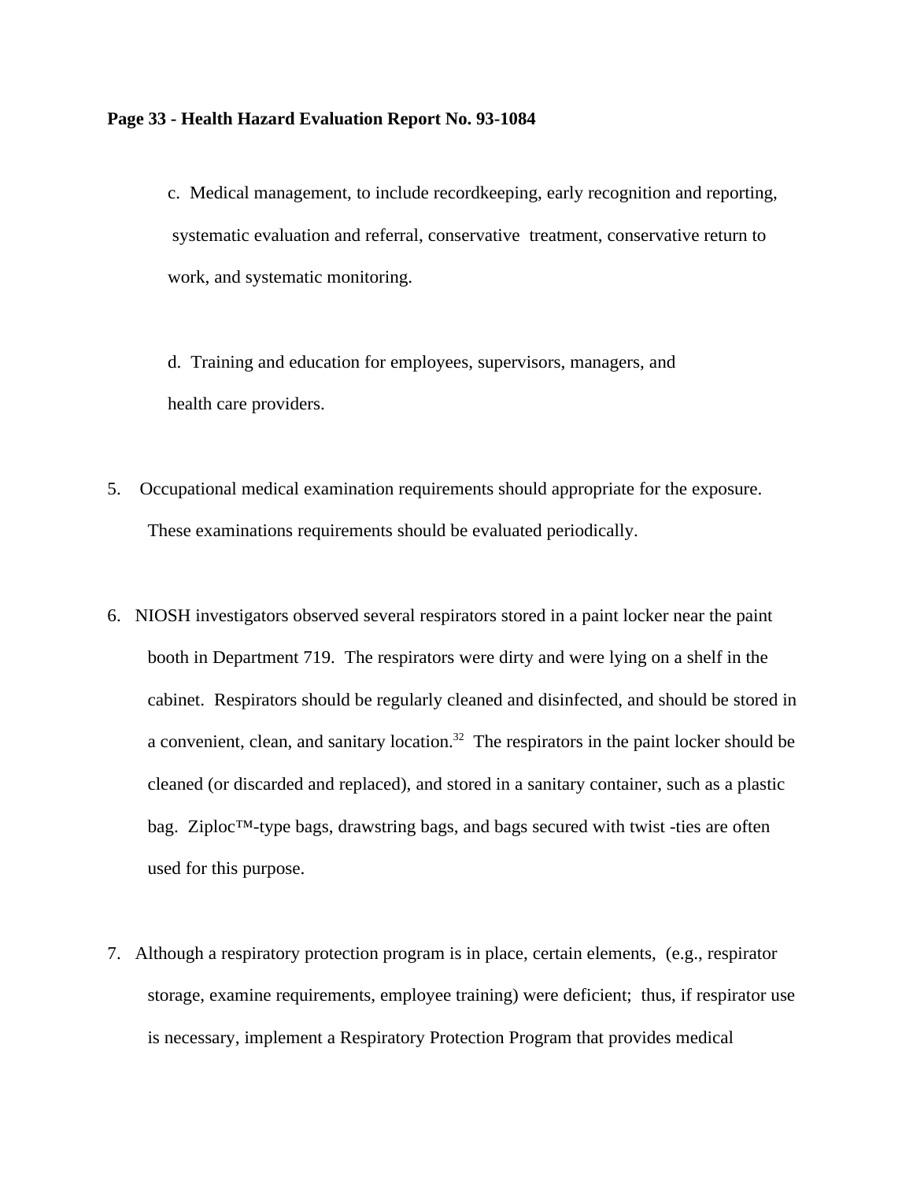c. Medical management, to include recordkeeping, early recognition and reporting, systematic evaluation and referral, conservative treatment, conservative return to work, and systematic monitoring.

d. Training and education for employees, supervisors, managers, and health care providers.

5. Occupational medical examination requirements should appropriate for the exposure. These examinations requirements should be evaluated periodically.

6. NIOSH investigators observed several respirators stored in a paint locker near the paint booth in Department 719. The respirators were dirty and were lying on a shelf in the cabinet. Respirators should be regularly cleaned and disinfected, and should be stored in a convenient, clean, and sanitary location.[32] The respirators in the paint locker should be cleaned (or discarded and replaced), and stored in a sanitary container, such as a plastic bag. Ziploc™-type bags, drawstring bags, and bags secured with twist -ties are often used for this purpose.

7. Although a respiratory protection program is in place, certain elements, (e.g., respirator storage, examine requirements, employee training) were deficient; thus, if respirator use is necessary, implement a Respiratory Protection Program that provides medical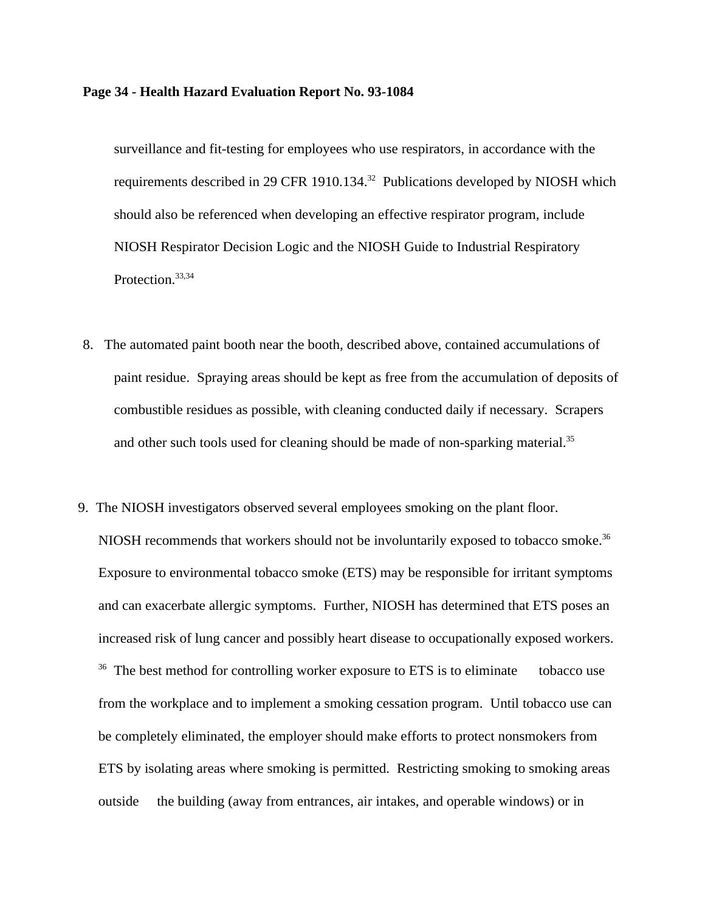surveillance and fit-testing for employees who use respirators, in accordance with the requirements described in 29 CFR 1910.134.[32] Publications developed by NIOSH which should also be referenced when developing an effective respirator program, include NIOSH Respirator Decision Logic and the NIOSH Guide to Industrial Respiratory Protection.[33,34]

8. The automated paint booth near the booth, described above, contained accumulations of paint residue. Spraying areas should be kept as free from the accumulation of deposits of combustible residues as possible, with cleaning conducted daily if necessary. Scrapers and other such tools used for cleaning should be made of non-sparking material.[35]

9. The NIOSH investigators observed several employees smoking on the plant floor. NIOSH recommends that workers should not be involuntarily exposed to tobacco smoke.[36] Exposure to environmental tobacco smoke (ETS) may be responsible for irritant symptoms and can exacerbate allergic symptoms. Further, NIOSH has determined that ETS poses an increased risk of lung cancer and possibly heart disease to occupationally exposed workers.[36] The best method for controlling worker exposure to ETS is to eliminate tobacco use from the workplace and to implement a smoking cessation program. Until tobacco use can be completely eliminated, the employer should make efforts to protect nonsmokers from ETS by isolating areas where smoking is permitted. Restricting smoking to smoking areas outside the building (away from entrances, air intakes, and operable windows) or in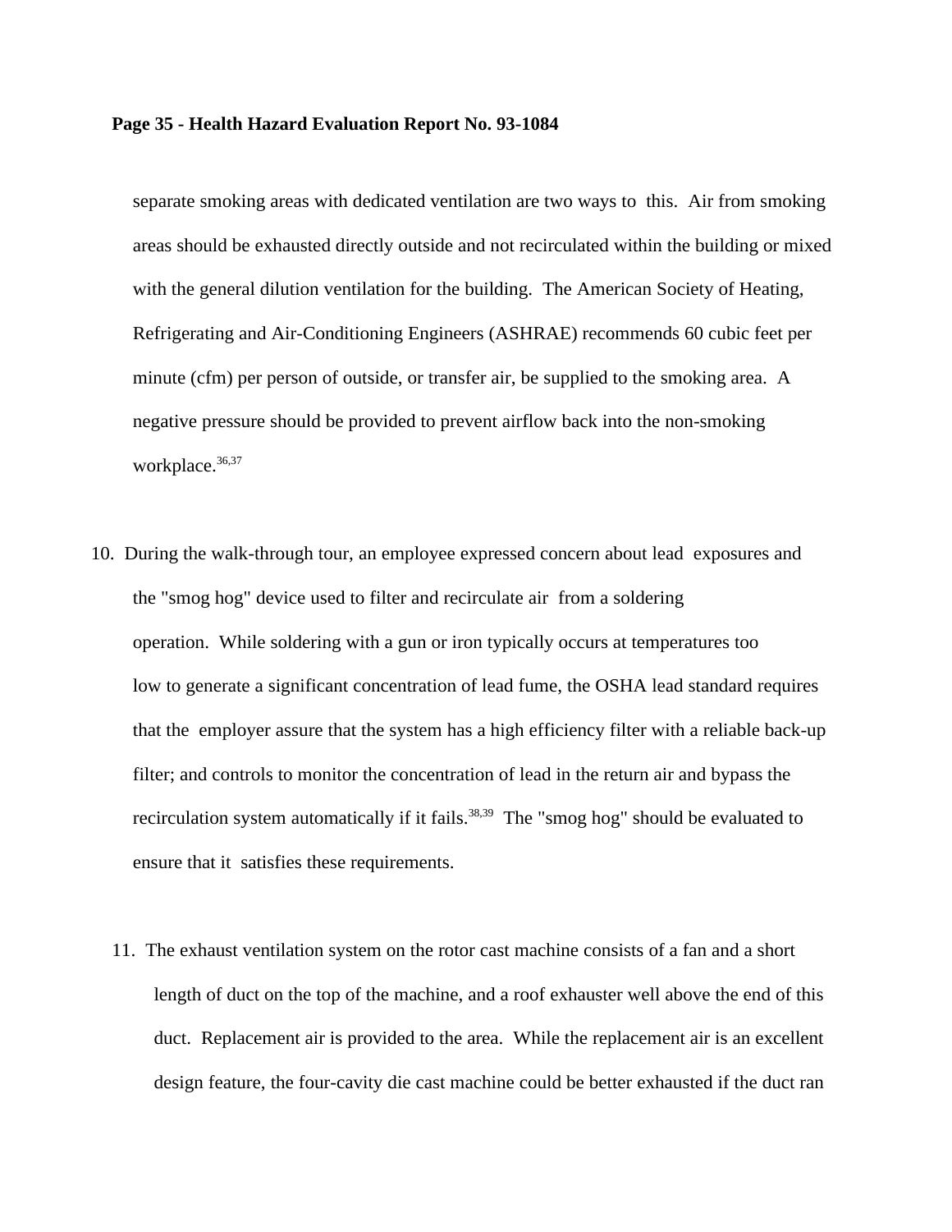separate smoking areas with dedicated ventilation are two ways to this. Air from smoking areas should be exhausted directly outside and not recirculated within the building or mixed with the general dilution ventilation for the building. The American Society of Heating, Refrigerating and Air-Conditioning Engineers (ASHRAE) recommends 60 cubic feet per minute (cfm) per person of outside, or transfer air, be supplied to the smoking area. A negative pressure should be provided to prevent airflow back into the non-smoking workplace.[36,37]

10. During the walk-through tour, an employee expressed concern about lead exposures and the "smog hog" device used to filter and recirculate air from a soldering operation. While soldering with a gun or iron typically occurs at temperatures too low to generate a significant concentration of lead fume, the OSHA lead standard requires that the employer assure that the system has a high efficiency filter with a reliable back-up filter; and controls to monitor the concentration of lead in the return air and bypass the recirculation system automatically if it fails.[38,39] The "smog hog" should be evaluated to ensure that it satisfies these requirements.

11. The exhaust ventilation system on the rotor cast machine consists of a fan and a short length of duct on the top of the machine, and a roof exhauster well above the end of this duct. Replacement air is provided to the area. While the replacement air is an excellent design feature, the four-cavity die cast machine could be better exhausted if the duct ran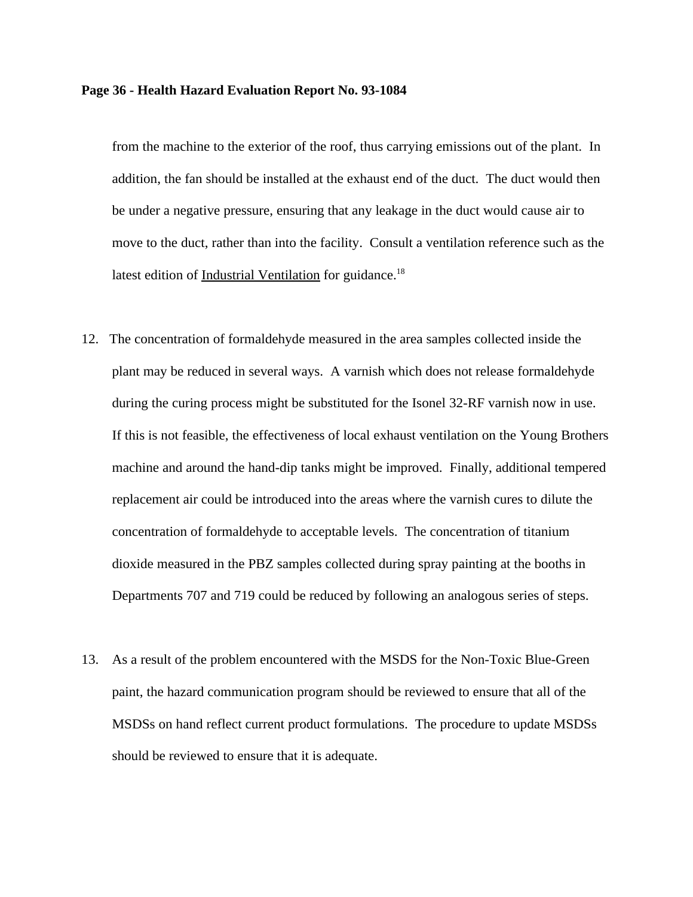from the machine to the exterior of the roof, thus carrying emissions out of the plant. In addition, the fan should be installed at the exhaust end of the duct. The duct would then be under a negative pressure, ensuring that any leakage in the duct would cause air to move to the duct, rather than into the facility. Consult a ventilation reference such as the latest edition of Industrial Ventilation for guidance.[18]

12. The concentration of formaldehyde measured in the area samples collected inside the plant may be reduced in several ways. A varnish which does not release formaldehyde during the curing process might be substituted for the Isonel 32-RF varnish now in use. If this is not feasible, the effectiveness of local exhaust ventilation on the Young Brothers machine and around the hand-dip tanks might be improved. Finally, additional tempered replacement air could be introduced into the areas where the varnish cures to dilute the concentration of formaldehyde to acceptable levels. The concentration of titanium dioxide measured in the PBZ samples collected during spray painting at the booths in Departments 707 and 719 could be reduced by following an analogous series of steps.

13. As a result of the problem encountered with the MSDS for the Non-Toxic Blue-Green paint, the hazard communication program should be reviewed to ensure that all of the MSDSs on hand reflect current product formulations. The procedure to update MSDSs should be reviewed to ensure that it is adequate.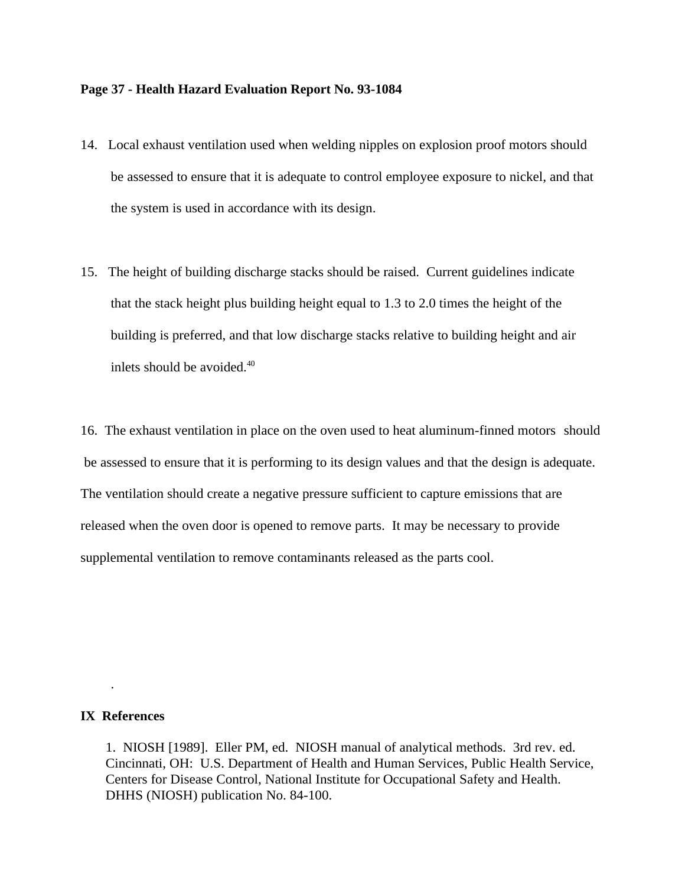14. Local exhaust ventilation used when welding nipples on explosion proof motors should be assessed to ensure that it is adequate to control employee exposure to nickel, and that the system is used in accordance with its design.

15. The height of building discharge stacks should be raised. Current guidelines indicate that the stack height plus building height equal to 1.3 to 2.0 times the height of the building is preferred, and that low discharge stacks relative to building height and air inlets should be avoided.[40]

16. The exhaust ventilation in place on the oven used to heat aluminum-finned motors should be assessed to ensure that it is performing to its design values and that the design is adequate. The ventilation should create a negative pressure sufficient to capture emissions that are released when the oven door is opened to remove parts. It may be necessary to provide supplemental ventilation to remove contaminants released as the parts cool.

.

## IX References

1. NIOSH [1989]. Eller PM, ed. NIOSH manual of analytical methods. 3rd rev. ed. Cincinnati, OH: U.S. Department of Health and Human Services, Public Health Service, Centers for Disease Control, National Institute for Occupational Safety and Health. DHHS (NIOSH) publication No. 84-100.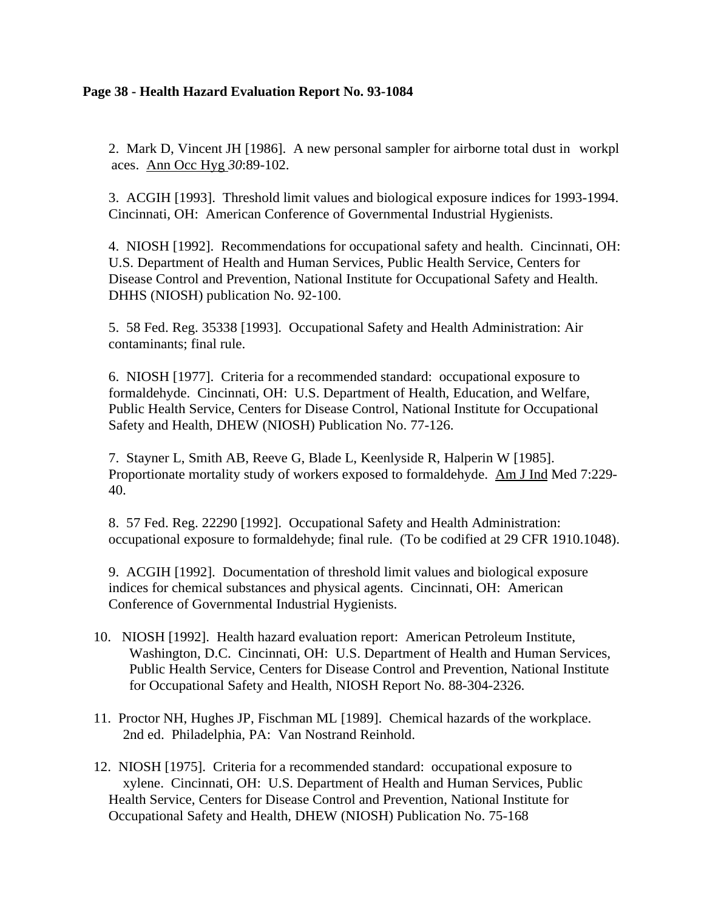2. Mark D, Vincent JH [1986]. A new personal sampler for airborne total dust in workpl aces. Ann Occ Hyg *30*:89-102.

3. ACGIH [1993]. Threshold limit values and biological exposure indices for 1993-1994. Cincinnati, OH: American Conference of Governmental Industrial Hygienists.

4. NIOSH [1992]. Recommendations for occupational safety and health. Cincinnati, OH: U.S. Department of Health and Human Services, Public Health Service, Centers for Disease Control and Prevention, National Institute for Occupational Safety and Health. DHHS (NIOSH) publication No. 92-100.

5. 58 Fed. Reg. 35338 [1993]. Occupational Safety and Health Administration: Air contaminants; final rule.

6. NIOSH [1977]. Criteria for a recommended standard: occupational exposure to formaldehyde. Cincinnati, OH: U.S. Department of Health, Education, and Welfare, Public Health Service, Centers for Disease Control, National Institute for Occupational Safety and Health, DHEW (NIOSH) Publication No. 77-126.

7. Stayner L, Smith AB, Reeve G, Blade L, Keenlyside R, Halperin W [1985]. Proportionate mortality study of workers exposed to formaldehyde. Am J Ind Med 7:229-40.

8. 57 Fed. Reg. 22290 [1992]. Occupational Safety and Health Administration: occupational exposure to formaldehyde; final rule. (To be codified at 29 CFR 1910.1048).

9. ACGIH [1992]. Documentation of threshold limit values and biological exposure indices for chemical substances and physical agents. Cincinnati, OH: American Conference of Governmental Industrial Hygienists.

10. NIOSH [1992]. Health hazard evaluation report: American Petroleum Institute, Washington, D.C. Cincinnati, OH: U.S. Department of Health and Human Services, Public Health Service, Centers for Disease Control and Prevention, National Institute for Occupational Safety and Health, NIOSH Report No. 88-304-2326.

11. Proctor NH, Hughes JP, Fischman ML [1989]. Chemical hazards of the workplace. 2nd ed. Philadelphia, PA: Van Nostrand Reinhold.

12. NIOSH [1975]. Criteria for a recommended standard: occupational exposure to xylene. Cincinnati, OH: U.S. Department of Health and Human Services, Public Health Service, Centers for Disease Control and Prevention, National Institute for Occupational Safety and Health, DHEW (NIOSH) Publication No. 75-168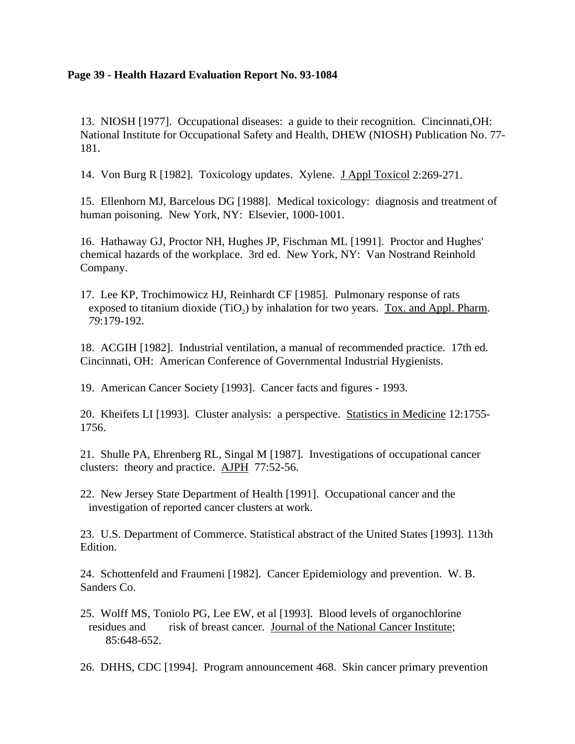13. NIOSH [1977]. Occupational diseases: a guide to their recognition. Cincinnati,OH: National Institute for Occupational Safety and Health, DHEW (NIOSH) Publication No. 77-181.

14. Von Burg R [1982]. Toxicology updates. Xylene. J Appl Toxicol 2:269-271.

15. Ellenhorn MJ, Barcelous DG [1988]. Medical toxicology: diagnosis and treatment of human poisoning. New York, NY: Elsevier, 1000-1001.

16. Hathaway GJ, Proctor NH, Hughes JP, Fischman ML [1991]. Proctor and Hughes' chemical hazards of the workplace. 3rd ed. New York, NY: Van Nostrand Reinhold Company.

17. Lee KP, Trochimowicz HJ, Reinhardt CF [1985]. Pulmonary response of rats exposed to titanium dioxide ($TiO_2$) by inhalation for two years. Tox. and Appl. Pharm. *79*:179-192.

18. ACGIH [1982]. Industrial ventilation, a manual of recommended practice. 17th ed. Cincinnati, OH: American Conference of Governmental Industrial Hygienists.

19. American Cancer Society [1993]. Cancer facts and figures - 1993.

20. Kheifets LI [1993]. Cluster analysis: a perspective. Statistics in Medicine 12:1755-1756.

21. Shulle PA, Ehrenberg RL, Singal M [1987]. Investigations of occupational cancer clusters: theory and practice. AJPH 77:52-56.

22. New Jersey State Department of Health [1991]. Occupational cancer and the investigation of reported cancer clusters at work.

23. U.S. Department of Commerce. Statistical abstract of the United States [1993]. 113th Edition.

24. Schottenfeld and Fraumeni [1982]. Cancer Epidemiology and prevention. W. B. Sanders Co.

25. Wolff MS, Toniolo PG, Lee EW, et al [1993]. Blood levels of organochlorine residues and risk of breast cancer. Journal of the National Cancer Institute; 85:648-652.

26. DHHS, CDC [1994]. Program announcement 468. Skin cancer primary prevention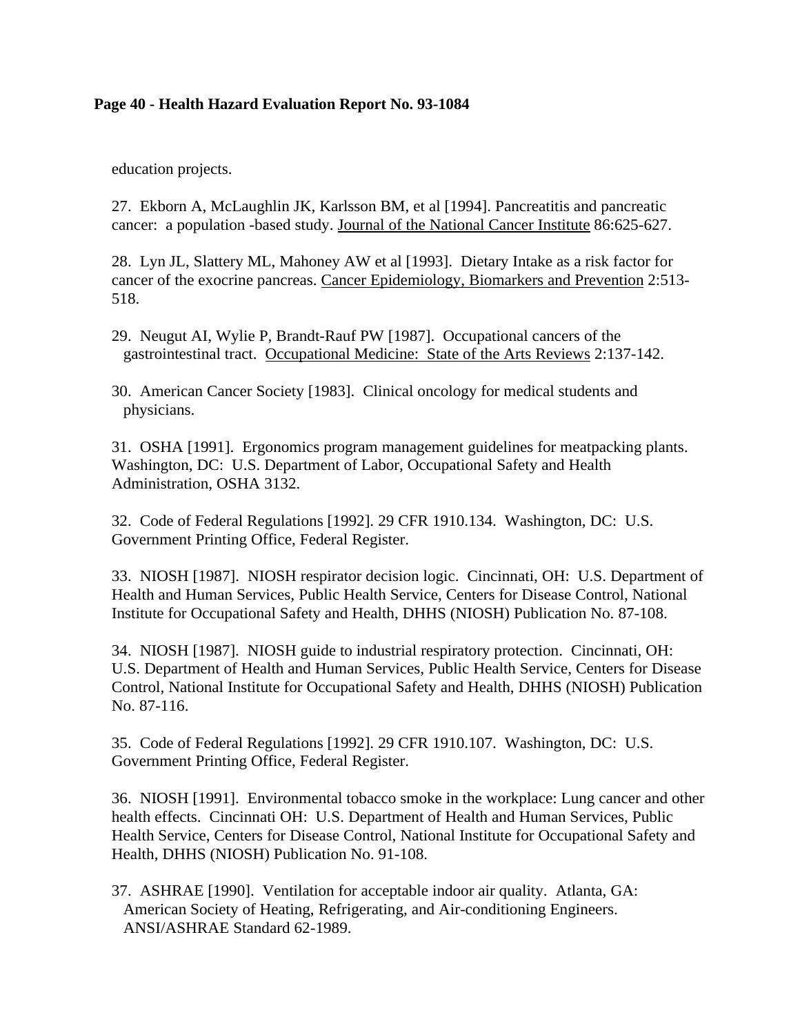education projects.

27. Ekborn A, McLaughlin JK, Karlsson BM, et al [1994]. Pancreatitis and pancreatic cancer: a population -based study. Journal of the National Cancer Institute 86:625-627.

28. Lyn JL, Slattery ML, Mahoney AW et al [1993]. Dietary Intake as a risk factor for cancer of the exocrine pancreas. Cancer Epidemiology, Biomarkers and Prevention 2:513-518.

29. Neugut AI, Wylie P, Brandt-Rauf PW [1987]. Occupational cancers of the gastrointestinal tract. Occupational Medicine: State of the Arts Reviews 2:137-142.

30. American Cancer Society [1983]. Clinical oncology for medical students and physicians.

31. OSHA [1991]. Ergonomics program management guidelines for meatpacking plants. Washington, DC: U.S. Department of Labor, Occupational Safety and Health Administration, OSHA 3132.

32. Code of Federal Regulations [1992]. 29 CFR 1910.134. Washington, DC: U.S. Government Printing Office, Federal Register.

33. NIOSH [1987]. NIOSH respirator decision logic. Cincinnati, OH: U.S. Department of Health and Human Services, Public Health Service, Centers for Disease Control, National Institute for Occupational Safety and Health, DHHS (NIOSH) Publication No. 87-108.

34. NIOSH [1987]. NIOSH guide to industrial respiratory protection. Cincinnati, OH: U.S. Department of Health and Human Services, Public Health Service, Centers for Disease Control, National Institute for Occupational Safety and Health, DHHS (NIOSH) Publication No. 87-116.

35. Code of Federal Regulations [1992]. 29 CFR 1910.107. Washington, DC: U.S. Government Printing Office, Federal Register.

36. NIOSH [1991]. Environmental tobacco smoke in the workplace: Lung cancer and other health effects. Cincinnati OH: U.S. Department of Health and Human Services, Public Health Service, Centers for Disease Control, National Institute for Occupational Safety and Health, DHHS (NIOSH) Publication No. 91-108.

37. ASHRAE [1990]. Ventilation for acceptable indoor air quality. Atlanta, GA: American Society of Heating, Refrigerating, and Air-conditioning Engineers. ANSI/ASHRAE Standard 62-1989.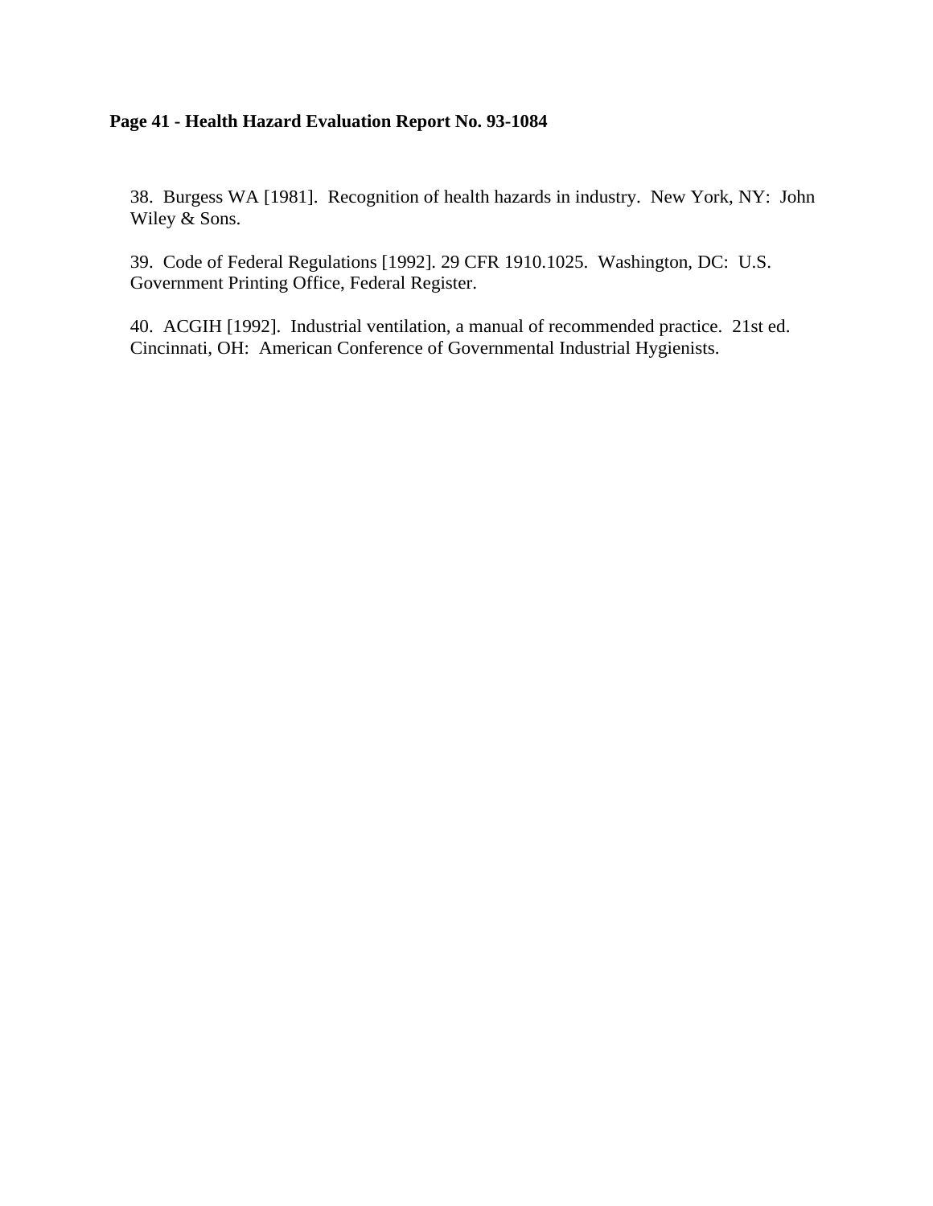38. Burgess WA [1981]. Recognition of health hazards in industry. New York, NY: John Wiley & Sons.

39. Code of Federal Regulations [1992]. 29 CFR 1910.1025. Washington, DC: U.S. Government Printing Office, Federal Register.

40. ACGIH [1992]. Industrial ventilation, a manual of recommended practice. 21st ed. Cincinnati, OH: American Conference of Governmental Industrial Hygienists.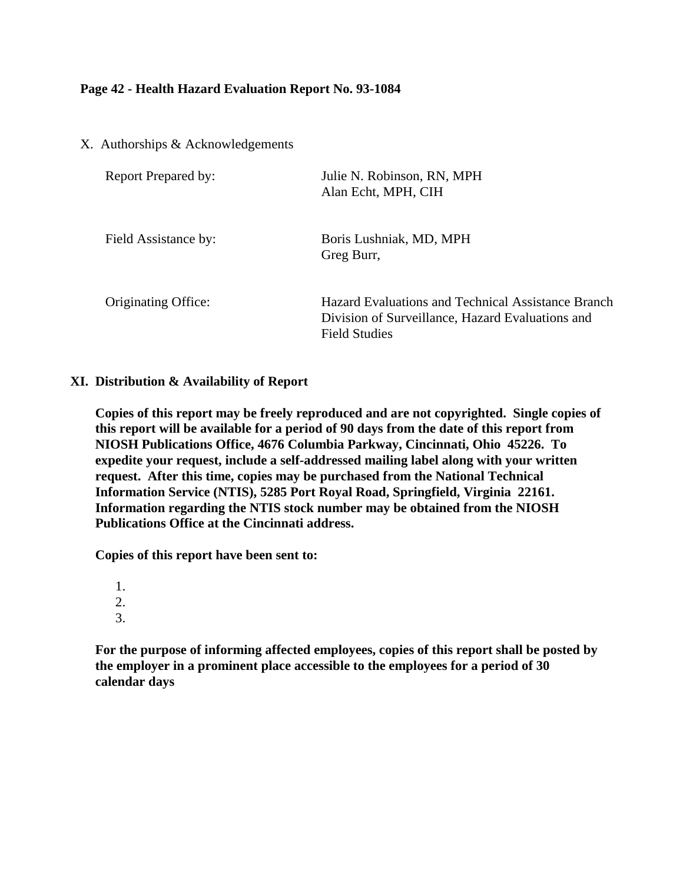## X. Authorships & Acknowledgements

| | |
|---|---|
| Report Prepared by: | Julie N. Robinson, RN, MPH<br>Alan Echt, MPH, CIH |
| Field Assistance by: | Boris Lushniak, MD, MPH<br>Greg Burr, |
| Originating Office: | Hazard Evaluations and Technical Assistance Branch<br>Division of Surveillance, Hazard Evaluations and Field Studies |

## XI. Distribution & Availability of Report

**Copies of this report may be freely reproduced and are not copyrighted. Single copies of this report will be available for a period of 90 days from the date of this report from NIOSH Publications Office, 4676 Columbia Parkway, Cincinnati, Ohio 45226. To expedite your request, include a self-addressed mailing label along with your written request. After this time, copies may be purchased from the National Technical Information Service (NTIS), 5285 Port Royal Road, Springfield, Virginia 22161. Information regarding the NTIS stock number may be obtained from the NIOSH Publications Office at the Cincinnati address.**

**Copies of this report have been sent to:**

1.
2.
3.

**For the purpose of informing affected employees, copies of this report shall be posted by the employer in a prominent place accessible to the employees for a period of 30 calendar days**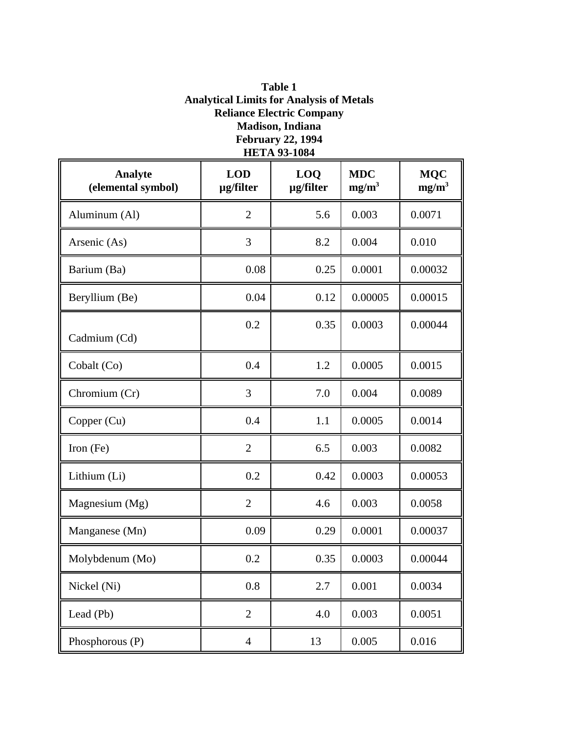**Table 1**
**Analytical Limits for Analysis of Metals**
**Reliance Electric Company**
**Madison, Indiana**
**February 22, 1994**
**HETA 93-1084**

| Analyte (elemental symbol) | LOD µg/filter | LOQ µg/filter | MDC $mg/m^3$ | MQC $mg/m^3$ |
|---|---|---|---|---|
| Aluminum (Al) | 2 | 5.6 | 0.003 | 0.0071 |
| Arsenic (As) | 3 | 8.2 | 0.004 | 0.010 |
| Barium (Ba) | 0.08 | 0.25 | 0.0001 | 0.00032 |
| Beryllium (Be) | 0.04 | 0.12 | 0.00005 | 0.00015 |
| Cadmium (Cd) | 0.2 | 0.35 | 0.0003 | 0.00044 |
| Cobalt (Co) | 0.4 | 1.2 | 0.0005 | 0.0015 |
| Chromium (Cr) | 3 | 7.0 | 0.004 | 0.0089 |
| Copper (Cu) | 0.4 | 1.1 | 0.0005 | 0.0014 |
| Iron (Fe) | 2 | 6.5 | 0.003 | 0.0082 |
| Lithium (Li) | 0.2 | 0.42 | 0.0003 | 0.00053 |
| Magnesium (Mg) | 2 | 4.6 | 0.003 | 0.0058 |
| Manganese (Mn) | 0.09 | 0.29 | 0.0001 | 0.00037 |
| Molybdenum (Mo) | 0.2 | 0.35 | 0.0003 | 0.00044 |
| Nickel (Ni) | 0.8 | 2.7 | 0.001 | 0.0034 |
| Lead (Pb) | 2 | 4.0 | 0.003 | 0.0051 |
| Phosphorous (P) | 4 | 13 | 0.005 | 0.016 |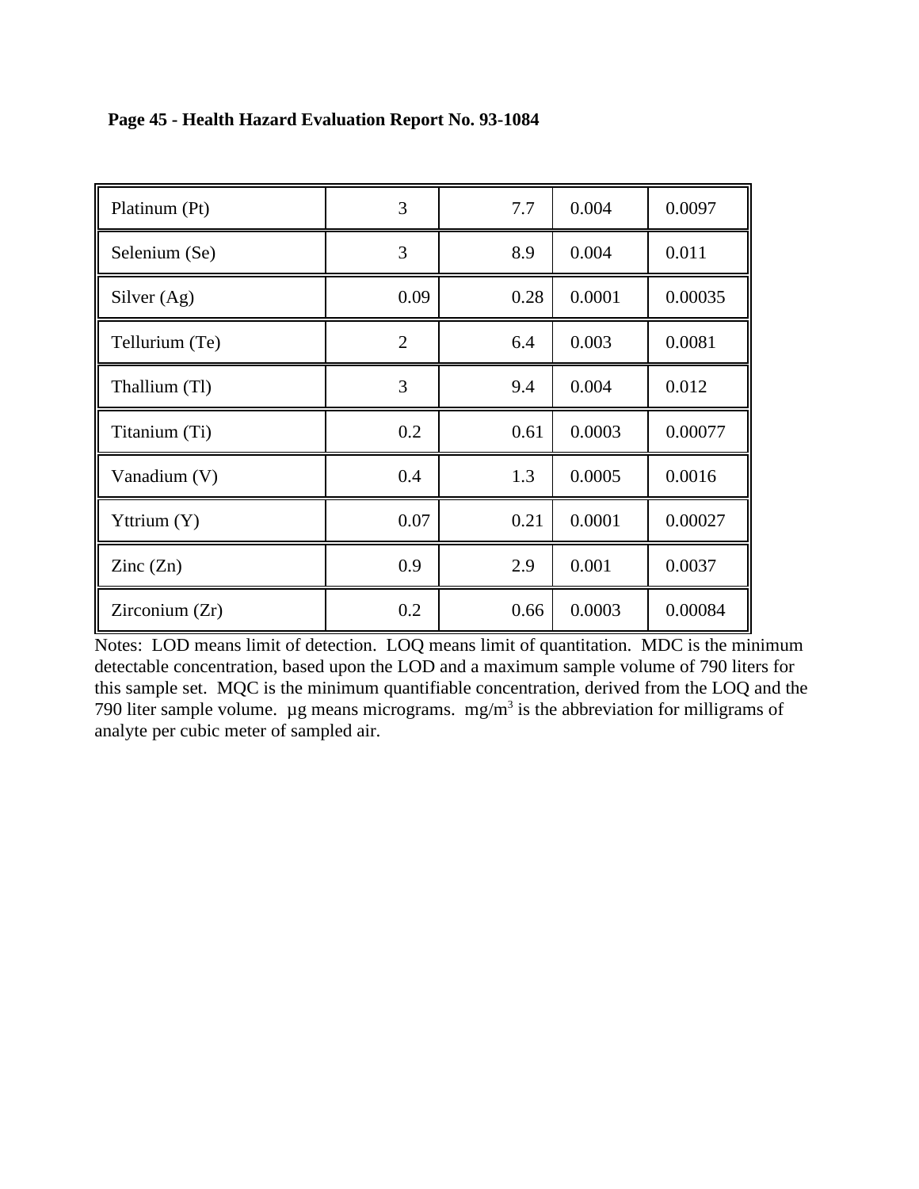| | | | | |
|---|---|---|---|---|
| Platinum (Pt) | 3 | 7.7 | 0.004 | 0.0097 |
| Selenium (Se) | 3 | 8.9 | 0.004 | 0.011 |
| Silver (Ag) | 0.09 | 0.28 | 0.0001 | 0.00035 |
| Tellurium (Te) | 2 | 6.4 | 0.003 | 0.0081 |
| Thallium (Tl) | 3 | 9.4 | 0.004 | 0.012 |
| Titanium (Ti) | 0.2 | 0.61 | 0.0003 | 0.00077 |
| Vanadium (V) | 0.4 | 1.3 | 0.0005 | 0.0016 |
| Yttrium (Y) | 0.07 | 0.21 | 0.0001 | 0.00027 |
| Zinc (Zn) | 0.9 | 2.9 | 0.001 | 0.0037 |
| Zirconium (Zr) | 0.2 | 0.66 | 0.0003 | 0.00084 |

Notes: LOD means limit of detection. LOQ means limit of quantitation. MDC is the minimum detectable concentration, based upon the LOD and a maximum sample volume of 790 liters for this sample set. MQC is the minimum quantifiable concentration, derived from the LOQ and the 790 liter sample volume. µg means micrograms. $mg/m^3$ is the abbreviation for milligrams of analyte per cubic meter of sampled air.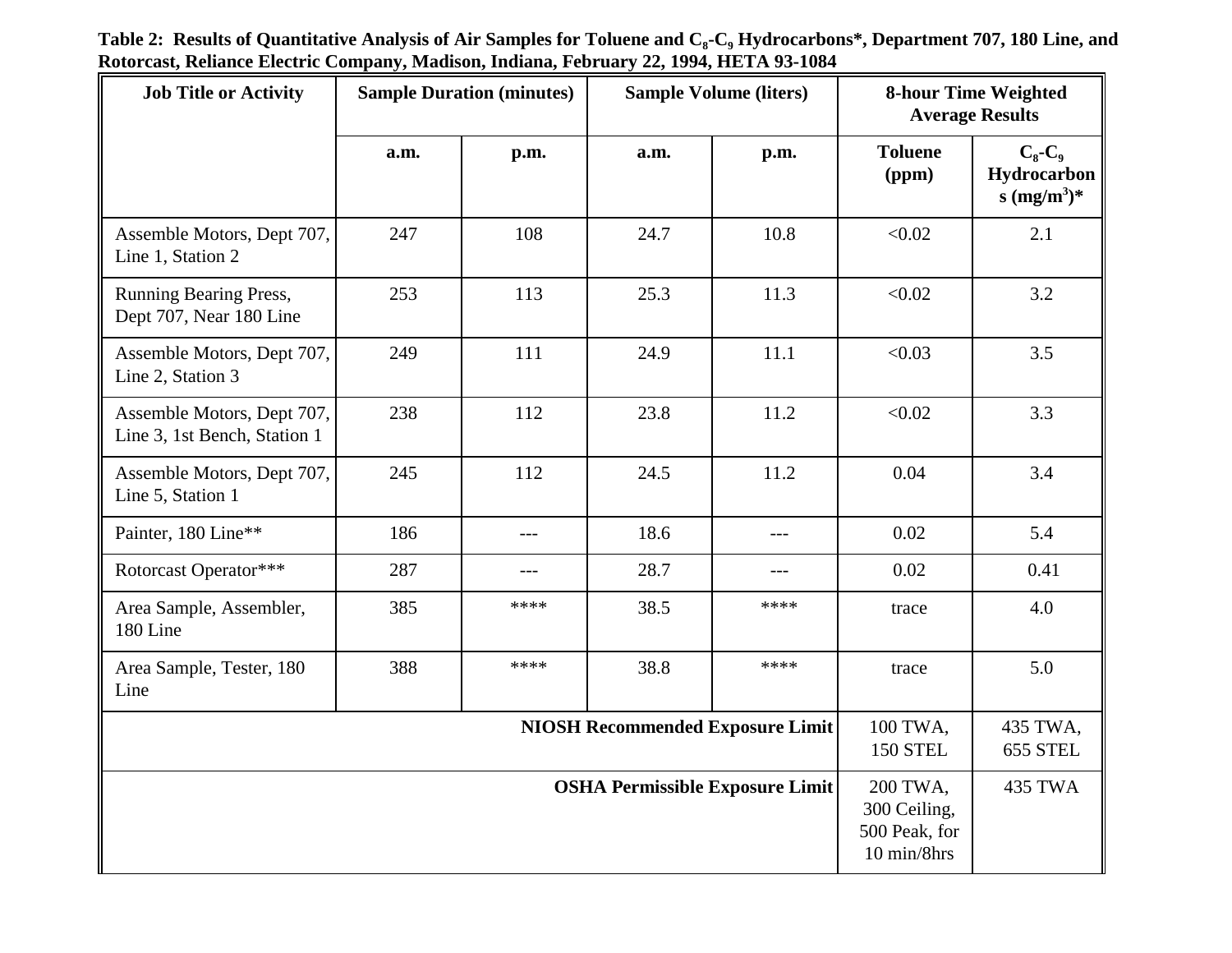**Table 2: Results of Quantitative Analysis of Air Samples for Toluene and $C_8$-$C_9$ Hydrocarbons*, Department 707, 180 Line, and Rotorcast, Reliance Electric Company, Madison, Indiana, February 22, 1994, HETA 93-1084**

| Job Title or Activity | Sample Duration (minutes) | | Sample Volume (liters) | | 8-hour Time Weighted Average Results | |
|---|---|---|---|---|---|---|
| | a.m. | p.m. | a.m. | p.m. | Toluene (ppm) | $C_8$-$C_9$ Hydrocarbons ($mg/m^3$)* |
| Assemble Motors, Dept 707, Line 1, Station 2 | 247 | 108 | 24.7 | 10.8 | <0.02 | 2.1 |
| Running Bearing Press, Dept 707, Near 180 Line | 253 | 113 | 25.3 | 11.3 | <0.02 | 3.2 |
| Assemble Motors, Dept 707, Line 2, Station 3 | 249 | 111 | 24.9 | 11.1 | <0.03 | 3.5 |
| Assemble Motors, Dept 707, Line 3, 1st Bench, Station 1 | 238 | 112 | 23.8 | 11.2 | <0.02 | 3.3 |
| Assemble Motors, Dept 707, Line 5, Station 1 | 245 | 112 | 24.5 | 11.2 | 0.04 | 3.4 |
| Painter, 180 Line** | 186 | --- | 18.6 | --- | 0.02 | 5.4 |
| Rotorcast Operator*** | 287 | --- | 28.7 | --- | 0.02 | 0.41 |
| Area Sample, Assembler, 180 Line | 385 | **** | 38.5 | **** | trace | 4.0 |
| Area Sample, Tester, 180 Line | 388 | **** | 38.8 | **** | trace | 5.0 |
| NIOSH Recommended Exposure Limit | | | | | 100 TWA, 150 STEL | 435 TWA, 655 STEL |
| OSHA Permissible Exposure Limit | | | | | 200 TWA, 300 Ceiling, 500 Peak, for 10 min/8hrs | 435 TWA |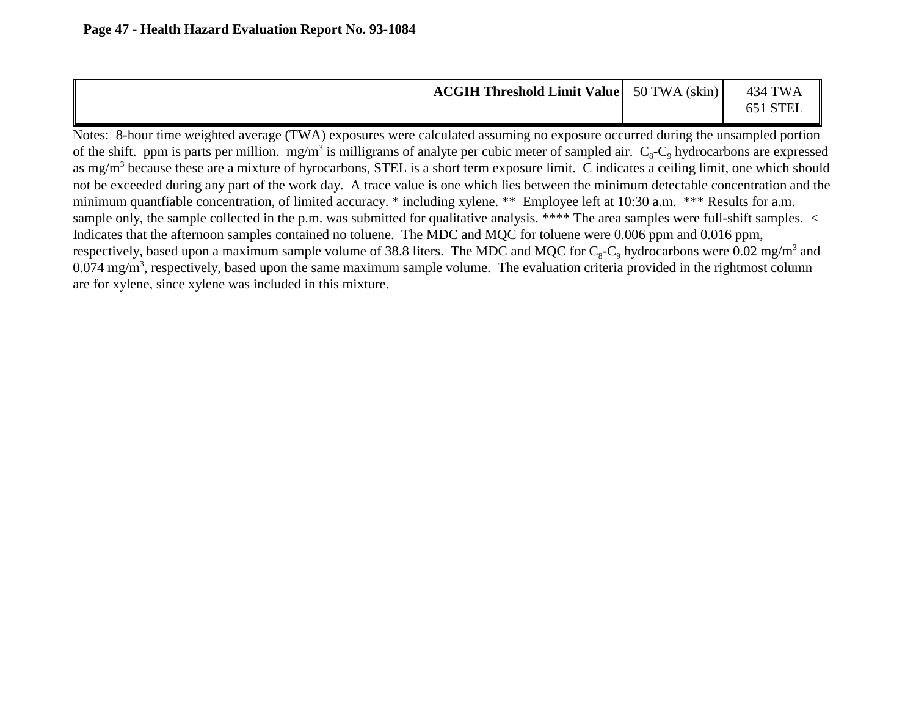| | | |
|---|---|---|
| **ACGIH Threshold Limit Value** | 50 TWA (skin) | 434 TWA<br>651 STEL |

Notes: 8-hour time weighted average (TWA) exposures were calculated assuming no exposure occurred during the unsampled portion of the shift. ppm is parts per million. mg/m$^3$ is milligrams of analyte per cubic meter of sampled air. $C_8$-$C_9$ hydrocarbons are expressed as mg/m$^3$ because these are a mixture of hyrocarbons, STEL is a short term exposure limit. C indicates a ceiling limit, one which should not be exceeded during any part of the work day. A trace value is one which lies between the minimum detectable concentration and the minimum quantfiable concentration, of limited accuracy. * including xylene. ** Employee left at 10:30 a.m. *** Results for a.m. sample only, the sample collected in the p.m. was submitted for qualitative analysis. **** The area samples were full-shift samples. < Indicates that the afternoon samples contained no toluene. The MDC and MQC for toluene were 0.006 ppm and 0.016 ppm, respectively, based upon a maximum sample volume of 38.8 liters. The MDC and MQC for $C_8$-$C_9$ hydrocarbons were 0.02 mg/m$^3$ and 0.074 mg/m$^3$, respectively, based upon the same maximum sample volume. The evaluation criteria provided in the rightmost column are for xylene, since xylene was included in this mixture.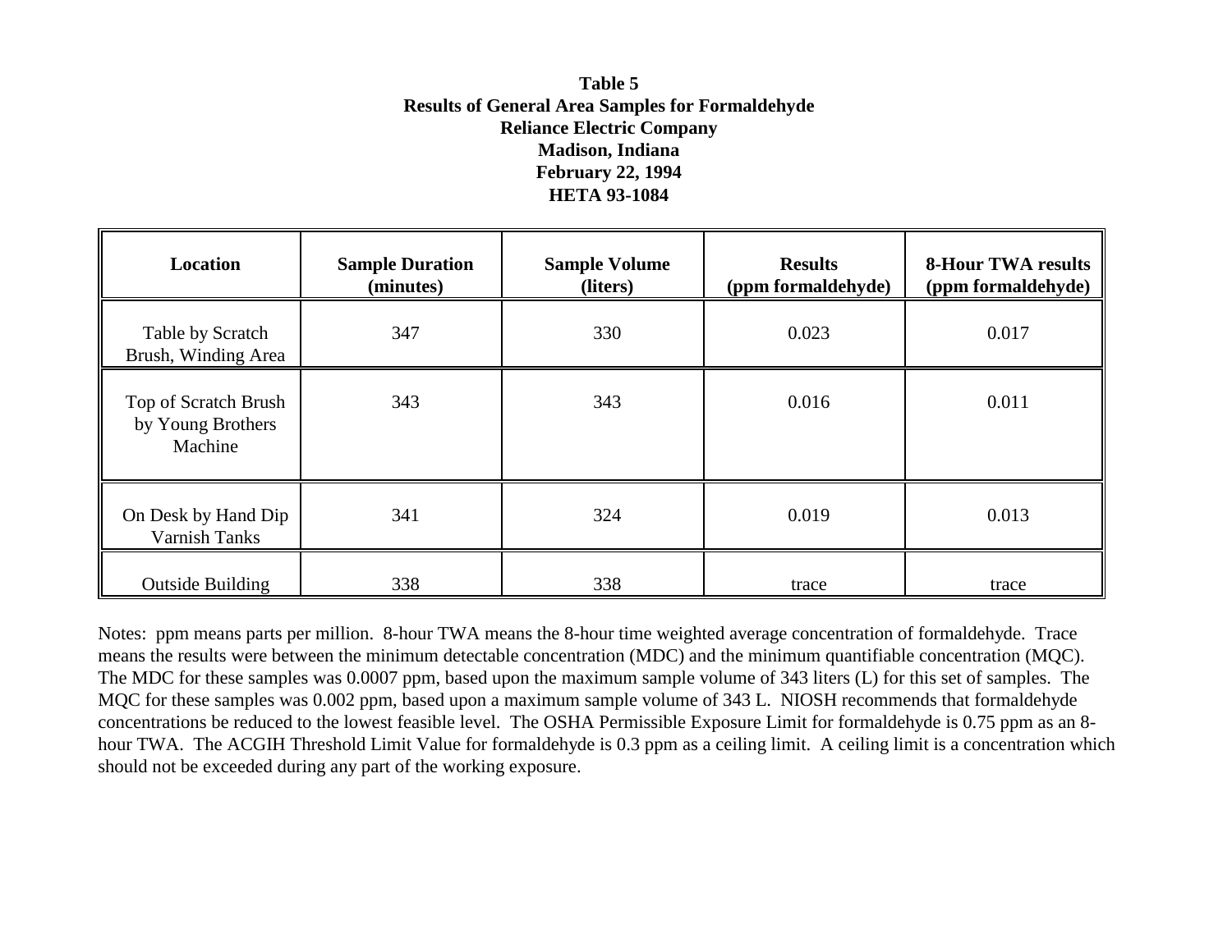**Table 5**
**Results of General Area Samples for Formaldehyde**
**Reliance Electric Company**
**Madison, Indiana**
**February 22, 1994**
**HETA 93-1084**

| Location | Sample Duration (minutes) | Sample Volume (liters) | Results (ppm formaldehyde) | 8-Hour TWA results (ppm formaldehyde) |
|---|---|---|---|---|
| Table by Scratch Brush, Winding Area | 347 | 330 | 0.023 | 0.017 |
| Top of Scratch Brush by Young Brothers Machine | 343 | 343 | 0.016 | 0.011 |
| On Desk by Hand Dip Varnish Tanks | 341 | 324 | 0.019 | 0.013 |
| Outside Building | 338 | 338 | trace | trace |

Notes: ppm means parts per million. 8-hour TWA means the 8-hour time weighted average concentration of formaldehyde. Trace means the results were between the minimum detectable concentration (MDC) and the minimum quantifiable concentration (MQC). The MDC for these samples was 0.0007 ppm, based upon the maximum sample volume of 343 liters (L) for this set of samples. The MQC for these samples was 0.002 ppm, based upon a maximum sample volume of 343 L. NIOSH recommends that formaldehyde concentrations be reduced to the lowest feasible level. The OSHA Permissible Exposure Limit for formaldehyde is 0.75 ppm as an 8-hour TWA. The ACGIH Threshold Limit Value for formaldehyde is 0.3 ppm as a ceiling limit. A ceiling limit is a concentration which should not be exceeded during any part of the working exposure.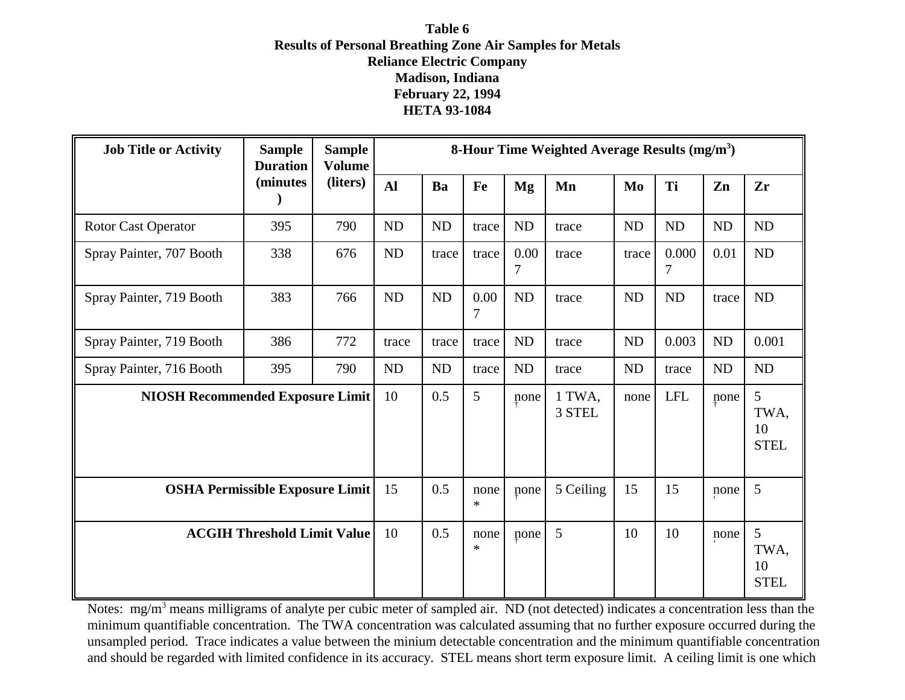**Table 6**
**Results of Personal Breathing Zone Air Samples for Metals**
**Reliance Electric Company**
**Madison, Indiana**
**February 22, 1994**
**HETA 93-1084**

| Job Title or Activity | Sample Duration (minutes) | Sample Volume (liters) | 8-Hour Time Weighted Average Results (mg/m$^3$) | | | | | | | | |
|---|---|---|---|---|---|---|---|---|---|---|---|
| | | | **Al** | **Ba** | **Fe** | **Mg** | **Mn** | **Mo** | **Ti** | **Zn** | **Zr** |
| Rotor Cast Operator | 395 | 790 | ND | ND | trace | ND | trace | ND | ND | ND | ND |
| Spray Painter, 707 Booth | 338 | 676 | ND | trace | trace | 0.007 | trace | trace | 0.0007 | 0.01 | ND |
| Spray Painter, 719 Booth | 383 | 766 | ND | ND | 0.007 | ND | trace | ND | ND | trace | ND |
| Spray Painter, 719 Booth | 386 | 772 | trace | trace | trace | ND | trace | ND | 0.003 | ND | 0.001 |
| Spray Painter, 716 Booth | 395 | 790 | ND | ND | trace | ND | trace | ND | trace | ND | ND |
| **NIOSH Recommended Exposure Limit** | | | 10 | 0.5 | 5 | none † | 1 TWA, 3 STEL | none | LFL | none † | 5 TWA, 10 STEL |
| **OSHA Permissible Exposure Limit** | | | 15 | 0.5 | none * | none † | 5 Ceiling | 15 | 15 | none ‹ | 5 |
| **ACGIH Threshold Limit Value** | | | 10 | 0.5 | none * | none † | 5 | 10 | 10 | none ‹ | 5 TWA, 10 STEL |

Notes: mg/m$^3$ means milligrams of analyte per cubic meter of sampled air. ND (not detected) indicates a concentration less than the minimum quantifiable concentration. The TWA concentration was calculated assuming that no further exposure occurred during the unsampled period. Trace indicates a value between the minium detectable concentration and the minimum quantifiable concentration and should be regarded with limited confidence in its accuracy. STEL means short term exposure limit. A ceiling limit is one which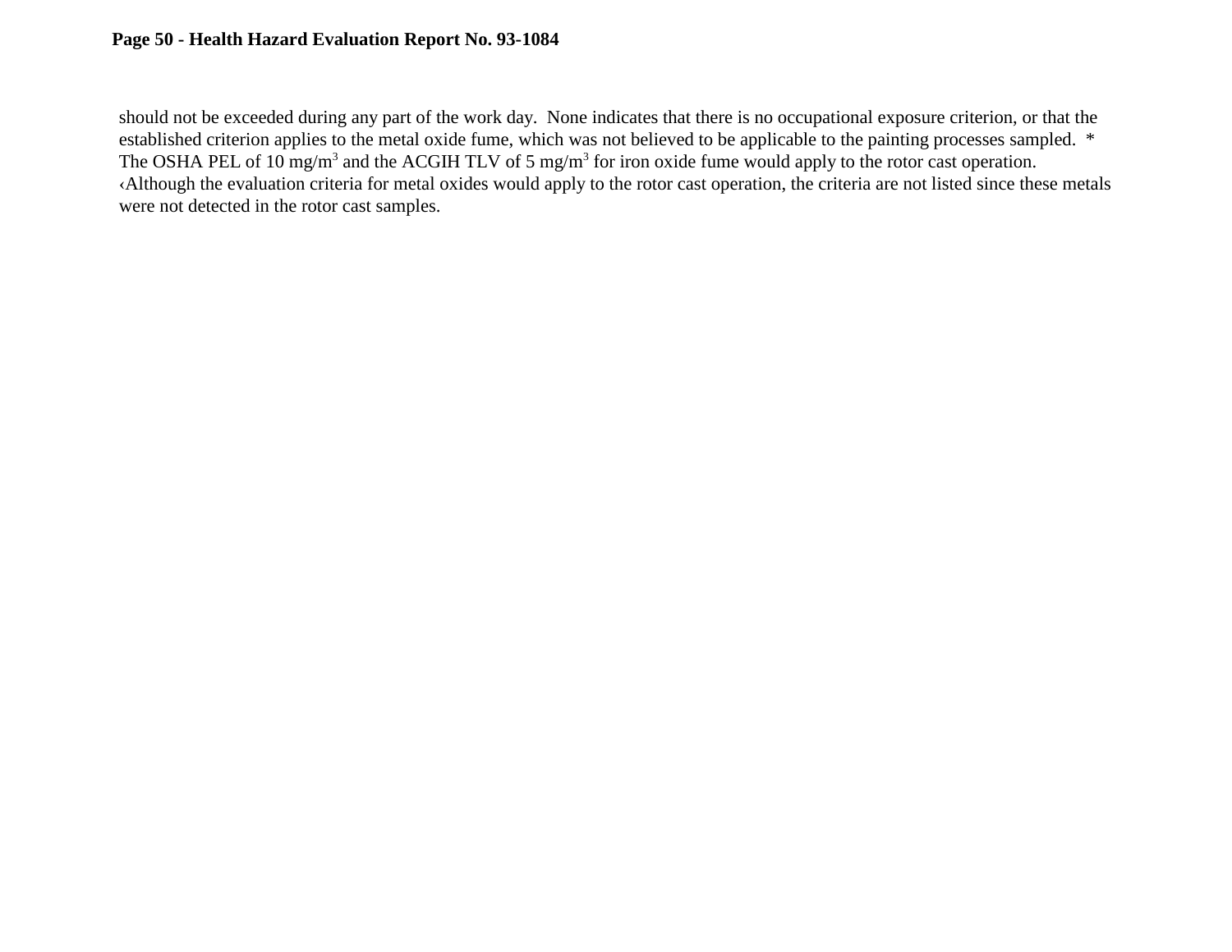should not be exceeded during any part of the work day. None indicates that there is no occupational exposure criterion, or that the established criterion applies to the metal oxide fume, which was not believed to be applicable to the painting processes sampled. * The OSHA PEL of 10 mg/m$^3$ and the ACGIH TLV of 5 mg/m$^3$ for iron oxide fume would apply to the rotor cast operation. ‹Although the evaluation criteria for metal oxides would apply to the rotor cast operation, the criteria are not listed since these metals were not detected in the rotor cast samples.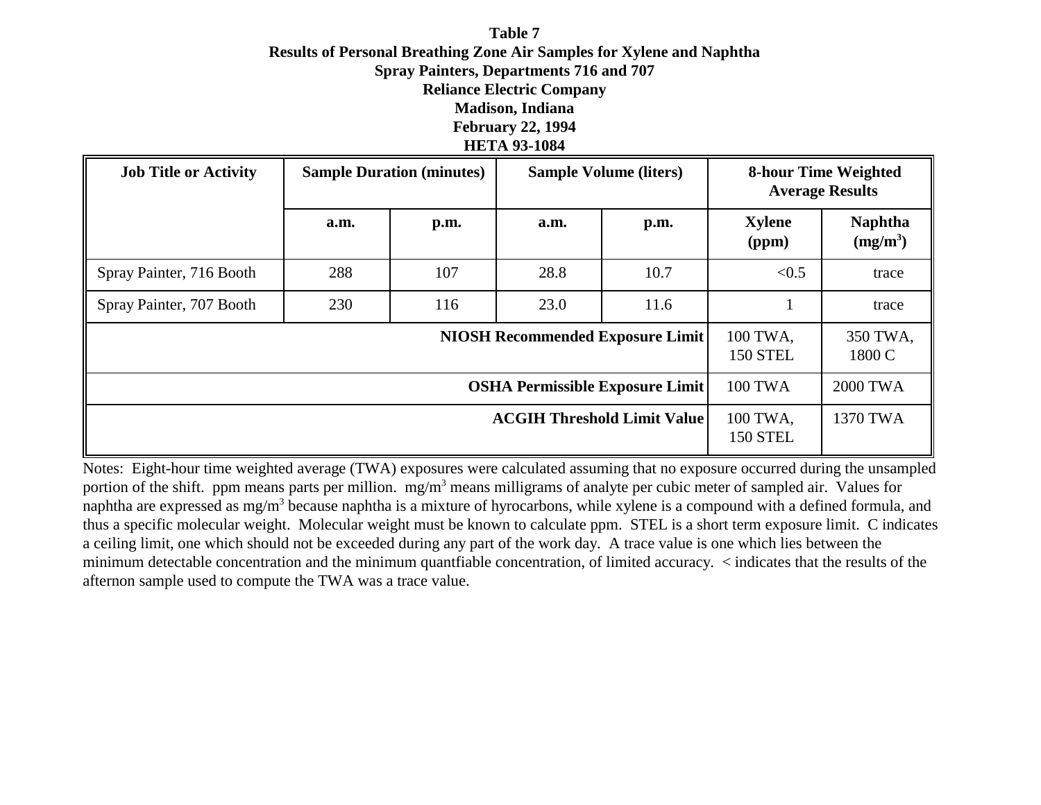**Table 7**
**Results of Personal Breathing Zone Air Samples for Xylene and Naphtha**
**Spray Painters, Departments 716 and 707**
**Reliance Electric Company**
**Madison, Indiana**
**February 22, 1994**
**HETA 93-1084**

| Job Title or Activity | Sample Duration (minutes) | | Sample Volume (liters) | | 8-hour Time Weighted Average Results | |
|---|---|---|---|---|---|---|
| | a.m. | p.m. | a.m. | p.m. | Xylene (ppm) | Naphtha ($mg/m^3$) |
| Spray Painter, 716 Booth | 288 | 107 | 28.8 | 10.7 | <0.5 | trace |
| Spray Painter, 707 Booth | 230 | 116 | 23.0 | 11.6 | 1 | trace |
| | | | | **NIOSH Recommended Exposure Limit** | 100 TWA, 150 STEL | 350 TWA, 1800 C |
| | | | | **OSHA Permissible Exposure Limit** | 100 TWA | 2000 TWA |
| | | | | **ACGIH Threshold Limit Value** | 100 TWA, 150 STEL | 1370 TWA |

Notes: Eight-hour time weighted average (TWA) exposures were calculated assuming that no exposure occurred during the unsampled portion of the shift. ppm means parts per million. $mg/m^3$ means milligrams of analyte per cubic meter of sampled air. Values for naphtha are expressed as $mg/m^3$ because naphtha is a mixture of hyrocarbons, while xylene is a compound with a defined formula, and thus a specific molecular weight. Molecular weight must be known to calculate ppm. STEL is a short term exposure limit. C indicates a ceiling limit, one which should not be exceeded during any part of the work day. A trace value is one which lies between the minimum detectable concentration and the minimum quantfiable concentration, of limited accuracy. < indicates that the results of the afternon sample used to compute the TWA was a trace value.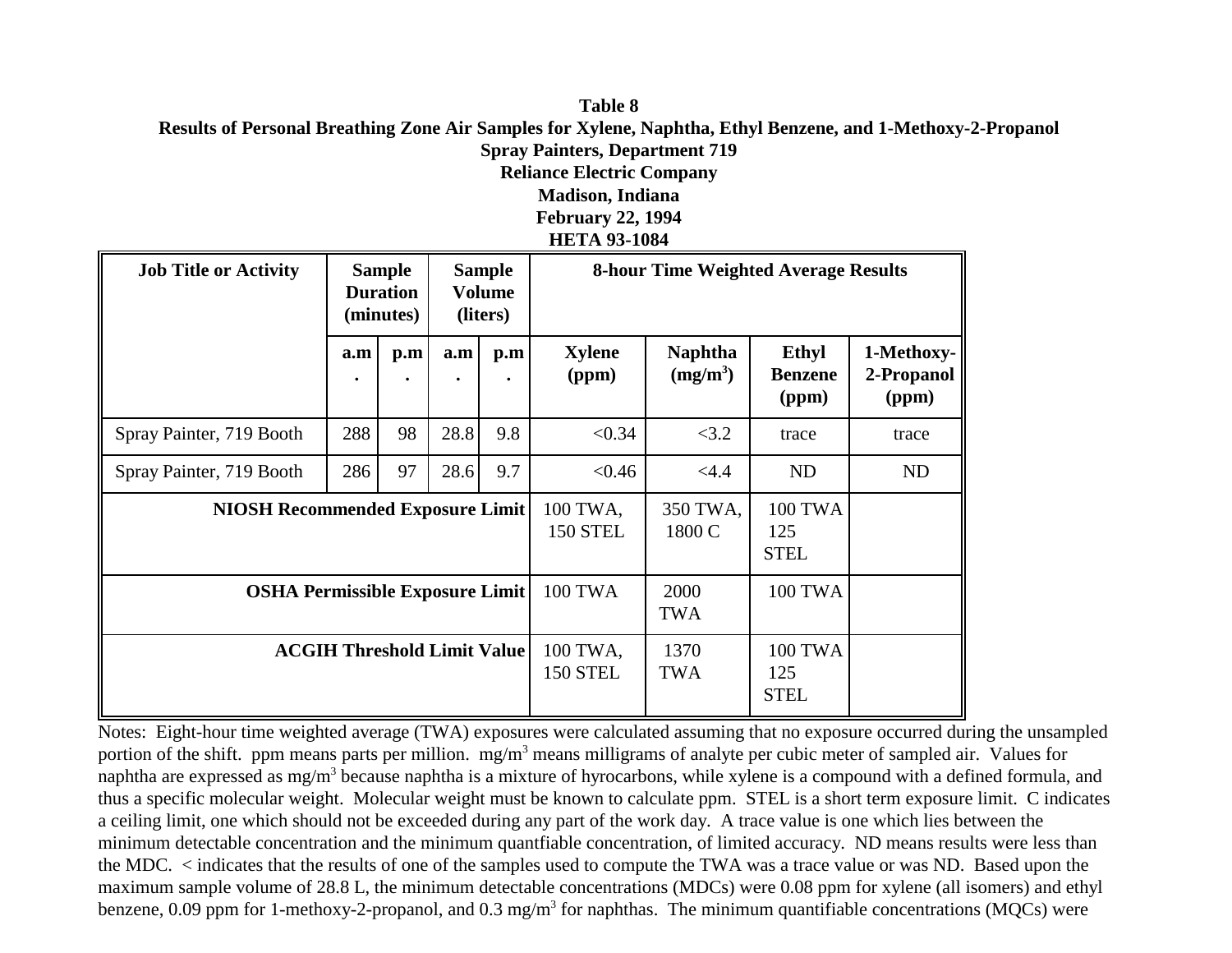**Table 8**
**Results of Personal Breathing Zone Air Samples for Xylene, Naphtha, Ethyl Benzene, and 1-Methoxy-2-Propanol**
**Spray Painters, Department 719**
**Reliance Electric Company**
**Madison, Indiana**
**February 22, 1994**
**HETA 93-1084**

| Job Title or Activity | Sample Duration (minutes) | | Sample Volume (liters) | | 8-hour Time Weighted Average Results | | | |
|---|---|---|---|---|---|---|---|---|
| | a.m. | p.m. | a.m. | p.m. | Xylene (ppm) | Naphtha ($mg/m^3$) | Ethyl Benzene (ppm) | 1-Methoxy-2-Propanol (ppm) |
| Spray Painter, 719 Booth | 288 | 98 | 28.8 | 9.8 | <0.34 | <3.2 | trace | trace |
| Spray Painter, 719 Booth | 286 | 97 | 28.6 | 9.7 | <0.46 | <4.4 | ND | ND |
| **NIOSH Recommended Exposure Limit** | | | | | 100 TWA, 150 STEL | 350 TWA, 1800 C | 100 TWA 125 STEL | |
| **OSHA Permissible Exposure Limit** | | | | | 100 TWA | 2000 TWA | 100 TWA | |
| **ACGIH Threshold Limit Value** | | | | | 100 TWA, 150 STEL | 1370 TWA | 100 TWA 125 STEL | |

Notes: Eight-hour time weighted average (TWA) exposures were calculated assuming that no exposure occurred during the unsampled portion of the shift. ppm means parts per million. $mg/m^3$ means milligrams of analyte per cubic meter of sampled air. Values for naphtha are expressed as $mg/m^3$ because naphtha is a mixture of hyrocarbons, while xylene is a compound with a defined formula, and thus a specific molecular weight. Molecular weight must be known to calculate ppm. STEL is a short term exposure limit. C indicates a ceiling limit, one which should not be exceeded during any part of the work day. A trace value is one which lies between the minimum detectable concentration and the minimum quantfiable concentration, of limited accuracy. ND means results were less than the MDC. < indicates that the results of one of the samples used to compute the TWA was a trace value or was ND. Based upon the maximum sample volume of 28.8 L, the minimum detectable concentrations (MDCs) were 0.08 ppm for xylene (all isomers) and ethyl benzene, 0.09 ppm for 1-methoxy-2-propanol, and 0.3 $mg/m^3$ for naphthas. The minimum quantifiable concentrations (MQCs) were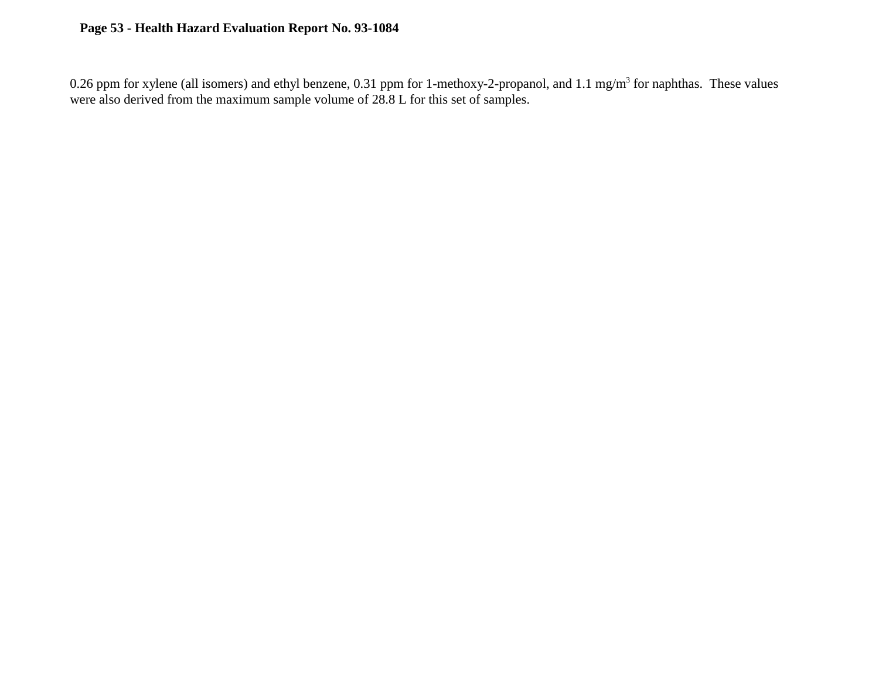0.26 ppm for xylene (all isomers) and ethyl benzene, 0.31 ppm for 1-methoxy-2-propanol, and 1.1 mg/m$^3$ for naphthas. These values were also derived from the maximum sample volume of 28.8 L for this set of samples.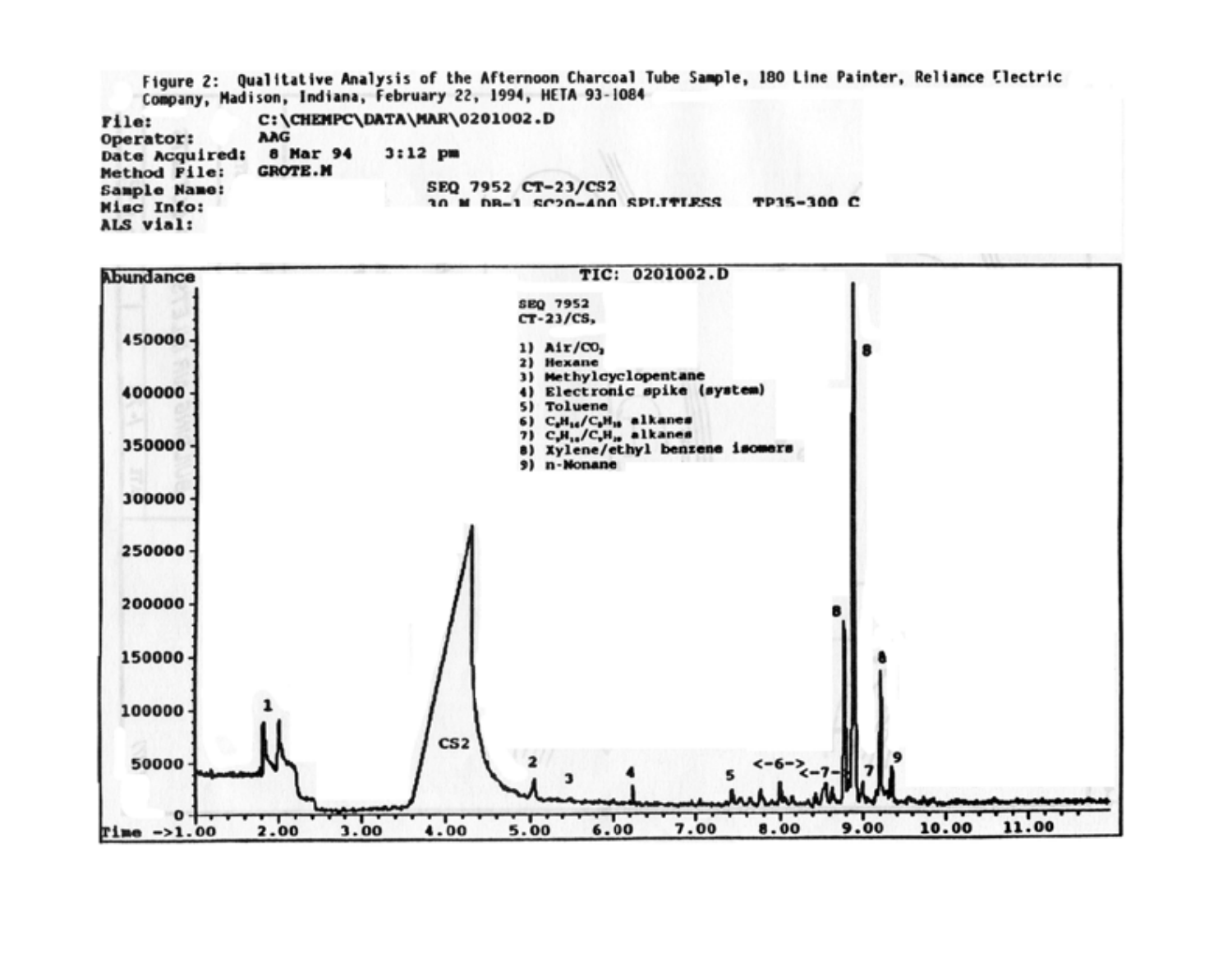Figure 2: Qualitative Analysis of the Afternoon Charcoal Tube Sample, 180 Line Painter, Reliance Electric Company, Madison, Indiana, February 22, 1994, HETA 93-1084

File: C:\CHEMPC\DATA\MAR\0201002.D
Operator: AAG
Date Acquired: 8 Mar 94 3:12 pm
Method File: GROTE.M
Sample Name: SEQ 7952 CT-23/CS2
Misc Info: 30 M DB-1 SC20-400 SPLITLESS TP35-300 C
ALS vial:

Abundance

TIC: 0201002.D

SEQ 7952
CT-23/CS2

1) Air/$CO_2$
2) Hexane
3) Methylcyclopentane
4) Electronic spike (system)
5) Toluene
6) $C_7H_{16}$/$C_8H_{18}$ alkanes
7) $C_8H_{18}$/$C_9H_{20}$ alkanes
8) Xylene/ethyl benzene isomers
9) n-Nonane

450000
400000
350000
300000
250000
200000
150000
100000
50000
0

Time ->1.00 2.00 3.00 4.00 5.00 6.00 7.00 8.00 9.00 10.00 11.00

1
CS2
2
3
4
5
<-6->
<-7-
7
8
8
8
9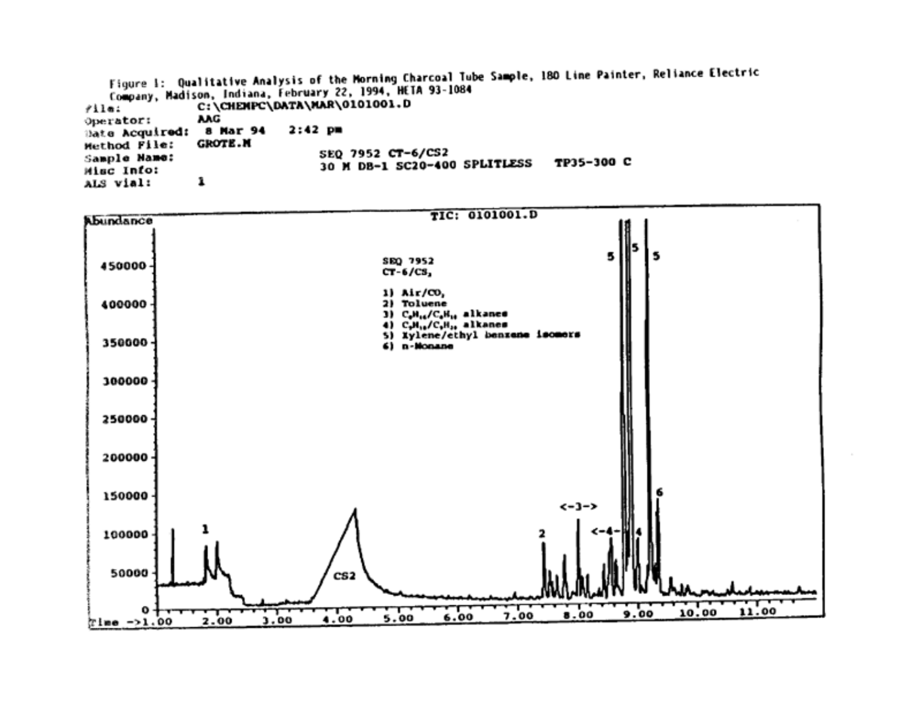Figure 1: Qualitative Analysis of the Morning Charcoal Tube Sample, 180 Line Painter, Reliance Electric Company, Madison, Indiana, February 22, 1994, HETA 93-1084

File: C:\CHEMPC\DATA\MAR\0101001.D
Operator: AAG
Date Acquired: 8 Mar 94 2:42 pm
Method File: GROTE.M
Sample Name: SEQ 7952 CT-6/CS2
Misc Info: 30 M DB-1 SC20-400 SPLITLESS TP35-300 C
ALS vial: 1

Abundance

TIC: 0101001.D

450000
400000
350000
300000
250000
200000
150000
100000
50000
0

Time ->1.00 2.00 3.00 4.00 5.00 6.00 7.00 8.00 9.00 10.00 11.00

SEQ 7952
CT-6/CS2

1) Air/$CO_2$
2) Toluene
3) $C_8H_{18}$/$C_9H_{18}$ alkanes
4) $C_9H_{18}$/$C_9H_{20}$ alkanes
5) Xylene/ethyl benzene isomers
6) n-Nonane

1
CS2
2
<-3->
<-4->
4
5
5
5
6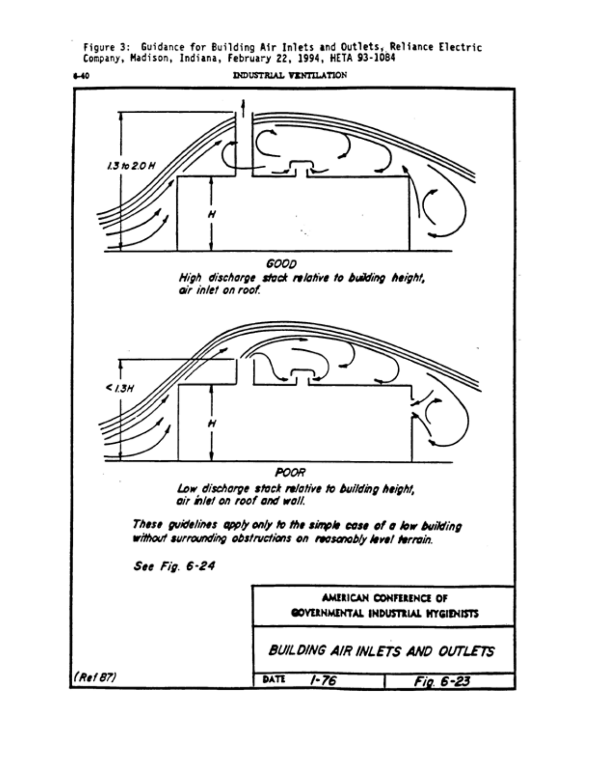Figure 3: Guidance for Building Air Inlets and Outlets, Reliance Electric Company, Madison, Indiana, February 22, 1994, HETA 93-1084

6-40 INDUSTRIAL VENTILATION

1.3 to 2.0 H

H

GOOD

*High discharge stack relative to building height, air inlet on roof.*

< 1.3H

H

POOR

*Low discharge stack relative to building height, air inlet on roof and wall.*

*These guidelines apply only to the simple case of a low building without surrounding obstructions on reasonably level terrain.*

*See Fig. 6-24*

AMERICAN CONFERENCE OF GOVERNMENTAL INDUSTRIAL HYGIENISTS

BUILDING AIR INLETS AND OUTLETS

DATE 1-76

Fig. 6-23

(Ref 87)